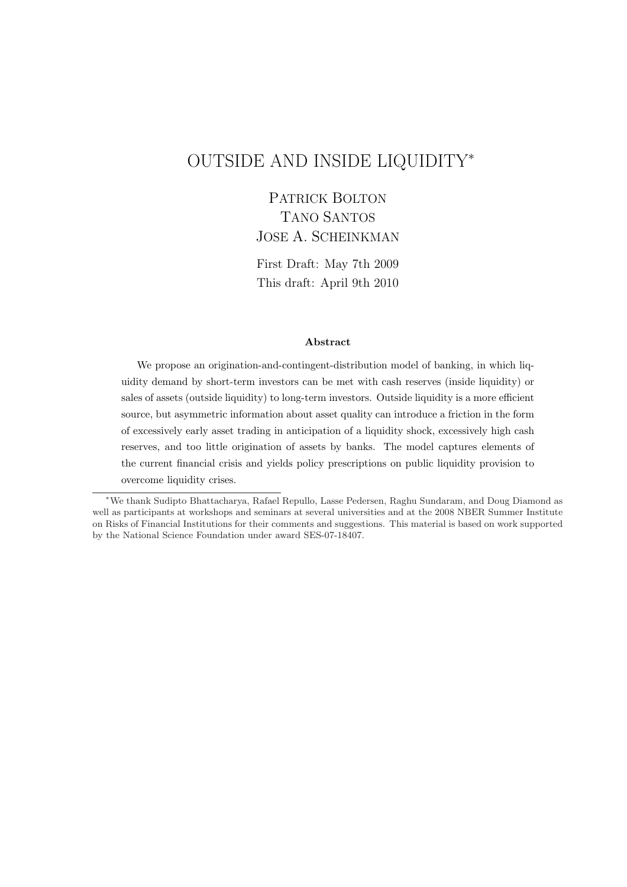# OUTSIDE AND INSIDE LIQUIDITY*

Patrick Bolton
Tano Santos
Jose A. Scheinkman

First Draft: May 7th 2009
This draft: April 9th 2010

### Abstract

We propose an origination-and-contingent-distribution model of banking, in which liquidity demand by short-term investors can be met with cash reserves (inside liquidity) or sales of assets (outside liquidity) to long-term investors. Outside liquidity is a more efficient source, but asymmetric information about asset quality can introduce a friction in the form of excessively early asset trading in anticipation of a liquidity shock, excessively high cash reserves, and too little origination of assets by banks. The model captures elements of the current financial crisis and yields policy prescriptions on public liquidity provision to overcome liquidity crises.

*We thank Sudipto Bhattacharya, Rafael Repullo, Lasse Pedersen, Raghu Sundaram, and Doug Diamond as well as participants at workshops and seminars at several universities and at the 2008 NBER Summer Institute on Risks of Financial Institutions for their comments and suggestions. This material is based on work supported by the National Science Foundation under award SES-07-18407.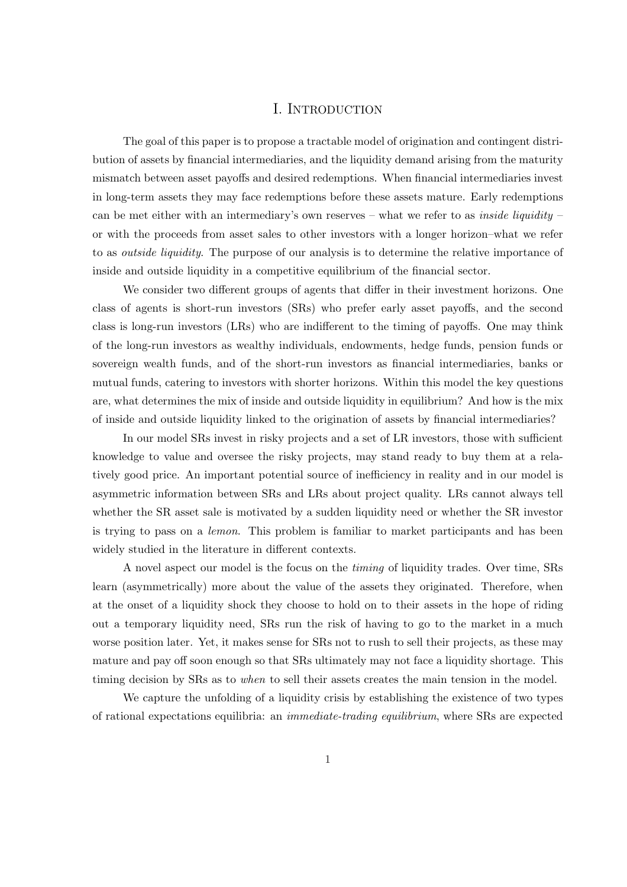# I. Introduction

The goal of this paper is to propose a tractable model of origination and contingent distribution of assets by financial intermediaries, and the liquidity demand arising from the maturity mismatch between asset payoffs and desired redemptions. When financial intermediaries invest in long-term assets they may face redemptions before these assets mature. Early redemptions can be met either with an intermediary's own reserves – what we refer to as *inside liquidity* – or with the proceeds from asset sales to other investors with a longer horizon–what we refer to as *outside liquidity*. The purpose of our analysis is to determine the relative importance of inside and outside liquidity in a competitive equilibrium of the financial sector.

We consider two different groups of agents that differ in their investment horizons. One class of agents is short-run investors (SRs) who prefer early asset payoffs, and the second class is long-run investors (LRs) who are indifferent to the timing of payoffs. One may think of the long-run investors as wealthy individuals, endowments, hedge funds, pension funds or sovereign wealth funds, and of the short-run investors as financial intermediaries, banks or mutual funds, catering to investors with shorter horizons. Within this model the key questions are, what determines the mix of inside and outside liquidity in equilibrium? And how is the mix of inside and outside liquidity linked to the origination of assets by financial intermediaries?

In our model SRs invest in risky projects and a set of LR investors, those with sufficient knowledge to value and oversee the risky projects, may stand ready to buy them at a relatively good price. An important potential source of inefficiency in reality and in our model is asymmetric information between SRs and LRs about project quality. LRs cannot always tell whether the SR asset sale is motivated by a sudden liquidity need or whether the SR investor is trying to pass on a *lemon*. This problem is familiar to market participants and has been widely studied in the literature in different contexts.

A novel aspect our model is the focus on the *timing* of liquidity trades. Over time, SRs learn (asymmetrically) more about the value of the assets they originated. Therefore, when at the onset of a liquidity shock they choose to hold on to their assets in the hope of riding out a temporary liquidity need, SRs run the risk of having to go to the market in a much worse position later. Yet, it makes sense for SRs not to rush to sell their projects, as these may mature and pay off soon enough so that SRs ultimately may not face a liquidity shortage. This timing decision by SRs as to *when* to sell their assets creates the main tension in the model.

We capture the unfolding of a liquidity crisis by establishing the existence of two types of rational expectations equilibria: an *immediate-trading equilibrium*, where SRs are expected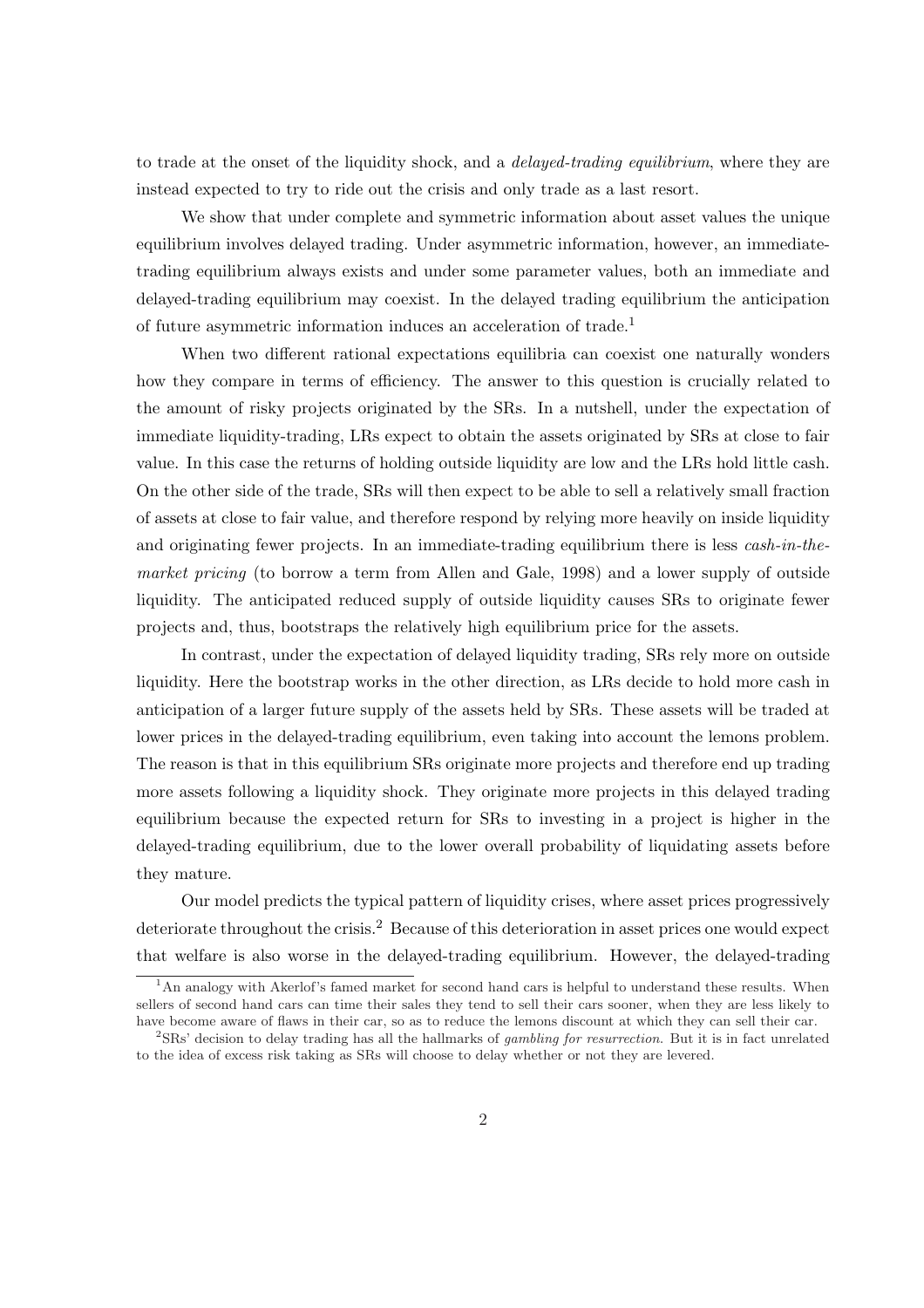to trade at the onset of the liquidity shock, and a *delayed-trading equilibrium*, where they are instead expected to try to ride out the crisis and only trade as a last resort.

We show that under complete and symmetric information about asset values the unique equilibrium involves delayed trading. Under asymmetric information, however, an immediate-trading equilibrium always exists and under some parameter values, both an immediate and delayed-trading equilibrium may coexist. In the delayed trading equilibrium the anticipation of future asymmetric information induces an acceleration of trade.[1]

When two different rational expectations equilibria can coexist one naturally wonders how they compare in terms of efficiency. The answer to this question is crucially related to the amount of risky projects originated by the SRs. In a nutshell, under the expectation of immediate liquidity-trading, LRs expect to obtain the assets originated by SRs at close to fair value. In this case the returns of holding outside liquidity are low and the LRs hold little cash. On the other side of the trade, SRs will then expect to be able to sell a relatively small fraction of assets at close to fair value, and therefore respond by relying more heavily on inside liquidity and originating fewer projects. In an immediate-trading equilibrium there is less *cash-in-the-market pricing* (to borrow a term from Allen and Gale, 1998) and a lower supply of outside liquidity. The anticipated reduced supply of outside liquidity causes SRs to originate fewer projects and, thus, bootstraps the relatively high equilibrium price for the assets.

In contrast, under the expectation of delayed liquidity trading, SRs rely more on outside liquidity. Here the bootstrap works in the other direction, as LRs decide to hold more cash in anticipation of a larger future supply of the assets held by SRs. These assets will be traded at lower prices in the delayed-trading equilibrium, even taking into account the lemons problem. The reason is that in this equilibrium SRs originate more projects and therefore end up trading more assets following a liquidity shock. They originate more projects in this delayed trading equilibrium because the expected return for SRs to investing in a project is higher in the delayed-trading equilibrium, due to the lower overall probability of liquidating assets before they mature.

Our model predicts the typical pattern of liquidity crises, where asset prices progressively deteriorate throughout the crisis.[2] Because of this deterioration in asset prices one would expect that welfare is also worse in the delayed-trading equilibrium. However, the delayed-trading

[1] An analogy with Akerlof's famed market for second hand cars is helpful to understand these results. When sellers of second hand cars can time their sales they tend to sell their cars sooner, when they are less likely to have become aware of flaws in their car, so as to reduce the lemons discount at which they can sell their car.

[2] SRs' decision to delay trading has all the hallmarks of *gambling for resurrection*. But it is in fact unrelated to the idea of excess risk taking as SRs will choose to delay whether or not they are levered.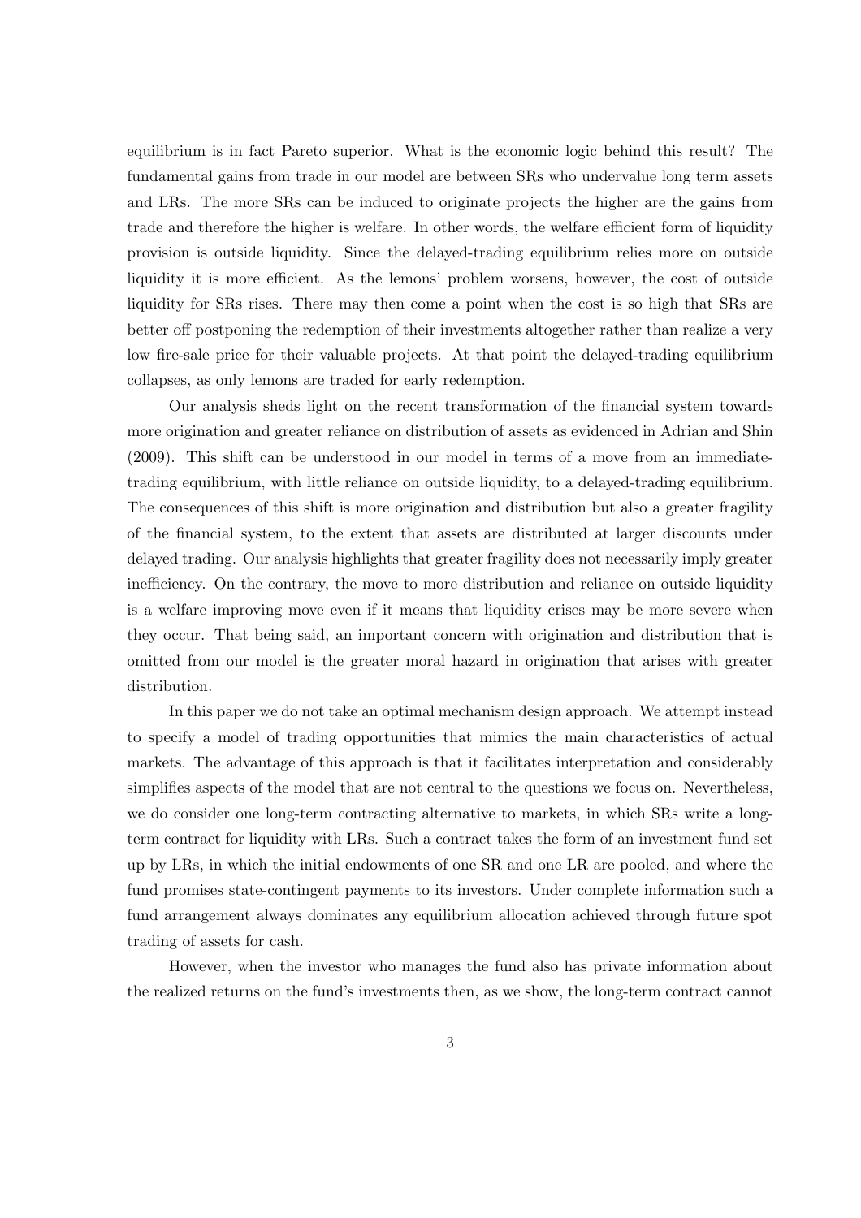equilibrium is in fact Pareto superior. What is the economic logic behind this result? The fundamental gains from trade in our model are between SRs who undervalue long term assets and LRs. The more SRs can be induced to originate projects the higher are the gains from trade and therefore the higher is welfare. In other words, the welfare efficient form of liquidity provision is outside liquidity. Since the delayed-trading equilibrium relies more on outside liquidity it is more efficient. As the lemons' problem worsens, however, the cost of outside liquidity for SRs rises. There may then come a point when the cost is so high that SRs are better off postponing the redemption of their investments altogether rather than realize a very low fire-sale price for their valuable projects. At that point the delayed-trading equilibrium collapses, as only lemons are traded for early redemption.

Our analysis sheds light on the recent transformation of the financial system towards more origination and greater reliance on distribution of assets as evidenced in Adrian and Shin (2009). This shift can be understood in our model in terms of a move from an immediate-trading equilibrium, with little reliance on outside liquidity, to a delayed-trading equilibrium. The consequences of this shift is more origination and distribution but also a greater fragility of the financial system, to the extent that assets are distributed at larger discounts under delayed trading. Our analysis highlights that greater fragility does not necessarily imply greater inefficiency. On the contrary, the move to more distribution and reliance on outside liquidity is a welfare improving move even if it means that liquidity crises may be more severe when they occur. That being said, an important concern with origination and distribution that is omitted from our model is the greater moral hazard in origination that arises with greater distribution.

In this paper we do not take an optimal mechanism design approach. We attempt instead to specify a model of trading opportunities that mimics the main characteristics of actual markets. The advantage of this approach is that it facilitates interpretation and considerably simplifies aspects of the model that are not central to the questions we focus on. Nevertheless, we do consider one long-term contracting alternative to markets, in which SRs write a long-term contract for liquidity with LRs. Such a contract takes the form of an investment fund set up by LRs, in which the initial endowments of one SR and one LR are pooled, and where the fund promises state-contingent payments to its investors. Under complete information such a fund arrangement always dominates any equilibrium allocation achieved through future spot trading of assets for cash.

However, when the investor who manages the fund also has private information about the realized returns on the fund's investments then, as we show, the long-term contract cannot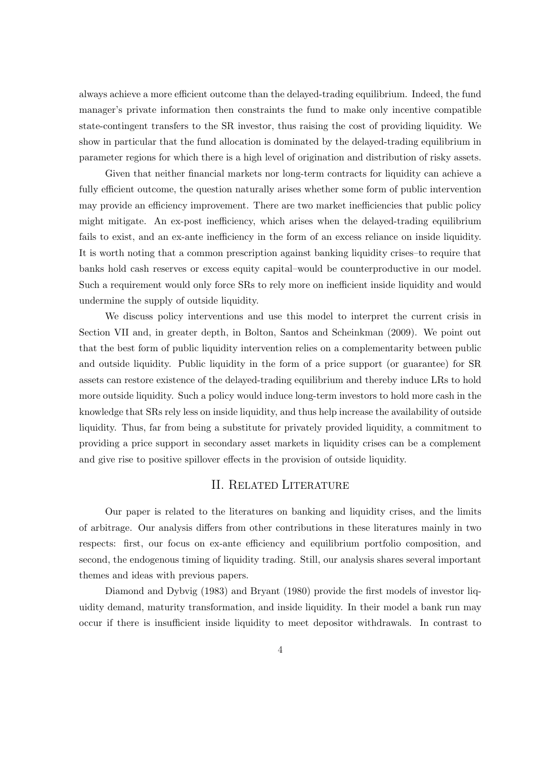always achieve a more efficient outcome than the delayed-trading equilibrium. Indeed, the fund manager's private information then constraints the fund to make only incentive compatible state-contingent transfers to the SR investor, thus raising the cost of providing liquidity. We show in particular that the fund allocation is dominated by the delayed-trading equilibrium in parameter regions for which there is a high level of origination and distribution of risky assets.

Given that neither financial markets nor long-term contracts for liquidity can achieve a fully efficient outcome, the question naturally arises whether some form of public intervention may provide an efficiency improvement. There are two market inefficiencies that public policy might mitigate. An ex-post inefficiency, which arises when the delayed-trading equilibrium fails to exist, and an ex-ante inefficiency in the form of an excess reliance on inside liquidity. It is worth noting that a common prescription against banking liquidity crises–to require that banks hold cash reserves or excess equity capital–would be counterproductive in our model. Such a requirement would only force SRs to rely more on inefficient inside liquidity and would undermine the supply of outside liquidity.

We discuss policy interventions and use this model to interpret the current crisis in Section VII and, in greater depth, in Bolton, Santos and Scheinkman (2009). We point out that the best form of public liquidity intervention relies on a complementarity between public and outside liquidity. Public liquidity in the form of a price support (or guarantee) for SR assets can restore existence of the delayed-trading equilibrium and thereby induce LRs to hold more outside liquidity. Such a policy would induce long-term investors to hold more cash in the knowledge that SRs rely less on inside liquidity, and thus help increase the availability of outside liquidity. Thus, far from being a substitute for privately provided liquidity, a commitment to providing a price support in secondary asset markets in liquidity crises can be a complement and give rise to positive spillover effects in the provision of outside liquidity.

## II. Related Literature

Our paper is related to the literatures on banking and liquidity crises, and the limits of arbitrage. Our analysis differs from other contributions in these literatures mainly in two respects: first, our focus on ex-ante efficiency and equilibrium portfolio composition, and second, the endogenous timing of liquidity trading. Still, our analysis shares several important themes and ideas with previous papers.

Diamond and Dybvig (1983) and Bryant (1980) provide the first models of investor liquidity demand, maturity transformation, and inside liquidity. In their model a bank run may occur if there is insufficient inside liquidity to meet depositor withdrawals. In contrast to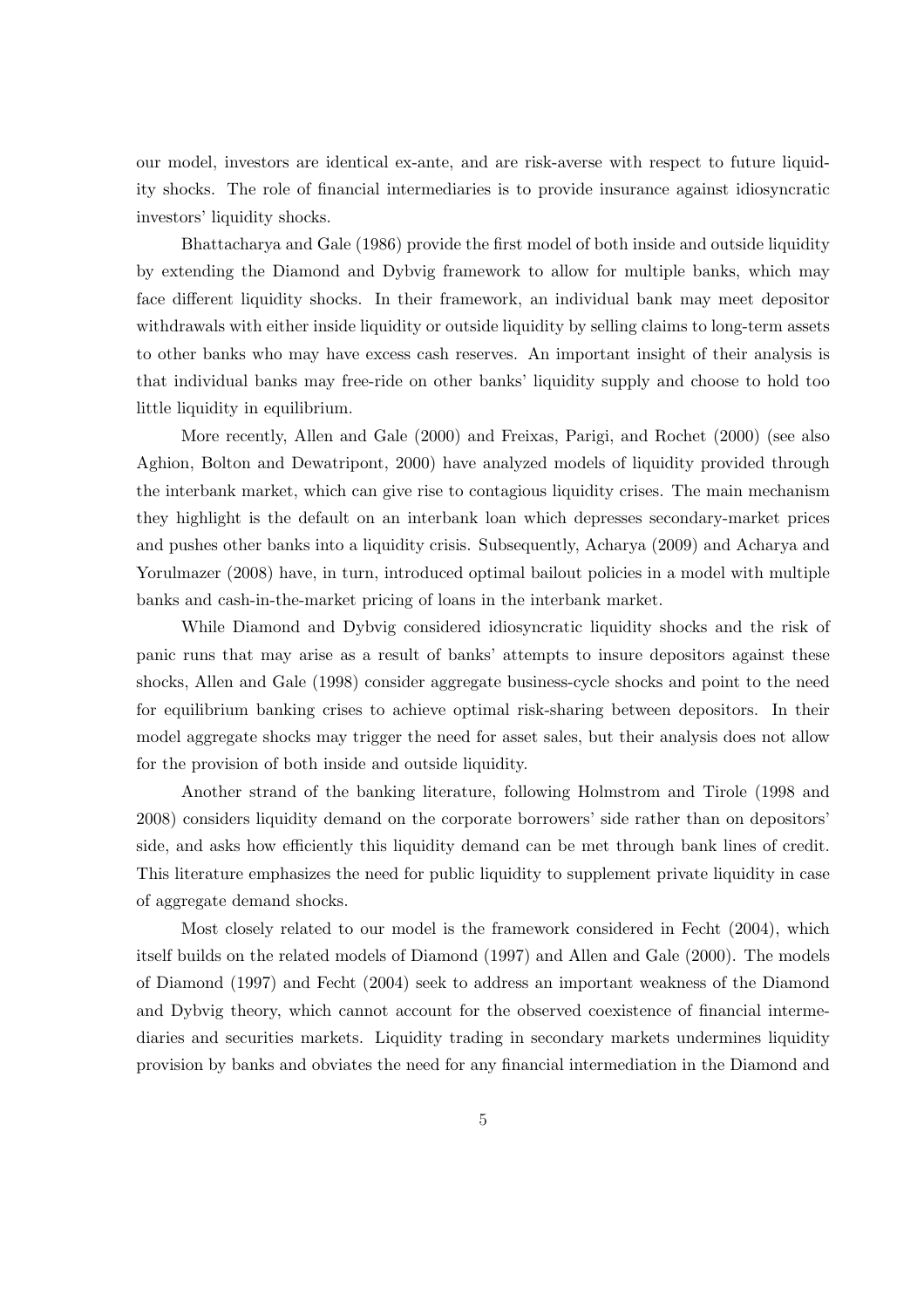our model, investors are identical ex-ante, and are risk-averse with respect to future liquidity shocks. The role of financial intermediaries is to provide insurance against idiosyncratic investors' liquidity shocks.

Bhattacharya and Gale (1986) provide the first model of both inside and outside liquidity by extending the Diamond and Dybvig framework to allow for multiple banks, which may face different liquidity shocks. In their framework, an individual bank may meet depositor withdrawals with either inside liquidity or outside liquidity by selling claims to long-term assets to other banks who may have excess cash reserves. An important insight of their analysis is that individual banks may free-ride on other banks' liquidity supply and choose to hold too little liquidity in equilibrium.

More recently, Allen and Gale (2000) and Freixas, Parigi, and Rochet (2000) (see also Aghion, Bolton and Dewatripont, 2000) have analyzed models of liquidity provided through the interbank market, which can give rise to contagious liquidity crises. The main mechanism they highlight is the default on an interbank loan which depresses secondary-market prices and pushes other banks into a liquidity crisis. Subsequently, Acharya (2009) and Acharya and Yorulmazer (2008) have, in turn, introduced optimal bailout policies in a model with multiple banks and cash-in-the-market pricing of loans in the interbank market.

While Diamond and Dybvig considered idiosyncratic liquidity shocks and the risk of panic runs that may arise as a result of banks' attempts to insure depositors against these shocks, Allen and Gale (1998) consider aggregate business-cycle shocks and point to the need for equilibrium banking crises to achieve optimal risk-sharing between depositors. In their model aggregate shocks may trigger the need for asset sales, but their analysis does not allow for the provision of both inside and outside liquidity.

Another strand of the banking literature, following Holmstrom and Tirole (1998 and 2008) considers liquidity demand on the corporate borrowers' side rather than on depositors' side, and asks how efficiently this liquidity demand can be met through bank lines of credit. This literature emphasizes the need for public liquidity to supplement private liquidity in case of aggregate demand shocks.

Most closely related to our model is the framework considered in Fecht (2004), which itself builds on the related models of Diamond (1997) and Allen and Gale (2000). The models of Diamond (1997) and Fecht (2004) seek to address an important weakness of the Diamond and Dybvig theory, which cannot account for the observed coexistence of financial intermediaries and securities markets. Liquidity trading in secondary markets undermines liquidity provision by banks and obviates the need for any financial intermediation in the Diamond and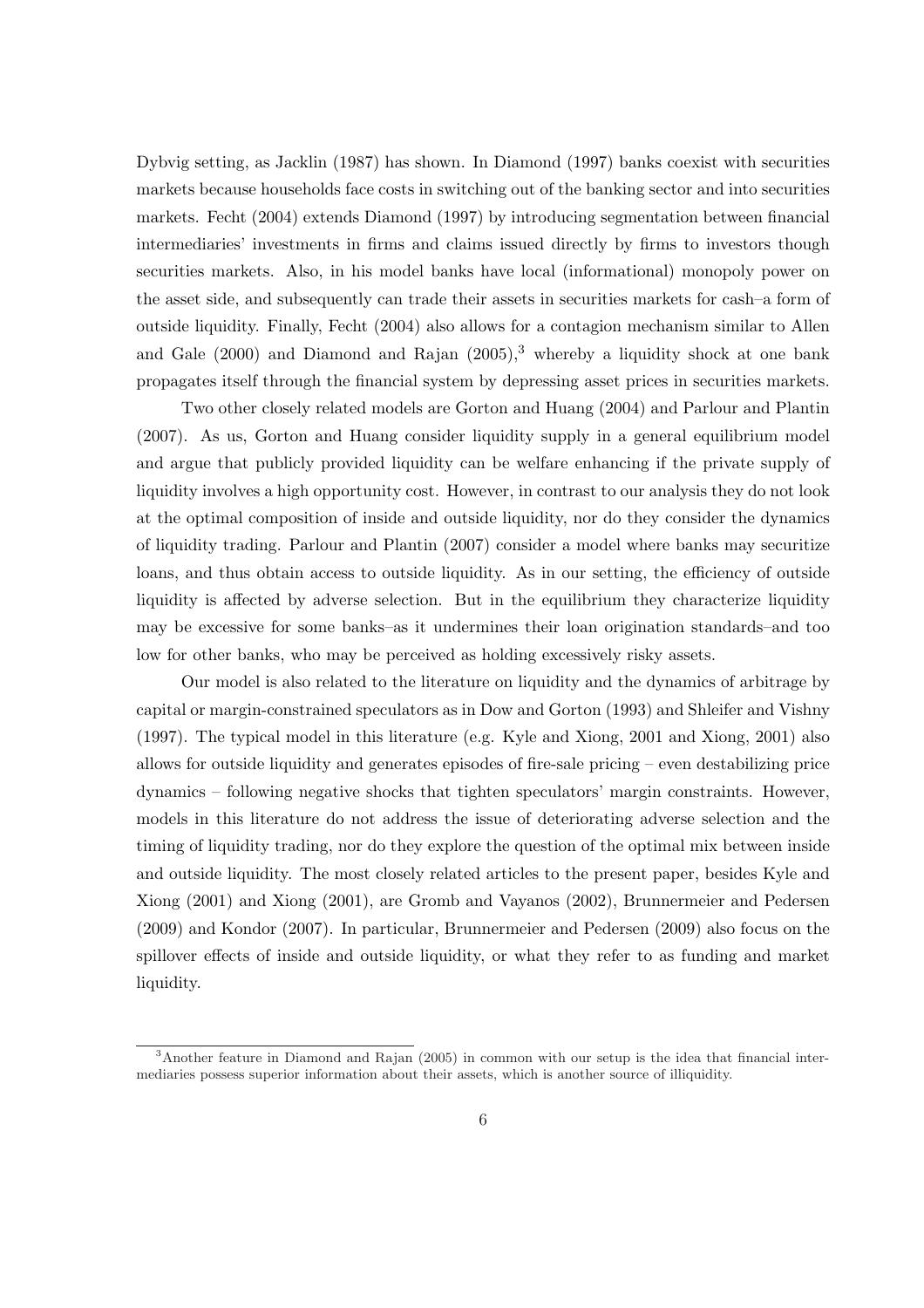Dybvig setting, as Jacklin (1987) has shown. In Diamond (1997) banks coexist with securities markets because households face costs in switching out of the banking sector and into securities markets. Fecht (2004) extends Diamond (1997) by introducing segmentation between financial intermediaries' investments in firms and claims issued directly by firms to investors though securities markets. Also, in his model banks have local (informational) monopoly power on the asset side, and subsequently can trade their assets in securities markets for cash–a form of outside liquidity. Finally, Fecht (2004) also allows for a contagion mechanism similar to Allen and Gale (2000) and Diamond and Rajan (2005),[3] whereby a liquidity shock at one bank propagates itself through the financial system by depressing asset prices in securities markets.

Two other closely related models are Gorton and Huang (2004) and Parlour and Plantin (2007). As us, Gorton and Huang consider liquidity supply in a general equilibrium model and argue that publicly provided liquidity can be welfare enhancing if the private supply of liquidity involves a high opportunity cost. However, in contrast to our analysis they do not look at the optimal composition of inside and outside liquidity, nor do they consider the dynamics of liquidity trading. Parlour and Plantin (2007) consider a model where banks may securitize loans, and thus obtain access to outside liquidity. As in our setting, the efficiency of outside liquidity is affected by adverse selection. But in the equilibrium they characterize liquidity may be excessive for some banks–as it undermines their loan origination standards–and too low for other banks, who may be perceived as holding excessively risky assets.

Our model is also related to the literature on liquidity and the dynamics of arbitrage by capital or margin-constrained speculators as in Dow and Gorton (1993) and Shleifer and Vishny (1997). The typical model in this literature (e.g. Kyle and Xiong, 2001 and Xiong, 2001) also allows for outside liquidity and generates episodes of fire-sale pricing – even destabilizing price dynamics – following negative shocks that tighten speculators' margin constraints. However, models in this literature do not address the issue of deteriorating adverse selection and the timing of liquidity trading, nor do they explore the question of the optimal mix between inside and outside liquidity. The most closely related articles to the present paper, besides Kyle and Xiong (2001) and Xiong (2001), are Gromb and Vayanos (2002), Brunnermeier and Pedersen (2009) and Kondor (2007). In particular, Brunnermeier and Pedersen (2009) also focus on the spillover effects of inside and outside liquidity, or what they refer to as funding and market liquidity.

[3] Another feature in Diamond and Rajan (2005) in common with our setup is the idea that financial intermediaries possess superior information about their assets, which is another source of illiquidity.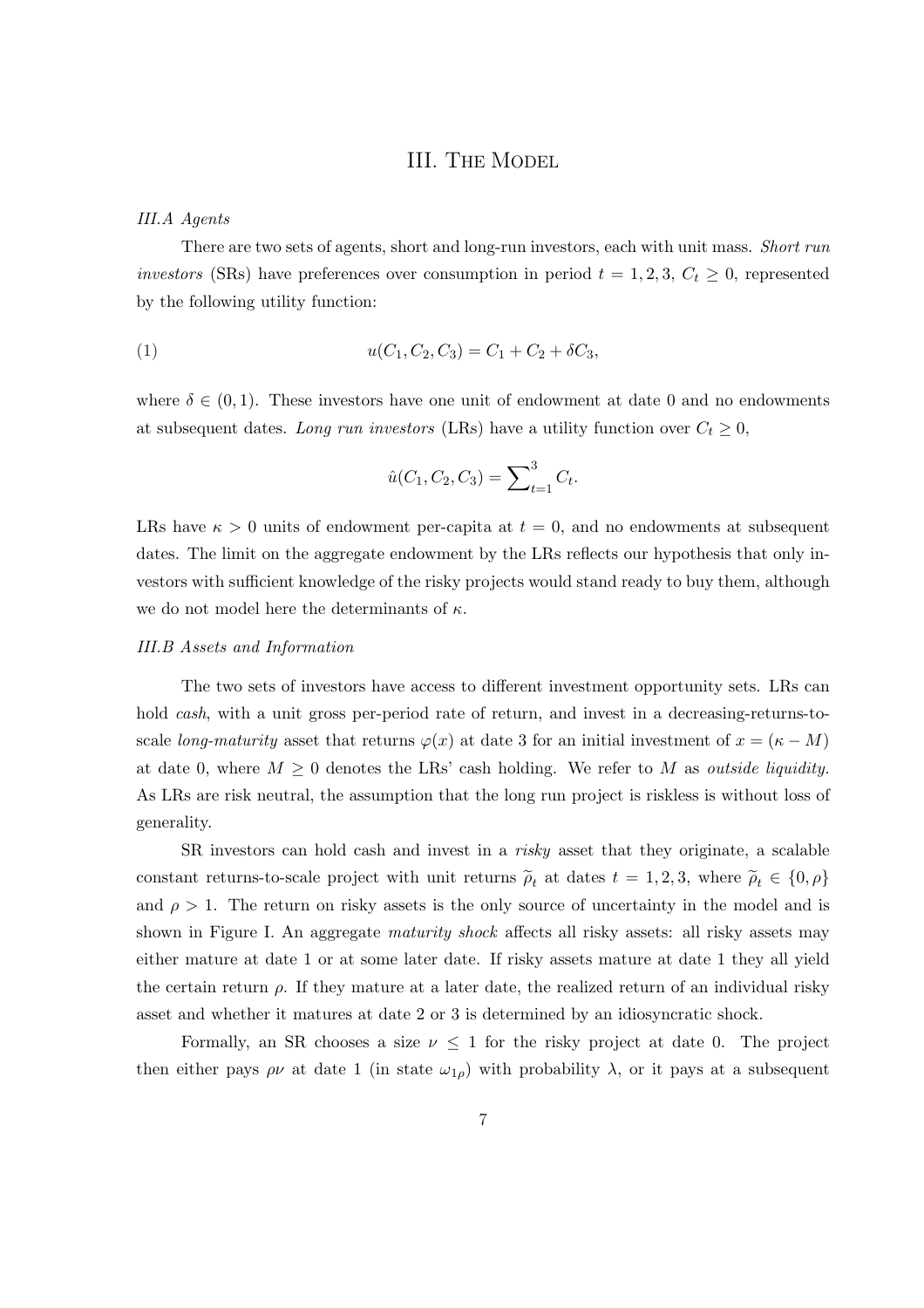# III. The Model

### III.A Agents

There are two sets of agents, short and long-run investors, each with unit mass. *Short run investors* (SRs) have preferences over consumption in period $t = 1, 2, 3$, $C_t \geq 0$, represented by the following utility function:

$$u(C_1, C_2, C_3) = C_1 + C_2 + \delta C_3, \tag{1}$$

where $\delta \in (0, 1)$. These investors have one unit of endowment at date 0 and no endowments at subsequent dates. *Long run investors* (LRs) have a utility function over $C_t \geq 0$,

$$\hat{u}(C_1, C_2, C_3) = \sum_{t=1}^{3} C_t.$$

LRs have $\kappa > 0$ units of endowment per-capita at $t = 0$, and no endowments at subsequent dates. The limit on the aggregate endowment by the LRs reflects our hypothesis that only investors with sufficient knowledge of the risky projects would stand ready to buy them, although we do not model here the determinants of $\kappa$.

### III.B Assets and Information

The two sets of investors have access to different investment opportunity sets. LRs can hold *cash*, with a unit gross per-period rate of return, and invest in a decreasing-returns-to-scale *long-maturity* asset that returns $\varphi(x)$ at date 3 for an initial investment of $x = (\kappa - M)$ at date 0, where $M \geq 0$ denotes the LRs' cash holding. We refer to $M$ as *outside liquidity.* As LRs are risk neutral, the assumption that the long run project is riskless is without loss of generality.

SR investors can hold cash and invest in a *risky* asset that they originate, a scalable constant returns-to-scale project with unit returns $\widetilde{\rho}_t$ at dates $t = 1, 2, 3$, where $\widetilde{\rho}_t \in \{0, \rho\}$ and $\rho > 1$. The return on risky assets is the only source of uncertainty in the model and is shown in Figure I. An aggregate *maturity shock* affects all risky assets: all risky assets may either mature at date 1 or at some later date. If risky assets mature at date 1 they all yield the certain return $\rho$. If they mature at a later date, the realized return of an individual risky asset and whether it matures at date 2 or 3 is determined by an idiosyncratic shock.

Formally, an SR chooses a size $\nu \leq 1$ for the risky project at date 0. The project then either pays $\rho\nu$ at date 1 (in state $\omega_{1\rho}$) with probability $\lambda$, or it pays at a subsequent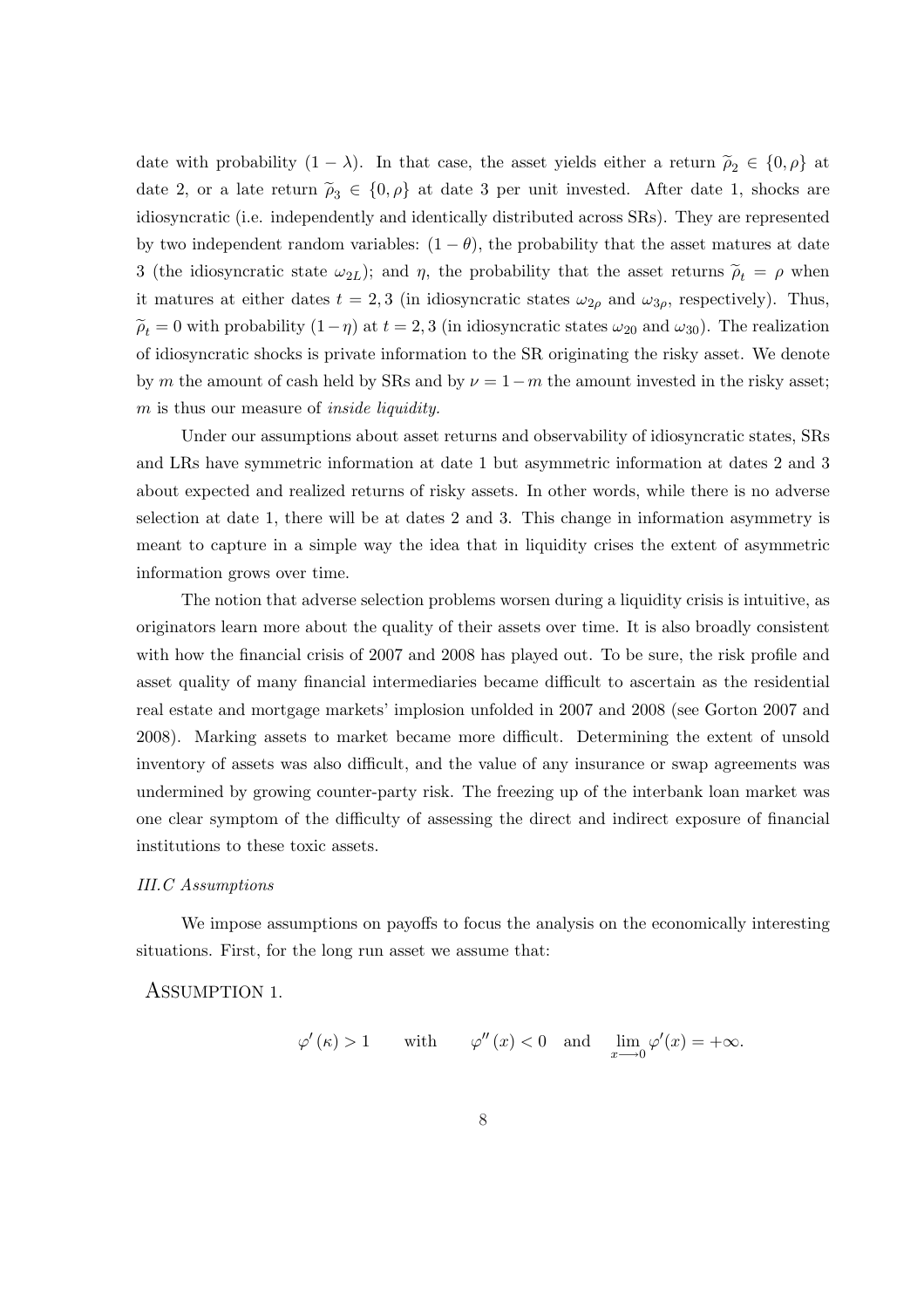date with probability $(1-\lambda)$. In that case, the asset yields either a return $\widetilde{\rho}_2 \in \{0, \rho\}$ at date 2, or a late return $\widetilde{\rho}_3 \in \{0, \rho\}$ at date 3 per unit invested. After date 1, shocks are idiosyncratic (i.e. independently and identically distributed across SRs). They are represented by two independent random variables: $(1-\theta)$, the probability that the asset matures at date 3 (the idiosyncratic state $\omega_{2L}$); and $\eta$, the probability that the asset returns $\widetilde{\rho}_t = \rho$ when it matures at either dates $t = 2, 3$ (in idiosyncratic states $\omega_{2\rho}$ and $\omega_{3\rho}$, respectively). Thus, $\widetilde{\rho}_t = 0$ with probability $(1-\eta)$ at $t = 2, 3$ (in idiosyncratic states $\omega_{20}$ and $\omega_{30}$). The realization of idiosyncratic shocks is private information to the SR originating the risky asset. We denote by $m$ the amount of cash held by SRs and by $\nu = 1 - m$ the amount invested in the risky asset; $m$ is thus our measure of *inside liquidity*.

Under our assumptions about asset returns and observability of idiosyncratic states, SRs and LRs have symmetric information at date 1 but asymmetric information at dates 2 and 3 about expected and realized returns of risky assets. In other words, while there is no adverse selection at date 1, there will be at dates 2 and 3. This change in information asymmetry is meant to capture in a simple way the idea that in liquidity crises the extent of asymmetric information grows over time.

The notion that adverse selection problems worsen during a liquidity crisis is intuitive, as originators learn more about the quality of their assets over time. It is also broadly consistent with how the financial crisis of 2007 and 2008 has played out. To be sure, the risk profile and asset quality of many financial intermediaries became difficult to ascertain as the residential real estate and mortgage markets' implosion unfolded in 2007 and 2008 (see Gorton 2007 and 2008). Marking assets to market became more difficult. Determining the extent of unsold inventory of assets was also difficult, and the value of any insurance or swap agreements was undermined by growing counter-party risk. The freezing up of the interbank loan market was one clear symptom of the difficulty of assessing the direct and indirect exposure of financial institutions to these toxic assets.

### *III.C Assumptions*

We impose assumptions on payoffs to focus the analysis on the economically interesting situations. First, for the long run asset we assume that:

**Assumption 1.**

$$\varphi'(\kappa) > 1 \qquad \text{with} \qquad \varphi''(x) < 0 \quad \text{and} \quad \lim_{x \longrightarrow 0} \varphi'(x) = +\infty.$$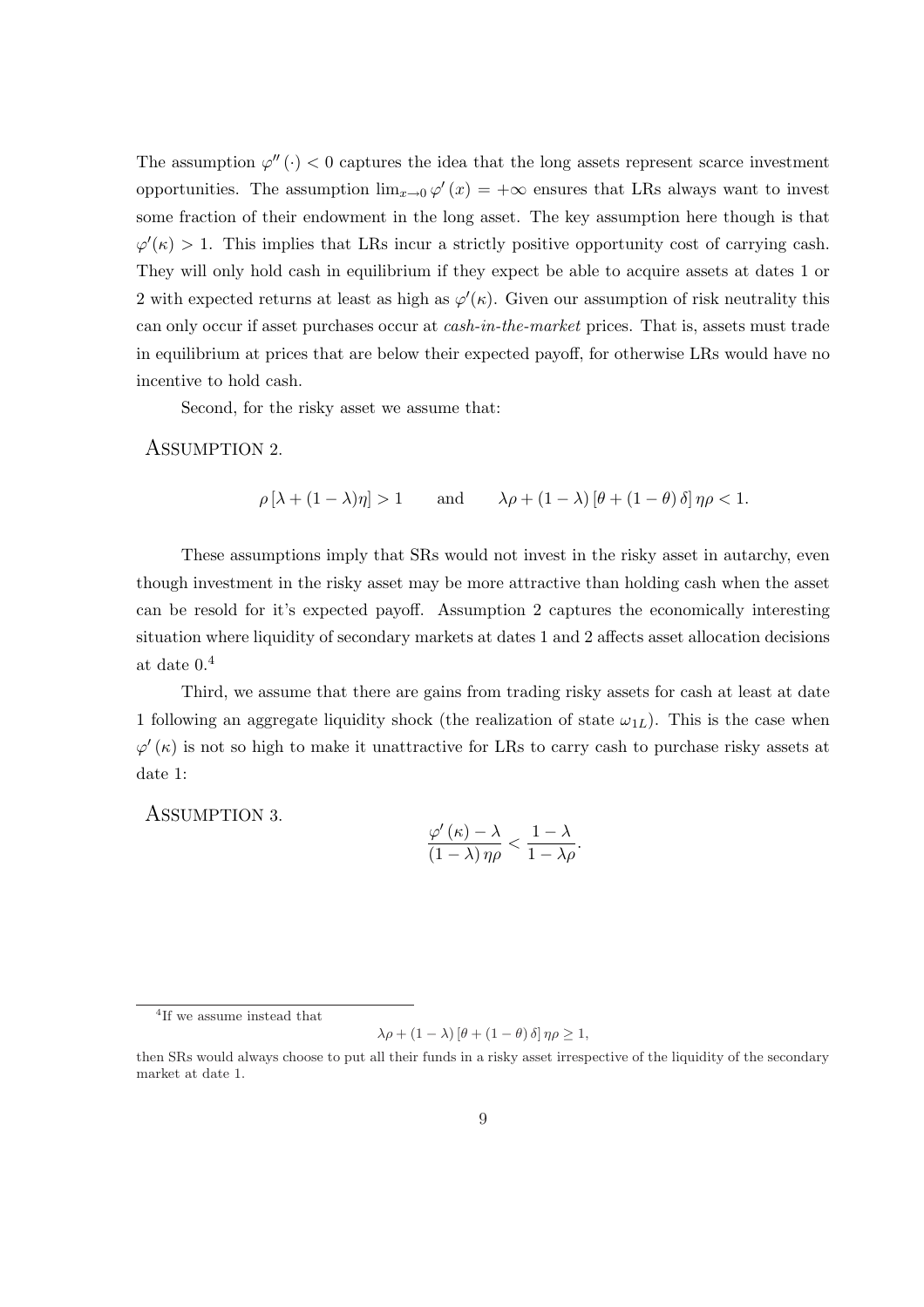The assumption $\varphi''(\cdot) < 0$ captures the idea that the long assets represent scarce investment opportunities. The assumption $\lim_{x\to 0} \varphi'(x) = +\infty$ ensures that LRs always want to invest some fraction of their endowment in the long asset. The key assumption here though is that $\varphi'(\kappa) > 1$. This implies that LRs incur a strictly positive opportunity cost of carrying cash. They will only hold cash in equilibrium if they expect be able to acquire assets at dates 1 or 2 with expected returns at least as high as $\varphi'(\kappa)$. Given our assumption of risk neutrality this can only occur if asset purchases occur at *cash-in-the-market* prices. That is, assets must trade in equilibrium at prices that are below their expected payoff, for otherwise LRs would have no incentive to hold cash.

Second, for the risky asset we assume that:

Assumption 2.

$$\rho\left[\lambda + (1-\lambda)\eta\right] > 1 \qquad \text{and} \qquad \lambda\rho + (1-\lambda)\left[\theta + (1-\theta)\,\delta\right]\eta\rho < 1.$$

These assumptions imply that SRs would not invest in the risky asset in autarchy, even though investment in the risky asset may be more attractive than holding cash when the asset can be resold for it's expected payoff. Assumption 2 captures the economically interesting situation where liquidity of secondary markets at dates 1 and 2 affects asset allocation decisions at date 0.[4]

Third, we assume that there are gains from trading risky assets for cash at least at date 1 following an aggregate liquidity shock (the realization of state $\omega_{1L}$). This is the case when $\varphi'(\kappa)$ is not so high to make it unattractive for LRs to carry cash to purchase risky assets at date 1:

Assumption 3.

$$\frac{\varphi'(\kappa) - \lambda}{(1-\lambda)\,\eta\rho} < \frac{1-\lambda}{1-\lambda\rho}.$$

[4] If we assume instead that

$$\lambda\rho + (1-\lambda)\left[\theta + (1-\theta)\,\delta\right]\eta\rho \geq 1,$$

then SRs would always choose to put all their funds in a risky asset irrespective of the liquidity of the secondary market at date 1.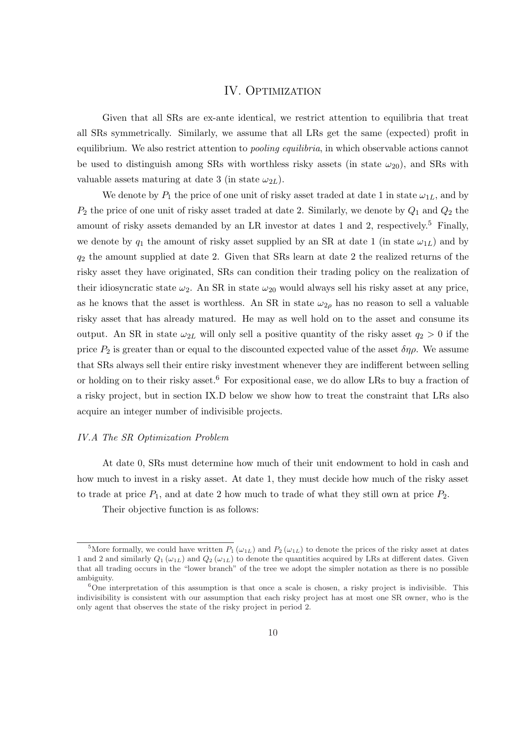# IV. Optimization

Given that all SRs are ex-ante identical, we restrict attention to equilibria that treat all SRs symmetrically. Similarly, we assume that all LRs get the same (expected) profit in equilibrium. We also restrict attention to *pooling equilibria*, in which observable actions cannot be used to distinguish among SRs with worthless risky assets (in state $\omega_{20}$), and SRs with valuable assets maturing at date 3 (in state $\omega_{2L}$).

We denote by $P_1$ the price of one unit of risky asset traded at date 1 in state $\omega_{1L}$, and by $P_2$ the price of one unit of risky asset traded at date 2. Similarly, we denote by $Q_1$ and $Q_2$ the amount of risky assets demanded by an LR investor at dates 1 and 2, respectively.[5] Finally, we denote by $q_1$ the amount of risky asset supplied by an SR at date 1 (in state $\omega_{1L}$) and by $q_2$ the amount supplied at date 2. Given that SRs learn at date 2 the realized returns of the risky asset they have originated, SRs can condition their trading policy on the realization of their idiosyncratic state $\omega_2$. An SR in state $\omega_{20}$ would always sell his risky asset at any price, as he knows that the asset is worthless. An SR in state $\omega_{2\rho}$ has no reason to sell a valuable risky asset that has already matured. He may as well hold on to the asset and consume its output. An SR in state $\omega_{2L}$ will only sell a positive quantity of the risky asset $q_2 > 0$ if the price $P_2$ is greater than or equal to the discounted expected value of the asset $\delta\eta\rho$. We assume that SRs always sell their entire risky investment whenever they are indifferent between selling or holding on to their risky asset.[6] For expositional ease, we do allow LRs to buy a fraction of a risky project, but in section IX.D below we show how to treat the constraint that LRs also acquire an integer number of indivisible projects.

### *IV.A The SR Optimization Problem*

At date 0, SRs must determine how much of their unit endowment to hold in cash and how much to invest in a risky asset. At date 1, they must decide how much of the risky asset to trade at price $P_1$, and at date 2 how much to trade of what they still own at price $P_2$.

Their objective function is as follows:

---

[5] More formally, we could have written $P_1(\omega_{1L})$ and $P_2(\omega_{1L})$ to denote the prices of the risky asset at dates 1 and 2 and similarly $Q_1(\omega_{1L})$ and $Q_2(\omega_{1L})$ to denote the quantities acquired by LRs at different dates. Given that all trading occurs in the "lower branch" of the tree we adopt the simpler notation as there is no possible ambiguity.

[6] One interpretation of this assumption is that once a scale is chosen, a risky project is indivisible. This indivisibility is consistent with our assumption that each risky project has at most one SR owner, who is the only agent that observes the state of the risky project in period 2.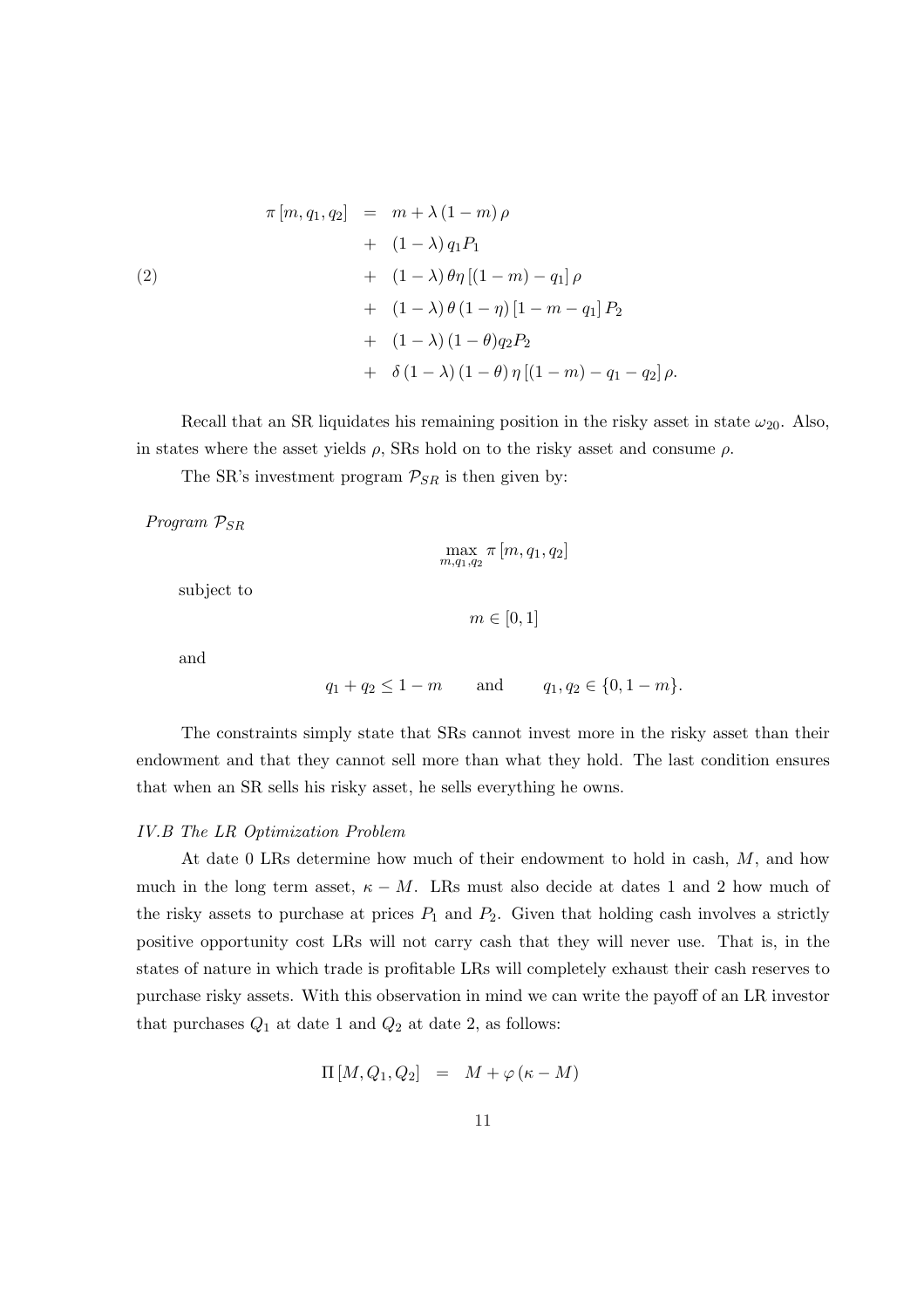$$
\begin{aligned}
\pi\left[m, q_1, q_2\right] \;=\;& m+\lambda(1-m)\rho \\
&+\;(1-\lambda)\, q_1 P_1 \\
&+\;(1-\lambda)\,\theta\eta\left[(1-m)-q_1\right]\rho \\
&+\;(1-\lambda)\,\theta\,(1-\eta)\left[1-m-q_1\right] P_2 \\
&+\;(1-\lambda)\,(1-\theta) q_2 P_2 \\
&+\;\delta\,(1-\lambda)\,(1-\theta)\,\eta\left[(1-m)-q_1-q_2\right]\rho .
\end{aligned}
\tag{2}
$$

Recall that an SR liquidates his remaining position in the risky asset in state $\omega_{20}$. Also, in states where the asset yields $\rho$, SRs hold on to the risky asset and consume $\rho$.

The SR's investment program $\mathcal{P}_{SR}$ is then given by:

*Program $\mathcal{P}_{SR}$*

$$
\max_{m,q_1,q_2} \pi\left[m, q_1, q_2\right]
$$

subject to

$$
m \in [0,1]
$$

and

$$
q_1+q_2 \leq 1-m \qquad \text{and} \qquad q_1, q_2 \in \{0, 1-m\}.
$$

The constraints simply state that SRs cannot invest more in the risky asset than their endowment and that they cannot sell more than what they hold. The last condition ensures that when an SR sells his risky asset, he sells everything he owns.

*IV.B The LR Optimization Problem*

At date 0 LRs determine how much of their endowment to hold in cash, $M$, and how much in the long term asset, $\kappa - M$. LRs must also decide at dates 1 and 2 how much of the risky assets to purchase at prices $P_1$ and $P_2$. Given that holding cash involves a strictly positive opportunity cost LRs will not carry cash that they will never use. That is, in the states of nature in which trade is profitable LRs will completely exhaust their cash reserves to purchase risky assets. With this observation in mind we can write the payoff of an LR investor that purchases $Q_1$ at date 1 and $Q_2$ at date 2, as follows:

$$
\Pi\left[M, Q_1, Q_2\right] \;=\; M+\varphi(\kappa-M)
$$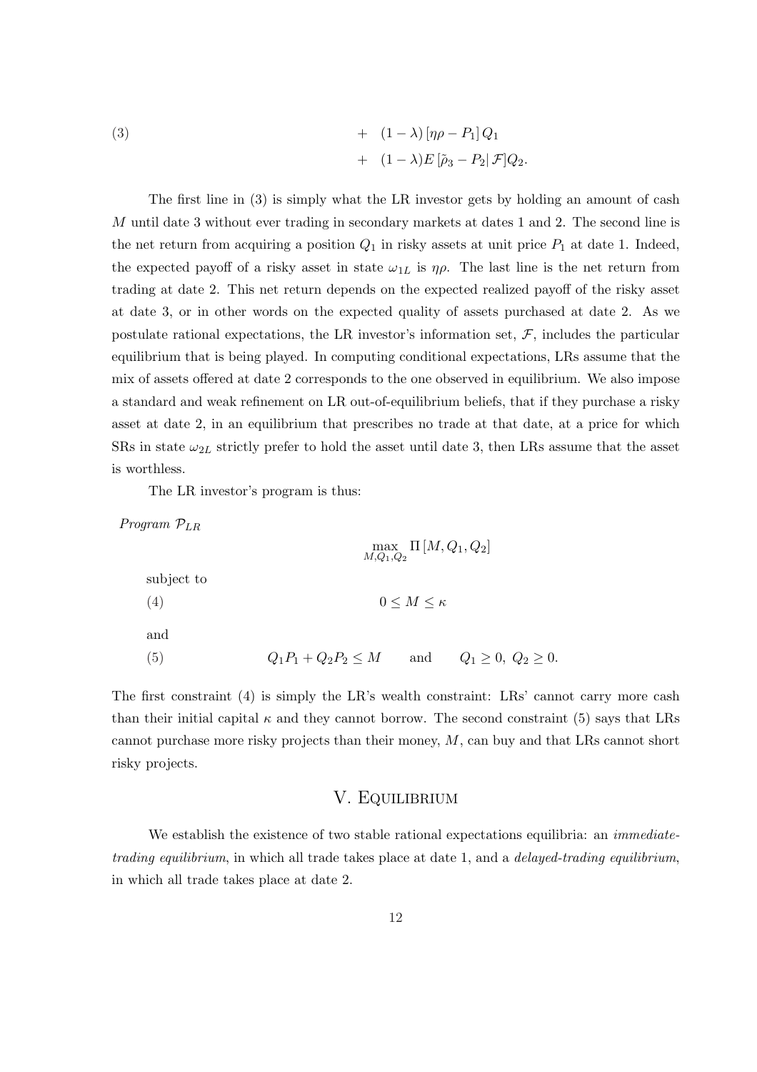$$
\begin{aligned}
(3) \qquad & + \quad (1-\lambda)\left[\eta\rho - P_1\right] Q_1 \\
& + \quad (1-\lambda) E\left[\tilde{\rho}_3 - P_2 | \mathcal{F}\right] Q_2.
\end{aligned}
$$

The first line in (3) is simply what the LR investor gets by holding an amount of cash $M$ until date 3 without ever trading in secondary markets at dates 1 and 2. The second line is the net return from acquiring a position $Q_1$ in risky assets at unit price $P_1$ at date 1. Indeed, the expected payoff of a risky asset in state $\omega_{1L}$ is $\eta\rho$. The last line is the net return from trading at date 2. This net return depends on the expected realized payoff of the risky asset at date 3, or in other words on the expected quality of assets purchased at date 2. As we postulate rational expectations, the LR investor's information set, $\mathcal{F}$, includes the particular equilibrium that is being played. In computing conditional expectations, LRs assume that the mix of assets offered at date 2 corresponds to the one observed in equilibrium. We also impose a standard and weak refinement on LR out-of-equilibrium beliefs, that if they purchase a risky asset at date 2, in an equilibrium that prescribes no trade at that date, at a price for which SRs in state $\omega_{2L}$ strictly prefer to hold the asset until date 3, then LRs assume that the asset is worthless.

The LR investor's program is thus:

*Program* $\mathcal{P}_{LR}$

$$
\max_{M, Q_1, Q_2} \Pi\left[M, Q_1, Q_2\right]
$$

subject to

$$
(4) \qquad 0 \leq M \leq \kappa
$$

and

$$
(5) \qquad Q_1 P_1 + Q_2 P_2 \leq M \qquad \text{and} \qquad Q_1 \geq 0,\ Q_2 \geq 0.
$$

The first constraint (4) is simply the LR's wealth constraint: LRs' cannot carry more cash than their initial capital $\kappa$ and they cannot borrow. The second constraint (5) says that LRs cannot purchase more risky projects than their money, $M$, can buy and that LRs cannot short risky projects.

## V. Equilibrium

We establish the existence of two stable rational expectations equilibria: an *immediate-trading equilibrium*, in which all trade takes place at date 1, and a *delayed-trading equilibrium*, in which all trade takes place at date 2.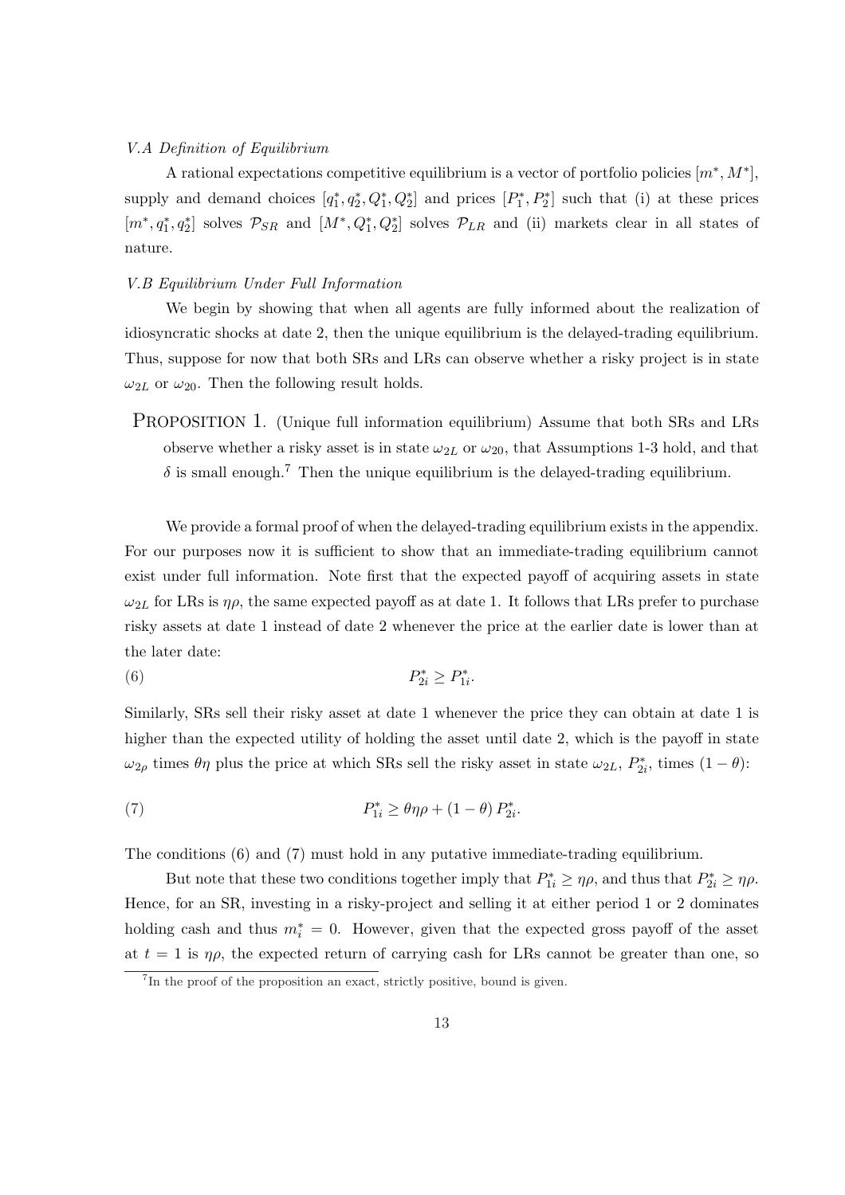*V.A Definition of Equilibrium*

A rational expectations competitive equilibrium is a vector of portfolio policies $[m^*, M^*]$, supply and demand choices $[q_1^*, q_2^*, Q_1^*, Q_2^*]$ and prices $[P_1^*, P_2^*]$ such that (i) at these prices $[m^*, q_1^*, q_2^*]$ solves $\mathcal{P}_{SR}$ and $[M^*, Q_1^*, Q_2^*]$ solves $\mathcal{P}_{LR}$ and (ii) markets clear in all states of nature.

*V.B Equilibrium Under Full Information*

We begin by showing that when all agents are fully informed about the realization of idiosyncratic shocks at date 2, then the unique equilibrium is the delayed-trading equilibrium. Thus, suppose for now that both SRs and LRs can observe whether a risky project is in state $\omega_{2L}$ or $\omega_{20}$. Then the following result holds.

PROPOSITION 1. (Unique full information equilibrium) Assume that both SRs and LRs observe whether a risky asset is in state $\omega_{2L}$ or $\omega_{20}$, that Assumptions 1-3 hold, and that $\delta$ is small enough.[7] Then the unique equilibrium is the delayed-trading equilibrium.

We provide a formal proof of when the delayed-trading equilibrium exists in the appendix. For our purposes now it is sufficient to show that an immediate-trading equilibrium cannot exist under full information. Note first that the expected payoff of acquiring assets in state $\omega_{2L}$ for LRs is $\eta\rho$, the same expected payoff as at date 1. It follows that LRs prefer to purchase risky assets at date 1 instead of date 2 whenever the price at the earlier date is lower than at the later date:

$$P_{2i}^* \geq P_{1i}^*. \tag{6}$$

Similarly, SRs sell their risky asset at date 1 whenever the price they can obtain at date 1 is higher than the expected utility of holding the asset until date 2, which is the payoff in state $\omega_{2\rho}$ times $\theta\eta$ plus the price at which SRs sell the risky asset in state $\omega_{2L}$, $P_{2i}^*$, times $(1-\theta)$:

$$P_{1i}^* \geq \theta\eta\rho + (1-\theta) P_{2i}^*. \tag{7}$$

The conditions (6) and (7) must hold in any putative immediate-trading equilibrium.

But note that these two conditions together imply that $P_{1i}^* \geq \eta\rho$, and thus that $P_{2i}^* \geq \eta\rho$. Hence, for an SR, investing in a risky-project and selling it at either period 1 or 2 dominates holding cash and thus $m_i^* = 0$. However, given that the expected gross payoff of the asset at $t = 1$ is $\eta\rho$, the expected return of carrying cash for LRs cannot be greater than one, so

[7] In the proof of the proposition an exact, strictly positive, bound is given.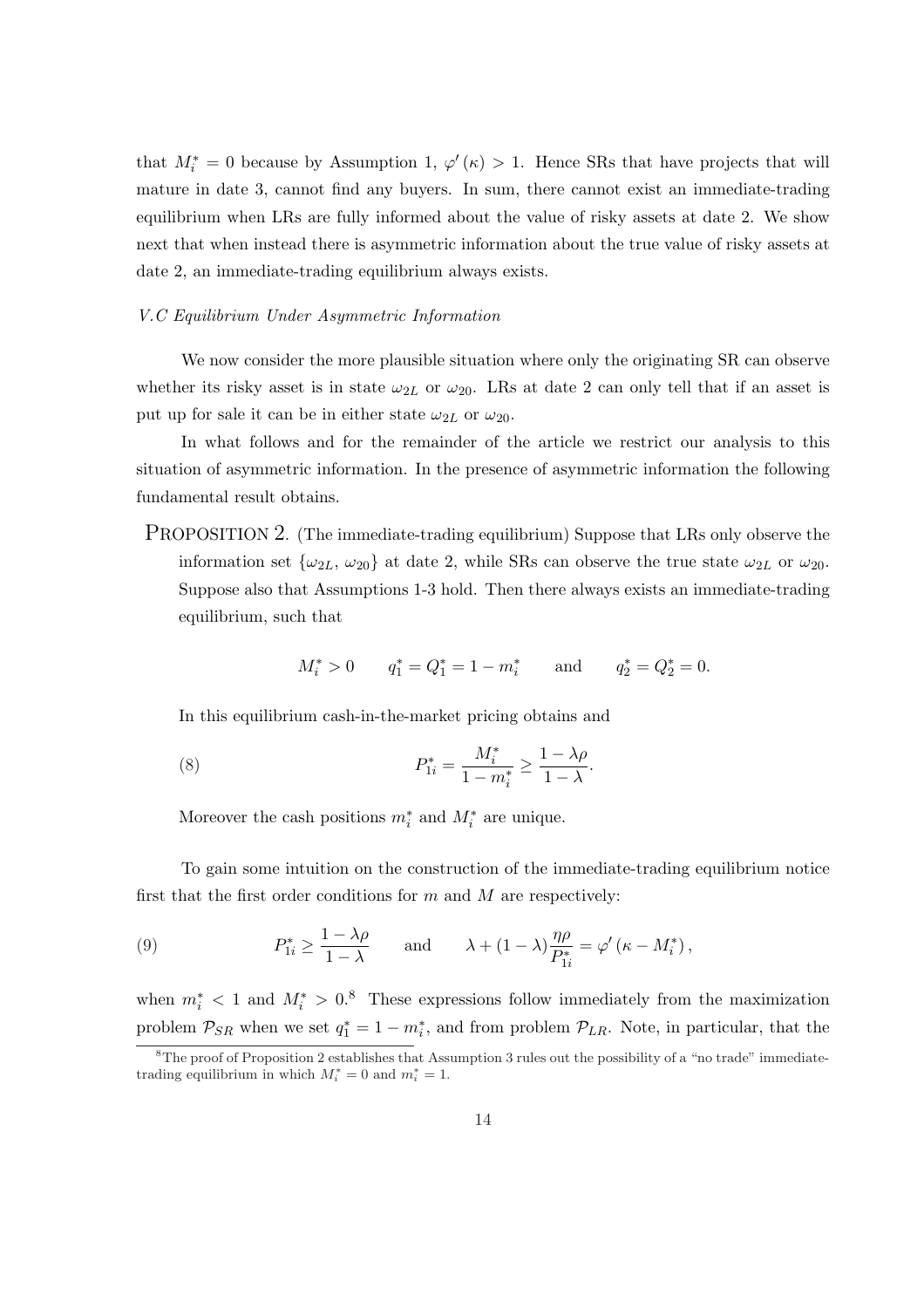that $M_i^* = 0$ because by Assumption 1, $\varphi'(\kappa) > 1$. Hence SRs that have projects that will mature in date 3, cannot find any buyers. In sum, there cannot exist an immediate-trading equilibrium when LRs are fully informed about the value of risky assets at date 2. We show next that when instead there is asymmetric information about the true value of risky assets at date 2, an immediate-trading equilibrium always exists.

*V.C Equilibrium Under Asymmetric Information*

We now consider the more plausible situation where only the originating SR can observe whether its risky asset is in state $\omega_{2L}$ or $\omega_{20}$. LRs at date 2 can only tell that if an asset is put up for sale it can be in either state $\omega_{2L}$ or $\omega_{20}$.

In what follows and for the remainder of the article we restrict our analysis to this situation of asymmetric information. In the presence of asymmetric information the following fundamental result obtains.

PROPOSITION 2. (The immediate-trading equilibrium) Suppose that LRs only observe the information set $\{\omega_{2L}, \omega_{20}\}$ at date 2, while SRs can observe the true state $\omega_{2L}$ or $\omega_{20}$. Suppose also that Assumptions 1-3 hold. Then there always exists an immediate-trading equilibrium, such that

$$M_i^* > 0 \qquad q_1^* = Q_1^* = 1 - m_i^* \qquad \text{and} \qquad q_2^* = Q_2^* = 0.$$

In this equilibrium cash-in-the-market pricing obtains and

$$P_{1i}^* = \frac{M_i^*}{1 - m_i^*} \geq \frac{1 - \lambda\rho}{1 - \lambda}. \tag{8}$$

Moreover the cash positions $m_i^*$ and $M_i^*$ are unique.

To gain some intuition on the construction of the immediate-trading equilibrium notice first that the first order conditions for $m$ and $M$ are respectively:

$$P_{1i}^* \geq \frac{1 - \lambda\rho}{1 - \lambda} \qquad \text{and} \qquad \lambda + (1 - \lambda)\frac{\eta\rho}{P_{1i}^*} = \varphi'(\kappa - M_i^*), \tag{9}$$

when $m_i^* < 1$ and $M_i^* > 0$.[8] These expressions follow immediately from the maximization problem $\mathcal{P}_{SR}$ when we set $q_1^* = 1 - m_i^*$, and from problem $\mathcal{P}_{LR}$. Note, in particular, that the

[8] The proof of Proposition 2 establishes that Assumption 3 rules out the possibility of a "no trade" immediate-trading equilibrium in which $M_i^* = 0$ and $m_i^* = 1$.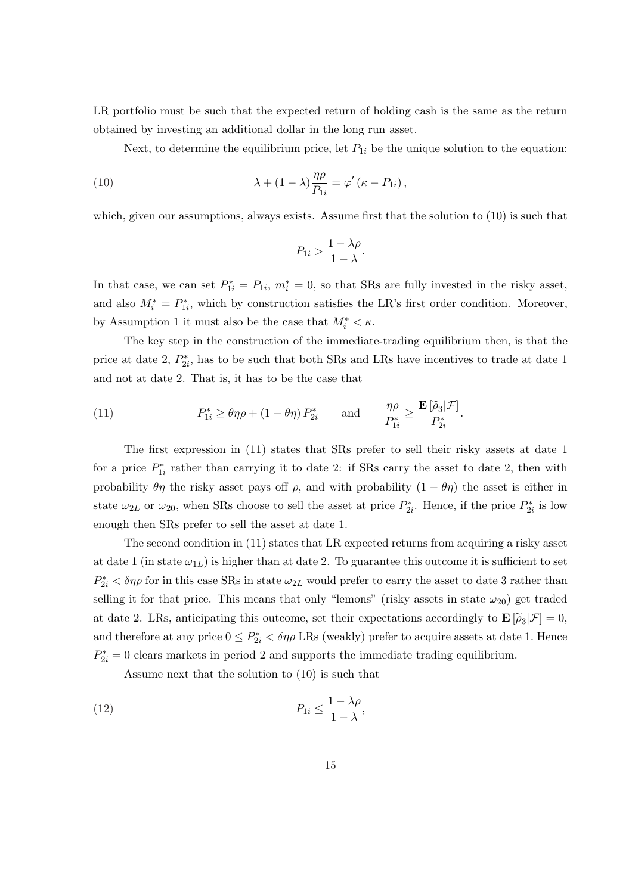LR portfolio must be such that the expected return of holding cash is the same as the return obtained by investing an additional dollar in the long run asset.

Next, to determine the equilibrium price, let $P_{1i}$ be the unique solution to the equation:

$$\lambda + (1-\lambda)\frac{\eta\rho}{P_{1i}} = \varphi'\left(\kappa - P_{1i}\right), \tag{10}$$

which, given our assumptions, always exists. Assume first that the solution to (10) is such that

$$P_{1i} > \frac{1-\lambda\rho}{1-\lambda}.$$

In that case, we can set $P^*_{1i} = P_{1i}$, $m^*_i = 0$, so that SRs are fully invested in the risky asset, and also $M^*_i = P^*_{1i}$, which by construction satisfies the LR's first order condition. Moreover, by Assumption 1 it must also be the case that $M^*_i < \kappa$.

The key step in the construction of the immediate-trading equilibrium then, is that the price at date 2, $P^*_{2i}$, has to be such that both SRs and LRs have incentives to trade at date 1 and not at date 2. That is, it has to be the case that

$$P^*_{1i} \geq \theta\eta\rho + (1-\theta\eta)\,P^*_{2i} \qquad \text{and} \qquad \frac{\eta\rho}{P^*_{1i}} \geq \frac{\mathbf{E}\left[\widetilde{\rho}_3|\mathcal{F}\right]}{P^*_{2i}}. \tag{11}$$

The first expression in (11) states that SRs prefer to sell their risky assets at date 1 for a price $P^*_{1i}$ rather than carrying it to date 2: if SRs carry the asset to date 2, then with probability $\theta\eta$ the risky asset pays off $\rho$, and with probability $(1-\theta\eta)$ the asset is either in state $\omega_{2L}$ or $\omega_{20}$, when SRs choose to sell the asset at price $P^*_{2i}$. Hence, if the price $P^*_{2i}$ is low enough then SRs prefer to sell the asset at date 1.

The second condition in (11) states that LR expected returns from acquiring a risky asset at date 1 (in state $\omega_{1L}$) is higher than at date 2. To guarantee this outcome it is sufficient to set $P^*_{2i} < \delta\eta\rho$ for in this case SRs in state $\omega_{2L}$ would prefer to carry the asset to date 3 rather than selling it for that price. This means that only "lemons" (risky assets in state $\omega_{20}$) get traded at date 2. LRs, anticipating this outcome, set their expectations accordingly to $\mathbf{E}\left[\widetilde{\rho}_3|\mathcal{F}\right] = 0$, and therefore at any price $0 \leq P^*_{2i} < \delta\eta\rho$ LRs (weakly) prefer to acquire assets at date 1. Hence $P^*_{2i} = 0$ clears markets in period 2 and supports the immediate trading equilibrium.

Assume next that the solution to (10) is such that

$$P_{1i} \leq \frac{1-\lambda\rho}{1-\lambda}, \tag{12}$$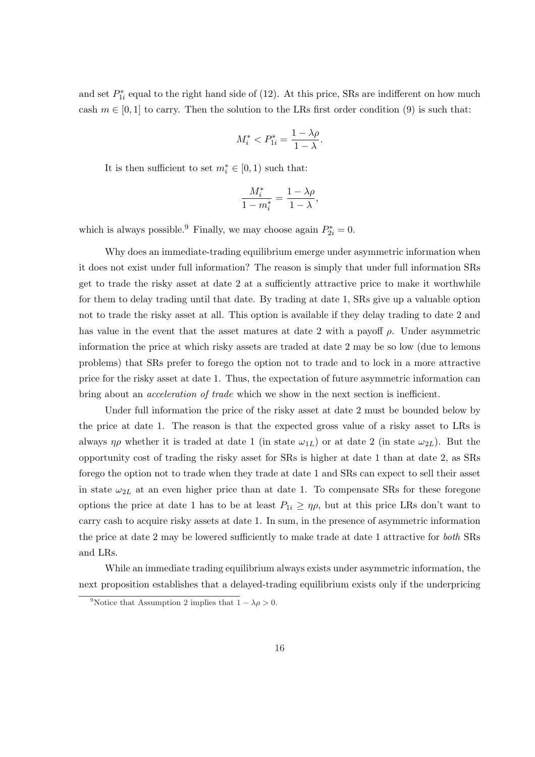and set $P_{1i}^*$ equal to the right hand side of (12). At this price, SRs are indifferent on how much cash $m \in [0,1]$ to carry. Then the solution to the LRs first order condition (9) is such that:

$$M_i^* < P_{1i}^* = \frac{1-\lambda\rho}{1-\lambda}.$$

It is then sufficient to set $m_i^* \in [0,1)$ such that:

$$\frac{M_i^*}{1-m_i^*} = \frac{1-\lambda\rho}{1-\lambda},$$

which is always possible.[9] Finally, we may choose again $P_{2i}^* = 0$.

Why does an immediate-trading equilibrium emerge under asymmetric information when it does not exist under full information? The reason is simply that under full information SRs get to trade the risky asset at date 2 at a sufficiently attractive price to make it worthwhile for them to delay trading until that date. By trading at date 1, SRs give up a valuable option not to trade the risky asset at all. This option is available if they delay trading to date 2 and has value in the event that the asset matures at date 2 with a payoff $\rho$. Under asymmetric information the price at which risky assets are traded at date 2 may be so low (due to lemons problems) that SRs prefer to forego the option not to trade and to lock in a more attractive price for the risky asset at date 1. Thus, the expectation of future asymmetric information can bring about an *acceleration of trade* which we show in the next section is inefficient.

Under full information the price of the risky asset at date 2 must be bounded below by the price at date 1. The reason is that the expected gross value of a risky asset to LRs is always $\eta\rho$ whether it is traded at date 1 (in state $\omega_{1L}$) or at date 2 (in state $\omega_{2L}$). But the opportunity cost of trading the risky asset for SRs is higher at date 1 than at date 2, as SRs forego the option not to trade when they trade at date 1 and SRs can expect to sell their asset in state $\omega_{2L}$ at an even higher price than at date 1. To compensate SRs for these foregone options the price at date 1 has to be at least $P_{1i} \geq \eta\rho$, but at this price LRs don't want to carry cash to acquire risky assets at date 1. In sum, in the presence of asymmetric information the price at date 2 may be lowered sufficiently to make trade at date 1 attractive for *both* SRs and LRs.

While an immediate trading equilibrium always exists under asymmetric information, the next proposition establishes that a delayed-trading equilibrium exists only if the underpricing

[9] Notice that Assumption 2 implies that $1 - \lambda\rho > 0$.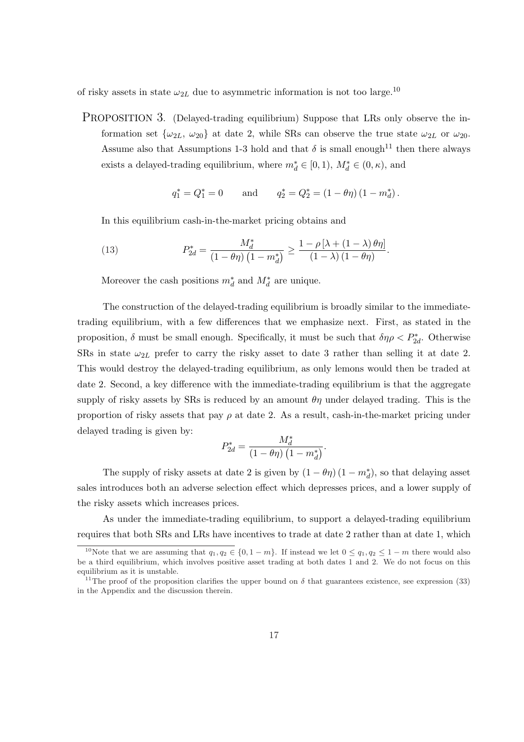of risky assets in state $\omega_{2L}$ due to asymmetric information is not too large.[10]

PROPOSITION 3. (Delayed-trading equilibrium) Suppose that LRs only observe the information set $\{\omega_{2L},\, \omega_{20}\}$ at date 2, while SRs can observe the true state $\omega_{2L}$ or $\omega_{20}$. Assume also that Assumptions 1-3 hold and that $\delta$ is small enough[11] then there always exists a delayed-trading equilibrium, where $m_d^* \in [0, 1)$, $M_d^* \in (0, \kappa)$, and

$$q_1^* = Q_1^* = 0 \qquad \text{and} \qquad q_2^* = Q_2^* = (1 - \theta\eta)\left(1 - m_d^*\right).$$

In this equilibrium cash-in-the-market pricing obtains and

$$P_{2d}^* = \frac{M_d^*}{(1-\theta\eta)\left(1 - m_d^*\right)} \geq \frac{1 - \rho\left[\lambda + (1-\lambda)\,\theta\eta\right]}{(1-\lambda)(1-\theta\eta)}. \tag{13}$$

Moreover the cash positions $m_d^*$ and $M_d^*$ are unique.

The construction of the delayed-trading equilibrium is broadly similar to the immediate-trading equilibrium, with a few differences that we emphasize next. First, as stated in the proposition, $\delta$ must be small enough. Specifically, it must be such that $\delta\eta\rho < P_{2d}^*$. Otherwise SRs in state $\omega_{2L}$ prefer to carry the risky asset to date 3 rather than selling it at date 2. This would destroy the delayed-trading equilibrium, as only lemons would then be traded at date 2. Second, a key difference with the immediate-trading equilibrium is that the aggregate supply of risky assets by SRs is reduced by an amount $\theta\eta$ under delayed trading. This is the proportion of risky assets that pay $\rho$ at date 2. As a result, cash-in-the-market pricing under delayed trading is given by:

$$P_{2d}^* = \frac{M_d^*}{(1-\theta\eta)\left(1-m_d^*\right)}.$$

The supply of risky assets at date 2 is given by $(1-\theta\eta)\left(1-m_d^*\right)$, so that delaying asset sales introduces both an adverse selection effect which depresses prices, and a lower supply of the risky assets which increases prices.

As under the immediate-trading equilibrium, to support a delayed-trading equilibrium requires that both SRs and LRs have incentives to trade at date 2 rather than at date 1, which

[10] Note that we are assuming that $q_1, q_2 \in \{0, 1-m\}$. If instead we let $0 \leq q_1, q_2 \leq 1-m$ there would also be a third equilibrium, which involves positive asset trading at both dates 1 and 2. We do not focus on this equilibrium as it is unstable.

[11] The proof of the proposition clarifies the upper bound on $\delta$ that guarantees existence, see expression (33) in the Appendix and the discussion therein.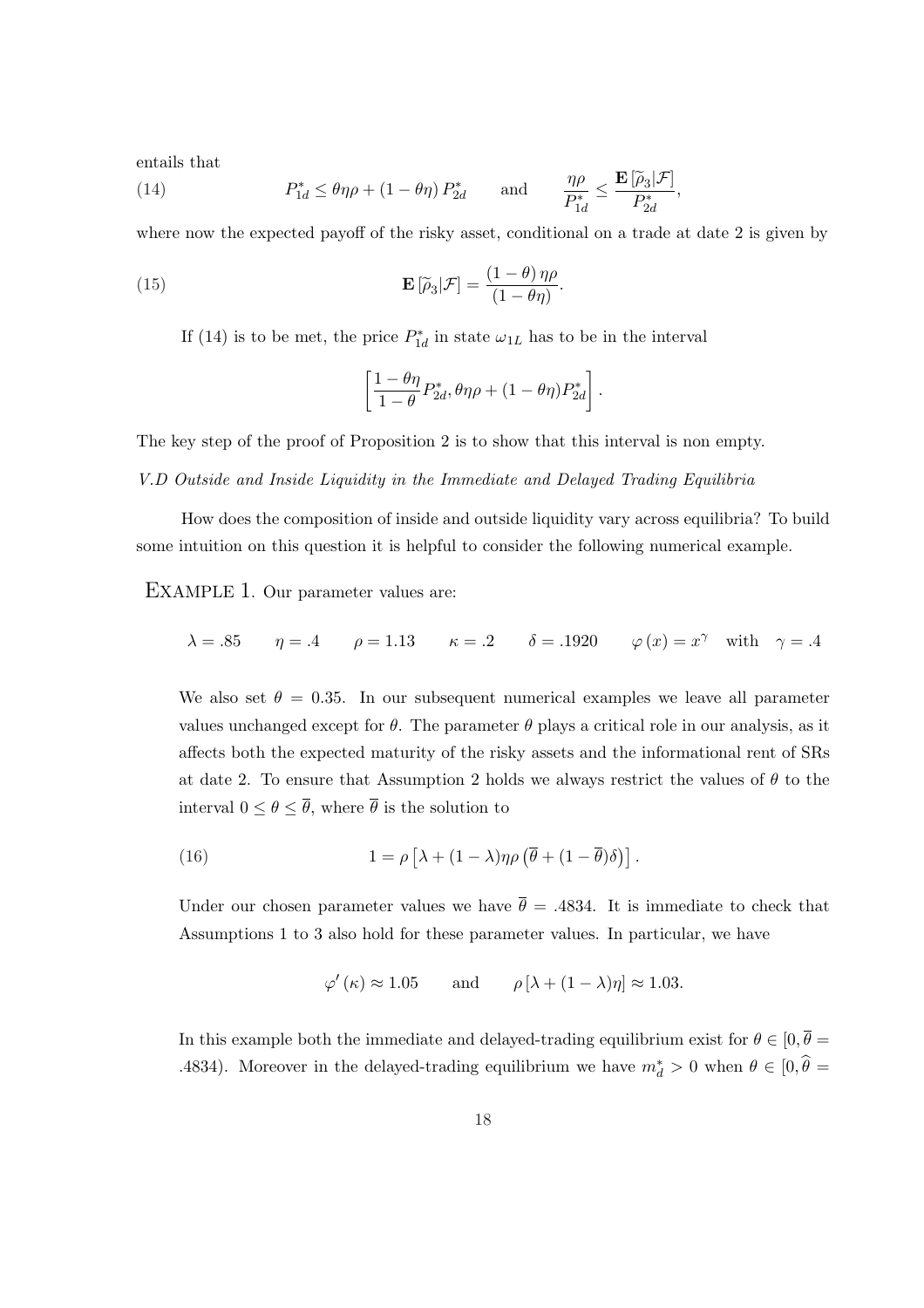entails that

$$
P_{1d}^{*} \leq \theta\eta\rho + (1-\theta\eta)\, P_{2d}^{*} \qquad \text{and} \qquad \frac{\eta\rho}{P_{1d}^{*}} \leq \frac{\mathbf{E}\left[\widetilde{\rho}_3|\mathcal{F}\right]}{P_{2d}^{*}}, \tag{14}
$$

where now the expected payoff of the risky asset, conditional on a trade at date 2 is given by

$$
\mathbf{E}\left[\widetilde{\rho}_3|\mathcal{F}\right] = \frac{(1-\theta)\,\eta\rho}{(1-\theta\eta)}. \tag{15}
$$

If (14) is to be met, the price $P_{1d}^{*}$ in state $\omega_{1L}$ has to be in the interval

$$
\left[\frac{1-\theta\eta}{1-\theta}P_{2d}^{*}, \theta\eta\rho + (1-\theta\eta)P_{2d}^{*}\right].
$$

The key step of the proof of Proposition 2 is to show that this interval is non empty.

*V.D Outside and Inside Liquidity in the Immediate and Delayed Trading Equilibria*

How does the composition of inside and outside liquidity vary across equilibria? To build some intuition on this question it is helpful to consider the following numerical example.

EXAMPLE 1. Our parameter values are:

$$
\lambda = .85 \qquad \eta = .4 \qquad \rho = 1.13 \qquad \kappa = .2 \qquad \delta = .1920 \qquad \varphi(x) = x^{\gamma} \quad \text{with} \quad \gamma = .4
$$

We also set $\theta = 0.35$. In our subsequent numerical examples we leave all parameter values unchanged except for $\theta$. The parameter $\theta$ plays a critical role in our analysis, as it affects both the expected maturity of the risky assets and the informational rent of SRs at date 2. To ensure that Assumption 2 holds we always restrict the values of $\theta$ to the interval $0 \leq \theta \leq \overline{\theta}$, where $\overline{\theta}$ is the solution to

$$
1 = \rho\left[\lambda + (1-\lambda)\eta\rho\left(\overline{\theta} + (1-\overline{\theta})\delta\right)\right]. \tag{16}
$$

Under our chosen parameter values we have $\overline{\theta} = .4834$. It is immediate to check that Assumptions 1 to 3 also hold for these parameter values. In particular, we have

$$
\varphi'(\kappa) \approx 1.05 \qquad \text{and} \qquad \rho\left[\lambda + (1-\lambda)\eta\right] \approx 1.03.
$$

In this example both the immediate and delayed-trading equilibrium exist for $\theta \in [0, \overline{\theta} = .4834)$. Moreover in the delayed-trading equilibrium we have $m_d^{*} > 0$ when $\theta \in [0, \widehat{\theta} =$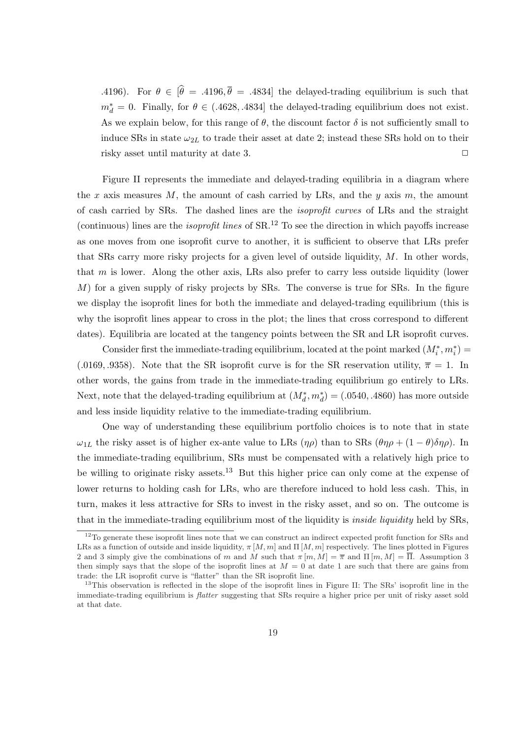.4196). For $\theta \in [\widehat{\theta} = .4196, \overline{\theta} = .4834]$ the delayed-trading equilibrium is such that $m_d^* = 0$. Finally, for $\theta \in (.4628, .4834]$ the delayed-trading equilibrium does not exist. As we explain below, for this range of $\theta$, the discount factor $\delta$ is not sufficiently small to induce SRs in state $\omega_{2L}$ to trade their asset at date 2; instead these SRs hold on to their risky asset until maturity at date 3. □

Figure II represents the immediate and delayed-trading equilibria in a diagram where the $x$ axis measures $M$, the amount of cash carried by LRs, and the $y$ axis $m$, the amount of cash carried by SRs. The dashed lines are the *isoprofit curves* of LRs and the straight (continuous) lines are the *isoprofit lines* of SR.[12] To see the direction in which payoffs increase as one moves from one isoprofit curve to another, it is sufficient to observe that LRs prefer that SRs carry more risky projects for a given level of outside liquidity, $M$. In other words, that $m$ is lower. Along the other axis, LRs also prefer to carry less outside liquidity (lower $M$) for a given supply of risky projects by SRs. The converse is true for SRs. In the figure we display the isoprofit lines for both the immediate and delayed-trading equilibrium (this is why the isoprofit lines appear to cross in the plot; the lines that cross correspond to different dates). Equilibria are located at the tangency points between the SR and LR isoprofit curves.

Consider first the immediate-trading equilibrium, located at the point marked $(M_i^*, m_i^*) = (.0169, .9358)$. Note that the SR isoprofit curve is for the SR reservation utility, $\overline{\pi} = 1$. In other words, the gains from trade in the immediate-trading equilibrium go entirely to LRs. Next, note that the delayed-trading equilibrium at $(M_d^*, m_d^*) = (.0540, .4860)$ has more outside and less inside liquidity relative to the immediate-trading equilibrium.

One way of understanding these equilibrium portfolio choices is to note that in state $\omega_{1L}$ the risky asset is of higher ex-ante value to LRs ($\eta\rho$) than to SRs ($\theta\eta\rho + (1-\theta)\delta\eta\rho$). In the immediate-trading equilibrium, SRs must be compensated with a relatively high price to be willing to originate risky assets.[13] But this higher price can only come at the expense of lower returns to holding cash for LRs, who are therefore induced to hold less cash. This, in turn, makes it less attractive for SRs to invest in the risky asset, and so on. The outcome is that in the immediate-trading equilibrium most of the liquidity is *inside liquidity* held by SRs,

[12] To generate these isoprofit lines note that we can construct an indirect expected profit function for SRs and LRs as a function of outside and inside liquidity, $\pi[M, m]$ and $\Pi[M, m]$ respectively. The lines plotted in Figures 2 and 3 simply give the combinations of $m$ and $M$ such that $\pi[m, M] = \overline{\pi}$ and $\Pi[m, M] = \overline{\Pi}$. Assumption 3 then simply says that the slope of the isoprofit lines at $M = 0$ at date 1 are such that there are gains from trade: the LR isoprofit curve is "flatter" than the SR isoprofit line.

[13] This observation is reflected in the slope of the isoprofit lines in Figure II: The SRs' isoprofit line in the immediate-trading equilibrium is *flatter* suggesting that SRs require a higher price per unit of risky asset sold at that date.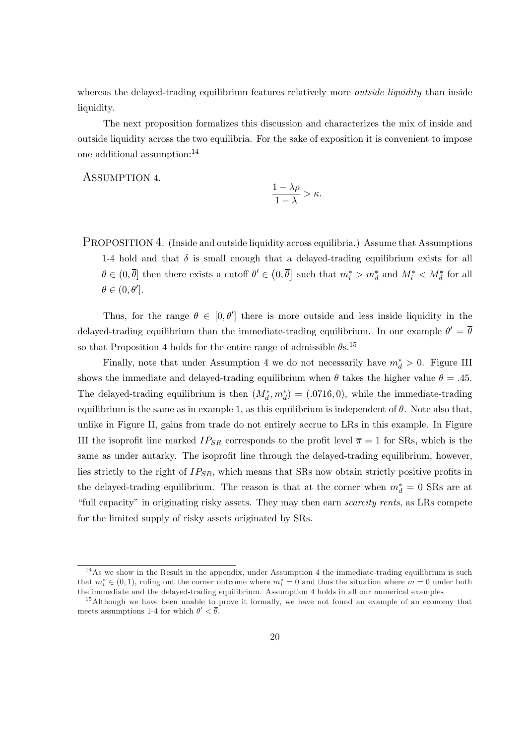whereas the delayed-trading equilibrium features relatively more *outside liquidity* than inside liquidity.

The next proposition formalizes this discussion and characterizes the mix of inside and outside liquidity across the two equilibria. For the sake of exposition it is convenient to impose one additional assumption:[14]

ASSUMPTION 4.

$$\frac{1-\lambda\rho}{1-\lambda} > \kappa.$$

PROPOSITION 4. (Inside and outside liquidity across equilibria.) Assume that Assumptions 1-4 hold and that $\delta$ is small enough that a delayed-trading equilibrium exists for all $\theta \in (0, \overline{\theta}]$ then there exists a cutoff $\theta' \in (0, \overline{\theta}]$ such that $m_i^* > m_d^*$ and $M_i^* < M_d^*$ for all $\theta \in (0, \theta']$.

Thus, for the range $\theta \in [0, \theta']$ there is more outside and less inside liquidity in the delayed-trading equilibrium than the immediate-trading equilibrium. In our example $\theta' = \overline{\theta}$ so that Proposition 4 holds for the entire range of admissible $\theta$s.[15]

Finally, note that under Assumption 4 we do not necessarily have $m_d^* > 0$. Figure III shows the immediate and delayed-trading equilibrium when $\theta$ takes the higher value $\theta = .45$. The delayed-trading equilibrium is then $(M_d^*, m_d^*) = (.0716, 0)$, while the immediate-trading equilibrium is the same as in example 1, as this equilibrium is independent of $\theta$. Note also that, unlike in Figure II, gains from trade do not entirely accrue to LRs in this example. In Figure III the isoprofit line marked $IP_{SR}$ corresponds to the profit level $\overline{\pi} = 1$ for SRs, which is the same as under autarky. The isoprofit line through the delayed-trading equilibrium, however, lies strictly to the right of $IP_{SR}$, which means that SRs now obtain strictly positive profits in the delayed-trading equilibrium. The reason is that at the corner when $m_d^* = 0$ SRs are at "full capacity" in originating risky assets. They may then earn *scarcity rents*, as LRs compete for the limited supply of risky assets originated by SRs.

[14] As we show in the Result in the appendix, under Assumption 4 the immediate-trading equilibrium is such that $m_i^* \in (0,1)$, ruling out the corner outcome where $m_i^* = 0$ and thus the situation where $m = 0$ under both the immediate and the delayed-trading equilibrium. Assumption 4 holds in all our numerical examples

[15] Although we have been unable to prove it formally, we have not found an example of an economy that meets assumptions 1-4 for which $\theta' < \overline{\theta}$.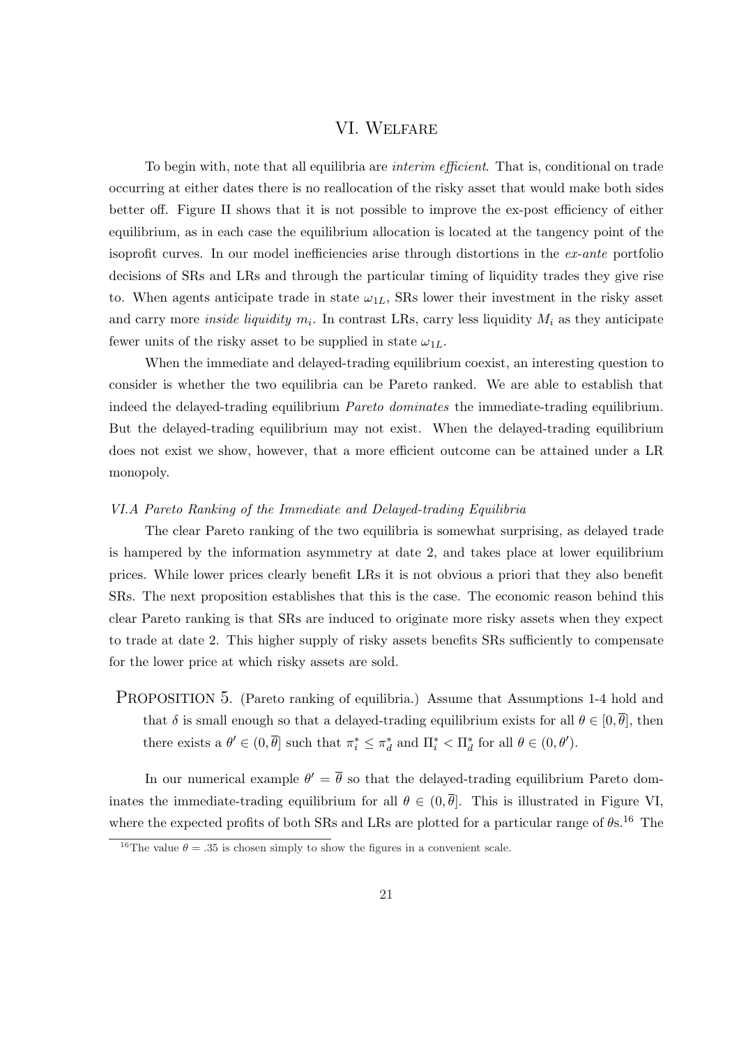## VI. Welfare

To begin with, note that all equilibria are *interim efficient*. That is, conditional on trade occurring at either dates there is no reallocation of the risky asset that would make both sides better off. Figure II shows that it is not possible to improve the ex-post efficiency of either equilibrium, as in each case the equilibrium allocation is located at the tangency point of the isoprofit curves. In our model inefficiencies arise through distortions in the *ex-ante* portfolio decisions of SRs and LRs and through the particular timing of liquidity trades they give rise to. When agents anticipate trade in state $\omega_{1L}$, SRs lower their investment in the risky asset and carry more *inside liquidity* $m_i$. In contrast LRs, carry less liquidity $M_i$ as they anticipate fewer units of the risky asset to be supplied in state $\omega_{1L}$.

When the immediate and delayed-trading equilibrium coexist, an interesting question to consider is whether the two equilibria can be Pareto ranked. We are able to establish that indeed the delayed-trading equilibrium *Pareto dominates* the immediate-trading equilibrium. But the delayed-trading equilibrium may not exist. When the delayed-trading equilibrium does not exist we show, however, that a more efficient outcome can be attained under a LR monopoly.

### *VI.A Pareto Ranking of the Immediate and Delayed-trading Equilibria*

The clear Pareto ranking of the two equilibria is somewhat surprising, as delayed trade is hampered by the information asymmetry at date 2, and takes place at lower equilibrium prices. While lower prices clearly benefit LRs it is not obvious a priori that they also benefit SRs. The next proposition establishes that this is the case. The economic reason behind this clear Pareto ranking is that SRs are induced to originate more risky assets when they expect to trade at date 2. This higher supply of risky assets benefits SRs sufficiently to compensate for the lower price at which risky assets are sold.

**Proposition 5.** (Pareto ranking of equilibria.) Assume that Assumptions 1-4 hold and that $\delta$ is small enough so that a delayed-trading equilibrium exists for all $\theta \in [0, \overline{\theta}]$, then there exists a $\theta' \in (0, \overline{\theta}]$ such that $\pi_i^* \leq \pi_d^*$ and $\Pi_i^* < \Pi_d^*$ for all $\theta \in (0, \theta')$.

In our numerical example $\theta' = \overline{\theta}$ so that the delayed-trading equilibrium Pareto dominates the immediate-trading equilibrium for all $\theta \in (0, \overline{\theta}]$. This is illustrated in Figure VI, where the expected profits of both SRs and LRs are plotted for a particular range of $\theta$s.[16] The

[16]The value $\theta = .35$ is chosen simply to show the figures in a convenient scale.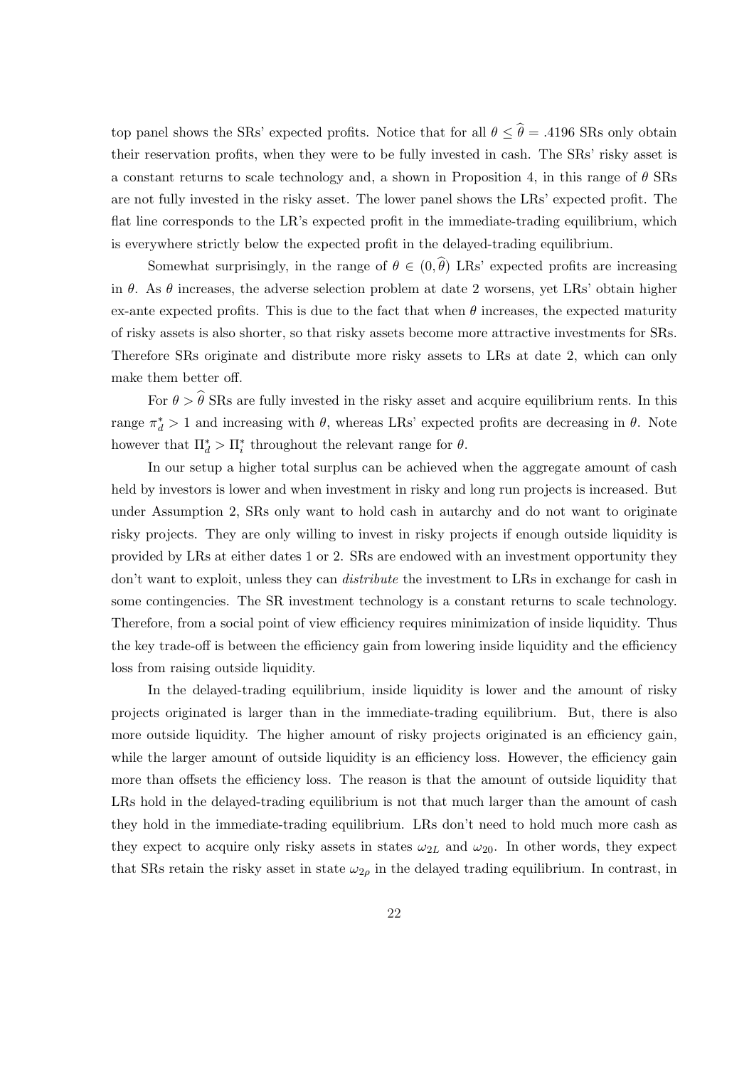top panel shows the SRs' expected profits. Notice that for all $\theta \leq \widehat{\theta} = .4196$ SRs only obtain their reservation profits, when they were to be fully invested in cash. The SRs' risky asset is a constant returns to scale technology and, a shown in Proposition 4, in this range of $\theta$ SRs are not fully invested in the risky asset. The lower panel shows the LRs' expected profit. The flat line corresponds to the LR's expected profit in the immediate-trading equilibrium, which is everywhere strictly below the expected profit in the delayed-trading equilibrium.

Somewhat surprisingly, in the range of $\theta \in (0, \widehat{\theta})$ LRs' expected profits are increasing in $\theta$. As $\theta$ increases, the adverse selection problem at date 2 worsens, yet LRs' obtain higher ex-ante expected profits. This is due to the fact that when $\theta$ increases, the expected maturity of risky assets is also shorter, so that risky assets become more attractive investments for SRs. Therefore SRs originate and distribute more risky assets to LRs at date 2, which can only make them better off.

For $\theta > \widehat{\theta}$ SRs are fully invested in the risky asset and acquire equilibrium rents. In this range $\pi_d^* > 1$ and increasing with $\theta$, whereas LRs' expected profits are decreasing in $\theta$. Note however that $\Pi_d^* > \Pi_i^*$ throughout the relevant range for $\theta$.

In our setup a higher total surplus can be achieved when the aggregate amount of cash held by investors is lower and when investment in risky and long run projects is increased. But under Assumption 2, SRs only want to hold cash in autarchy and do not want to originate risky projects. They are only willing to invest in risky projects if enough outside liquidity is provided by LRs at either dates 1 or 2. SRs are endowed with an investment opportunity they don't want to exploit, unless they can *distribute* the investment to LRs in exchange for cash in some contingencies. The SR investment technology is a constant returns to scale technology. Therefore, from a social point of view efficiency requires minimization of inside liquidity. Thus the key trade-off is between the efficiency gain from lowering inside liquidity and the efficiency loss from raising outside liquidity.

In the delayed-trading equilibrium, inside liquidity is lower and the amount of risky projects originated is larger than in the immediate-trading equilibrium. But, there is also more outside liquidity. The higher amount of risky projects originated is an efficiency gain, while the larger amount of outside liquidity is an efficiency loss. However, the efficiency gain more than offsets the efficiency loss. The reason is that the amount of outside liquidity that LRs hold in the delayed-trading equilibrium is not that much larger than the amount of cash they hold in the immediate-trading equilibrium. LRs don't need to hold much more cash as they expect to acquire only risky assets in states $\omega_{2L}$ and $\omega_{20}$. In other words, they expect that SRs retain the risky asset in state $\omega_{2\rho}$ in the delayed trading equilibrium. In contrast, in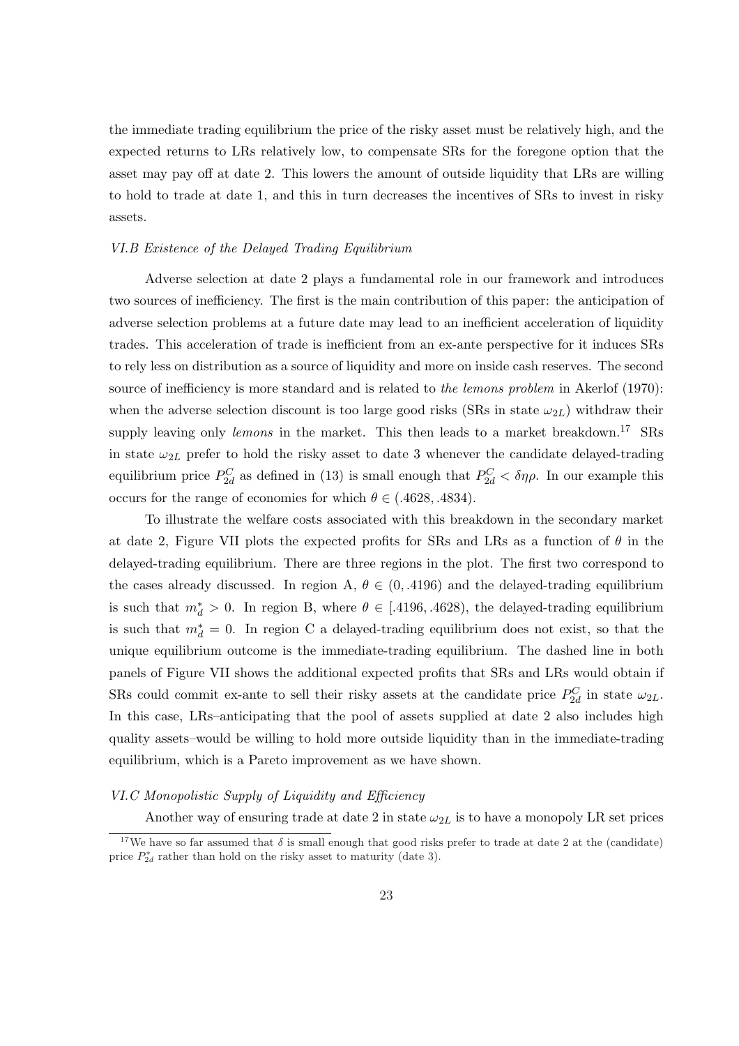the immediate trading equilibrium the price of the risky asset must be relatively high, and the expected returns to LRs relatively low, to compensate SRs for the foregone option that the asset may pay off at date 2. This lowers the amount of outside liquidity that LRs are willing to hold to trade at date 1, and this in turn decreases the incentives of SRs to invest in risky assets.

*VI.B Existence of the Delayed Trading Equilibrium*

Adverse selection at date 2 plays a fundamental role in our framework and introduces two sources of inefficiency. The first is the main contribution of this paper: the anticipation of adverse selection problems at a future date may lead to an inefficient acceleration of liquidity trades. This acceleration of trade is inefficient from an ex-ante perspective for it induces SRs to rely less on distribution as a source of liquidity and more on inside cash reserves. The second source of inefficiency is more standard and is related to *the lemons problem* in Akerlof (1970): when the adverse selection discount is too large good risks (SRs in state $\omega_{2L}$) withdraw their supply leaving only *lemons* in the market. This then leads to a market breakdown.[17] SRs in state $\omega_{2L}$ prefer to hold the risky asset to date 3 whenever the candidate delayed-trading equilibrium price $P_{2d}^C$ as defined in (13) is small enough that $P_{2d}^C < \delta\eta\rho$. In our example this occurs for the range of economies for which $\theta \in (.4628, .4834)$.

To illustrate the welfare costs associated with this breakdown in the secondary market at date 2, Figure VII plots the expected profits for SRs and LRs as a function of $\theta$ in the delayed-trading equilibrium. There are three regions in the plot. The first two correspond to the cases already discussed. In region A, $\theta \in (0, .4196)$ and the delayed-trading equilibrium is such that $m_d^* > 0$. In region B, where $\theta \in [.4196, .4628)$, the delayed-trading equilibrium is such that $m_d^* = 0$. In region C a delayed-trading equilibrium does not exist, so that the unique equilibrium outcome is the immediate-trading equilibrium. The dashed line in both panels of Figure VII shows the additional expected profits that SRs and LRs would obtain if SRs could commit ex-ante to sell their risky assets at the candidate price $P_{2d}^C$ in state $\omega_{2L}$. In this case, LRs–anticipating that the pool of assets supplied at date 2 also includes high quality assets–would be willing to hold more outside liquidity than in the immediate-trading equilibrium, which is a Pareto improvement as we have shown.

*VI.C Monopolistic Supply of Liquidity and Efficiency*

Another way of ensuring trade at date 2 in state $\omega_{2L}$ is to have a monopoly LR set prices

[17] We have so far assumed that $\delta$ is small enough that good risks prefer to trade at date 2 at the (candidate) price $P_{2d}^*$ rather than hold on the risky asset to maturity (date 3).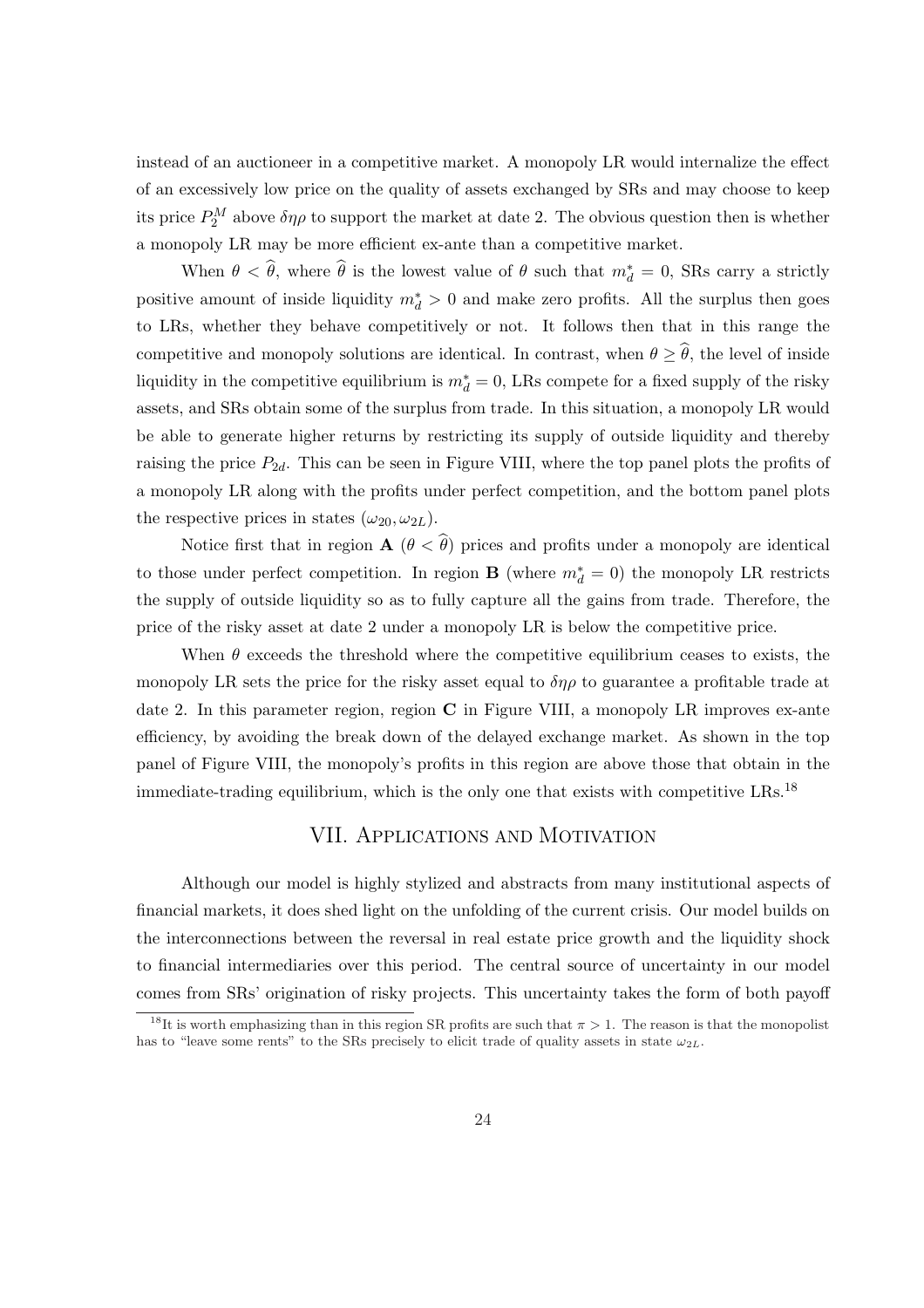instead of an auctioneer in a competitive market. A monopoly LR would internalize the effect of an excessively low price on the quality of assets exchanged by SRs and may choose to keep its price $P_2^M$ above $\delta\eta\rho$ to support the market at date 2. The obvious question then is whether a monopoly LR may be more efficient ex-ante than a competitive market.

When $\theta < \widehat{\theta}$, where $\widehat{\theta}$ is the lowest value of $\theta$ such that $m_d^* = 0$, SRs carry a strictly positive amount of inside liquidity $m_d^* > 0$ and make zero profits. All the surplus then goes to LRs, whether they behave competitively or not. It follows then that in this range the competitive and monopoly solutions are identical. In contrast, when $\theta \geq \widehat{\theta}$, the level of inside liquidity in the competitive equilibrium is $m_d^* = 0$, LRs compete for a fixed supply of the risky assets, and SRs obtain some of the surplus from trade. In this situation, a monopoly LR would be able to generate higher returns by restricting its supply of outside liquidity and thereby raising the price $P_{2d}$. This can be seen in Figure VIII, where the top panel plots the profits of a monopoly LR along with the profits under perfect competition, and the bottom panel plots the respective prices in states $(\omega_{20}, \omega_{2L})$.

Notice first that in region **A** ($\theta < \widehat{\theta}$) prices and profits under a monopoly are identical to those under perfect competition. In region **B** (where $m_d^* = 0$) the monopoly LR restricts the supply of outside liquidity so as to fully capture all the gains from trade. Therefore, the price of the risky asset at date 2 under a monopoly LR is below the competitive price.

When $\theta$ exceeds the threshold where the competitive equilibrium ceases to exists, the monopoly LR sets the price for the risky asset equal to $\delta\eta\rho$ to guarantee a profitable trade at date 2. In this parameter region, region **C** in Figure VIII, a monopoly LR improves ex-ante efficiency, by avoiding the break down of the delayed exchange market. As shown in the top panel of Figure VIII, the monopoly's profits in this region are above those that obtain in the immediate-trading equilibrium, which is the only one that exists with competitive LRs.[18]

## VII. Applications and Motivation

Although our model is highly stylized and abstracts from many institutional aspects of financial markets, it does shed light on the unfolding of the current crisis. Our model builds on the interconnections between the reversal in real estate price growth and the liquidity shock to financial intermediaries over this period. The central source of uncertainty in our model comes from SRs' origination of risky projects. This uncertainty takes the form of both payoff

[18] It is worth emphasizing than in this region SR profits are such that $\pi > 1$. The reason is that the monopolist has to "leave some rents" to the SRs precisely to elicit trade of quality assets in state $\omega_{2L}$.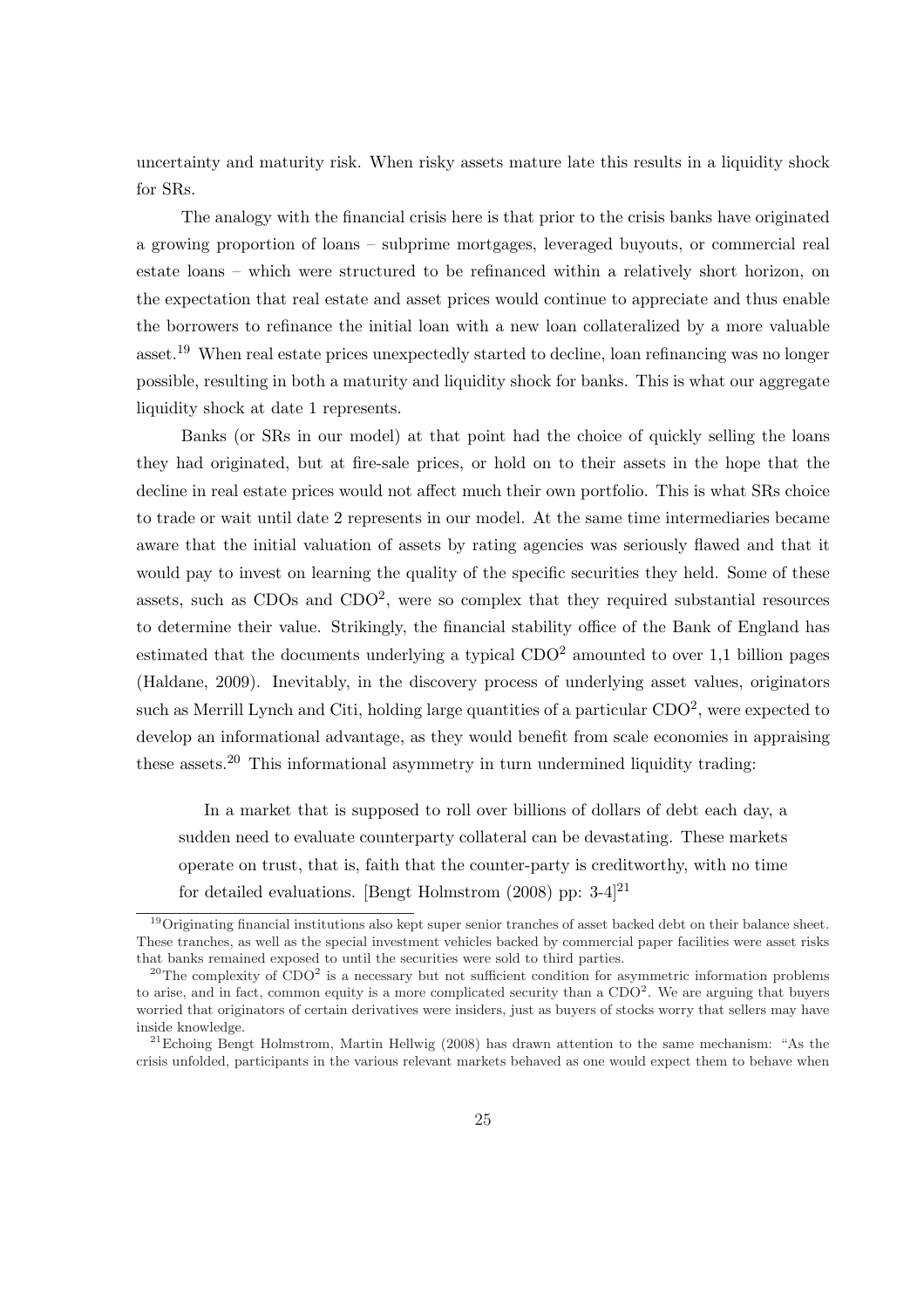uncertainty and maturity risk. When risky assets mature late this results in a liquidity shock for SRs.

The analogy with the financial crisis here is that prior to the crisis banks have originated a growing proportion of loans – subprime mortgages, leveraged buyouts, or commercial real estate loans – which were structured to be refinanced within a relatively short horizon, on the expectation that real estate and asset prices would continue to appreciate and thus enable the borrowers to refinance the initial loan with a new loan collateralized by a more valuable asset.[19] When real estate prices unexpectedly started to decline, loan refinancing was no longer possible, resulting in both a maturity and liquidity shock for banks. This is what our aggregate liquidity shock at date 1 represents.

Banks (or SRs in our model) at that point had the choice of quickly selling the loans they had originated, but at fire-sale prices, or hold on to their assets in the hope that the decline in real estate prices would not affect much their own portfolio. This is what SRs choice to trade or wait until date 2 represents in our model. At the same time intermediaries became aware that the initial valuation of assets by rating agencies was seriously flawed and that it would pay to invest on learning the quality of the specific securities they held. Some of these assets, such as CDOs and $CDO^2$, were so complex that they required substantial resources to determine their value. Strikingly, the financial stability office of the Bank of England has estimated that the documents underlying a typical $CDO^2$ amounted to over 1,1 billion pages (Haldane, 2009). Inevitably, in the discovery process of underlying asset values, originators such as Merrill Lynch and Citi, holding large quantities of a particular $CDO^2$, were expected to develop an informational advantage, as they would benefit from scale economies in appraising these assets.[20] This informational asymmetry in turn undermined liquidity trading:

> In a market that is supposed to roll over billions of dollars of debt each day, a sudden need to evaluate counterparty collateral can be devastating. These markets operate on trust, that is, faith that the counter-party is creditworthy, with no time for detailed evaluations. [Bengt Holmstrom (2008) pp: 3-4][21]

[19] Originating financial institutions also kept super senior tranches of asset backed debt on their balance sheet. These tranches, as well as the special investment vehicles backed by commercial paper facilities were asset risks that banks remained exposed to until the securities were sold to third parties.

[20] The complexity of $CDO^2$ is a necessary but not sufficient condition for asymmetric information problems to arise, and in fact, common equity is a more complicated security than a $CDO^2$. We are arguing that buyers worried that originators of certain derivatives were insiders, just as buyers of stocks worry that sellers may have inside knowledge.

[21] Echoing Bengt Holmstrom, Martin Hellwig (2008) has drawn attention to the same mechanism: "As the crisis unfolded, participants in the various relevant markets behaved as one would expect them to behave when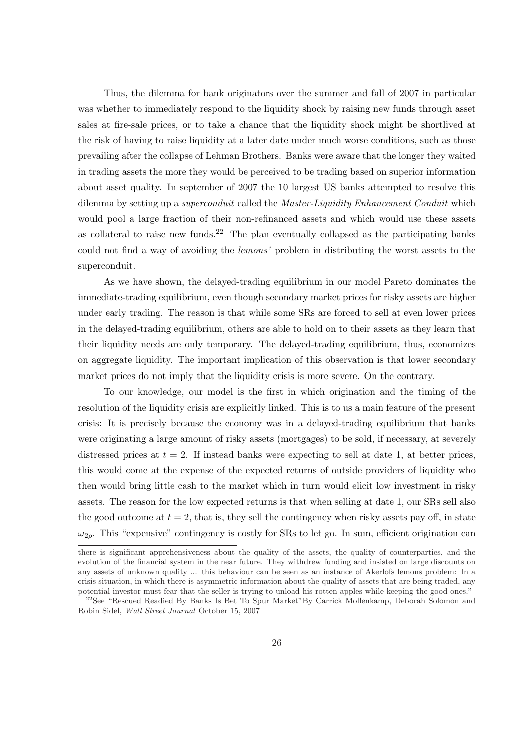Thus, the dilemma for bank originators over the summer and fall of 2007 in particular was whether to immediately respond to the liquidity shock by raising new funds through asset sales at fire-sale prices, or to take a chance that the liquidity shock might be shortlived at the risk of having to raise liquidity at a later date under much worse conditions, such as those prevailing after the collapse of Lehman Brothers. Banks were aware that the longer they waited in trading assets the more they would be perceived to be trading based on superior information about asset quality. In september of 2007 the 10 largest US banks attempted to resolve this dilemma by setting up a *superconduit* called the *Master-Liquidity Enhancement Conduit* which would pool a large fraction of their non-refinanced assets and which would use these assets as collateral to raise new funds.[22] The plan eventually collapsed as the participating banks could not find a way of avoiding the *lemons'* problem in distributing the worst assets to the superconduit.

As we have shown, the delayed-trading equilibrium in our model Pareto dominates the immediate-trading equilibrium, even though secondary market prices for risky assets are higher under early trading. The reason is that while some SRs are forced to sell at even lower prices in the delayed-trading equilibrium, others are able to hold on to their assets as they learn that their liquidity needs are only temporary. The delayed-trading equilibrium, thus, economizes on aggregate liquidity. The important implication of this observation is that lower secondary market prices do not imply that the liquidity crisis is more severe. On the contrary.

To our knowledge, our model is the first in which origination and the timing of the resolution of the liquidity crisis are explicitly linked. This is to us a main feature of the present crisis: It is precisely because the economy was in a delayed-trading equilibrium that banks were originating a large amount of risky assets (mortgages) to be sold, if necessary, at severely distressed prices at $t = 2$. If instead banks were expecting to sell at date 1, at better prices, this would come at the expense of the expected returns of outside providers of liquidity who then would bring little cash to the market which in turn would elicit low investment in risky assets. The reason for the low expected returns is that when selling at date 1, our SRs sell also the good outcome at $t = 2$, that is, they sell the contingency when risky assets pay off, in state $\omega_{2\rho}$. This "expensive" contingency is costly for SRs to let go. In sum, efficient origination can

---

there is significant apprehensiveness about the quality of the assets, the quality of counterparties, and the evolution of the financial system in the near future. They withdrew funding and insisted on large discounts on any assets of unknown quality ... this behaviour can be seen as an instance of Akerlofs lemons problem: In a crisis situation, in which there is asymmetric information about the quality of assets that are being traded, any potential investor must fear that the seller is trying to unload his rotten apples while keeping the good ones."

[22] See "Rescued Readied By Banks Is Bet To Spur Market"By Carrick Mollenkamp, Deborah Solomon and Robin Sidel, *Wall Street Journal* October 15, 2007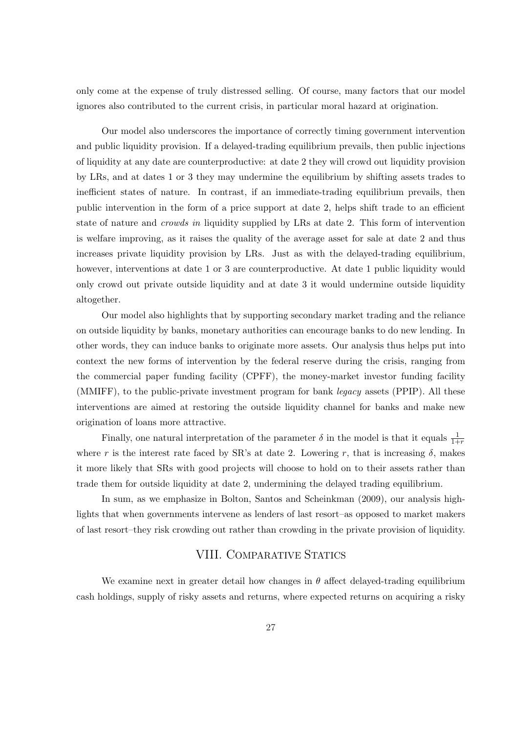only come at the expense of truly distressed selling. Of course, many factors that our model ignores also contributed to the current crisis, in particular moral hazard at origination.

Our model also underscores the importance of correctly timing government intervention and public liquidity provision. If a delayed-trading equilibrium prevails, then public injections of liquidity at any date are counterproductive: at date 2 they will crowd out liquidity provision by LRs, and at dates 1 or 3 they may undermine the equilibrium by shifting assets trades to inefficient states of nature. In contrast, if an immediate-trading equilibrium prevails, then public intervention in the form of a price support at date 2, helps shift trade to an efficient state of nature and *crowds in* liquidity supplied by LRs at date 2. This form of intervention is welfare improving, as it raises the quality of the average asset for sale at date 2 and thus increases private liquidity provision by LRs. Just as with the delayed-trading equilibrium, however, interventions at date 1 or 3 are counterproductive. At date 1 public liquidity would only crowd out private outside liquidity and at date 3 it would undermine outside liquidity altogether.

Our model also highlights that by supporting secondary market trading and the reliance on outside liquidity by banks, monetary authorities can encourage banks to do new lending. In other words, they can induce banks to originate more assets. Our analysis thus helps put into context the new forms of intervention by the federal reserve during the crisis, ranging from the commercial paper funding facility (CPFF), the money-market investor funding facility (MMIFF), to the public-private investment program for bank *legacy* assets (PPIP). All these interventions are aimed at restoring the outside liquidity channel for banks and make new origination of loans more attractive.

Finally, one natural interpretation of the parameter $\delta$ in the model is that it equals $\frac{1}{1+r}$ where $r$ is the interest rate faced by SR's at date 2. Lowering $r$, that is increasing $\delta$, makes it more likely that SRs with good projects will choose to hold on to their assets rather than trade them for outside liquidity at date 2, undermining the delayed trading equilibrium.

In sum, as we emphasize in Bolton, Santos and Scheinkman (2009), our analysis highlights that when governments intervene as lenders of last resort–as opposed to market makers of last resort–they risk crowding out rather than crowding in the private provision of liquidity.

## VIII. Comparative Statics

We examine next in greater detail how changes in $\theta$ affect delayed-trading equilibrium cash holdings, supply of risky assets and returns, where expected returns on acquiring a risky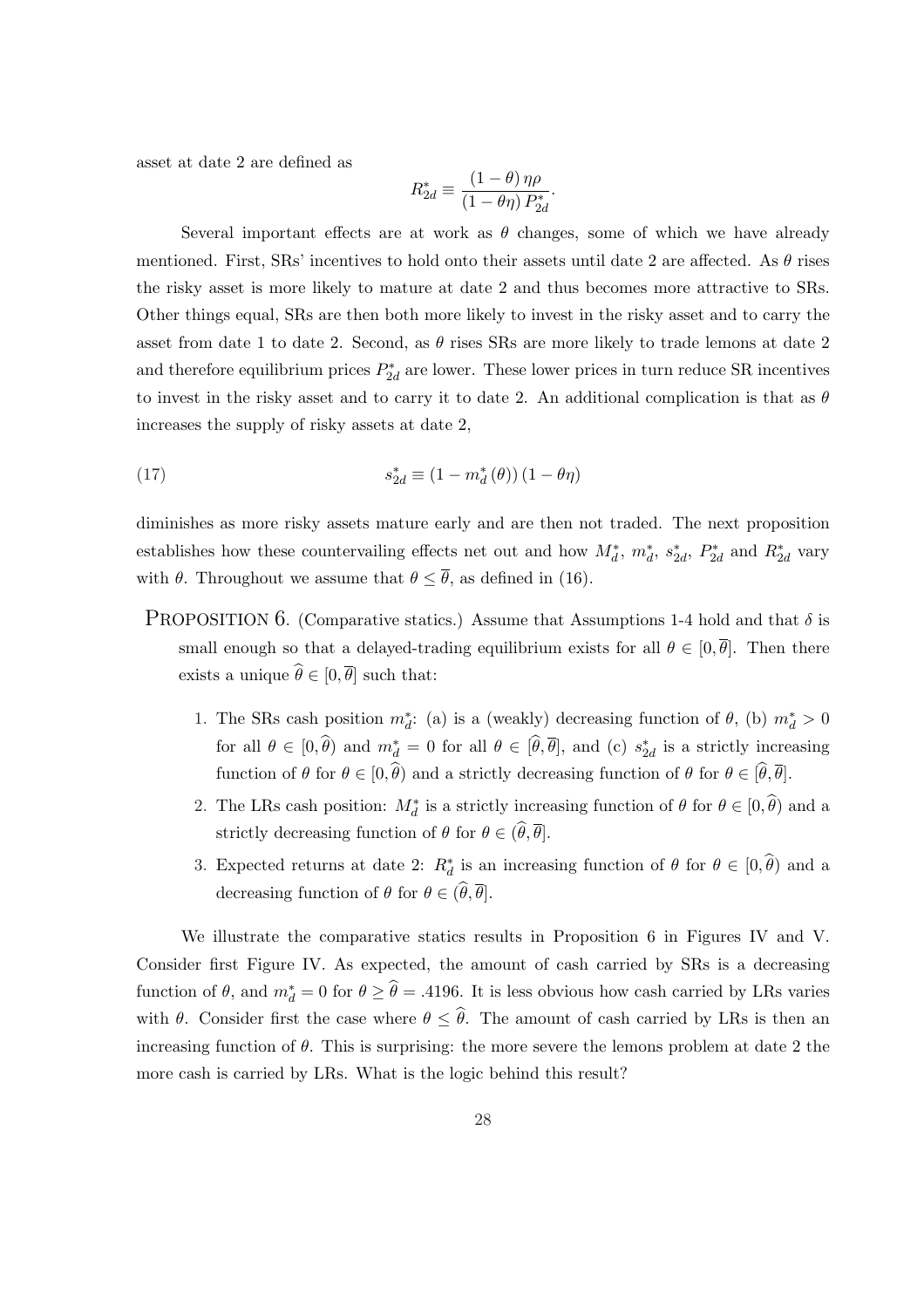asset at date 2 are defined as

$$R_{2d}^* \equiv \frac{(1-\theta)\,\eta\rho}{(1-\theta\eta)\,P_{2d}^*}.$$

Several important effects are at work as $\theta$ changes, some of which we have already mentioned. First, SRs' incentives to hold onto their assets until date 2 are affected. As $\theta$ rises the risky asset is more likely to mature at date 2 and thus becomes more attractive to SRs. Other things equal, SRs are then both more likely to invest in the risky asset and to carry the asset from date 1 to date 2. Second, as $\theta$ rises SRs are more likely to trade lemons at date 2 and therefore equilibrium prices $P_{2d}^*$ are lower. These lower prices in turn reduce SR incentives to invest in the risky asset and to carry it to date 2. An additional complication is that as $\theta$ increases the supply of risky assets at date 2,

$$s_{2d}^* \equiv (1 - m_d^*(\theta))\,(1-\theta\eta) \tag{17}$$

diminishes as more risky assets mature early and are then not traded. The next proposition establishes how these countervailing effects net out and how $M_d^*$, $m_d^*$, $s_{2d}^*$, $P_{2d}^*$ and $R_{2d}^*$ vary with $\theta$. Throughout we assume that $\theta \leq \overline{\theta}$, as defined in (16).

**PROPOSITION 6.** (Comparative statics.) *Assume that Assumptions 1-4 hold and that $\delta$ is small enough so that a delayed-trading equilibrium exists for all $\theta \in [0, \overline{\theta}]$. Then there exists a unique $\widehat{\theta} \in [0, \overline{\theta}]$ such that:*

1. *The SRs cash position $m_d^*$: (a) is a (weakly) decreasing function of $\theta$, (b) $m_d^* > 0$ for all $\theta \in [0, \widehat{\theta})$ and $m_d^* = 0$ for all $\theta \in [\widehat{\theta}, \overline{\theta}]$, and (c) $s_{2d}^*$ is a strictly increasing function of $\theta$ for $\theta \in [0, \widehat{\theta})$ and a strictly decreasing function of $\theta$ for $\theta \in [\widehat{\theta}, \overline{\theta}]$.*
2. *The LRs cash position: $M_d^*$ is a strictly increasing function of $\theta$ for $\theta \in [0, \widehat{\theta})$ and a strictly decreasing function of $\theta$ for $\theta \in (\widehat{\theta}, \overline{\theta}]$.*
3. *Expected returns at date 2: $R_d^*$ is an increasing function of $\theta$ for $\theta \in [0, \widehat{\theta})$ and a decreasing function of $\theta$ for $\theta \in (\widehat{\theta}, \overline{\theta}]$.*

We illustrate the comparative statics results in Proposition 6 in Figures IV and V. Consider first Figure IV. As expected, the amount of cash carried by SRs is a decreasing function of $\theta$, and $m_d^* = 0$ for $\theta \geq \widehat{\theta} = .4196$. It is less obvious how cash carried by LRs varies with $\theta$. Consider first the case where $\theta \leq \widehat{\theta}$. The amount of cash carried by LRs is then an increasing function of $\theta$. This is surprising: the more severe the lemons problem at date 2 the more cash is carried by LRs. What is the logic behind this result?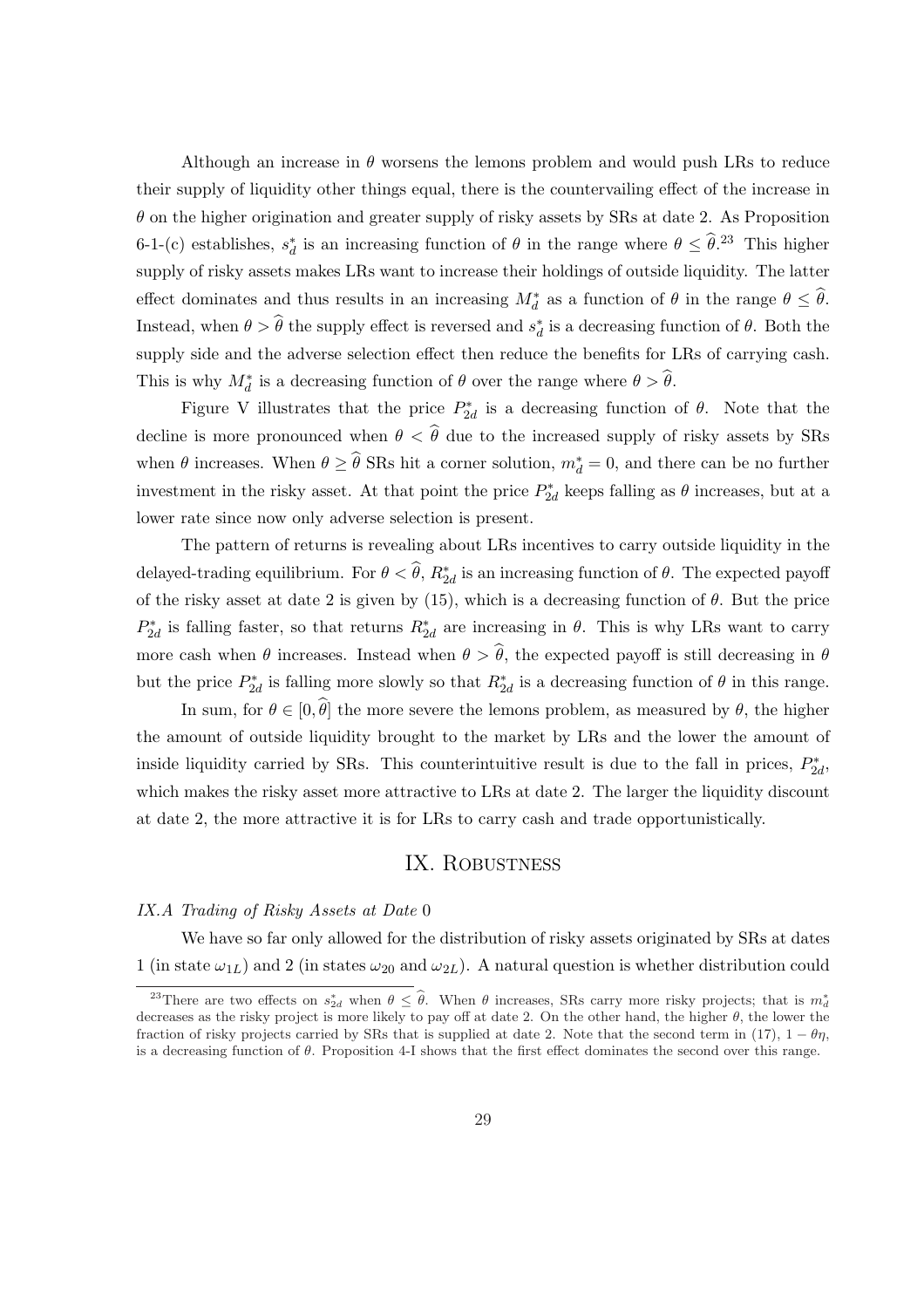Although an increase in $\theta$ worsens the lemons problem and would push LRs to reduce their supply of liquidity other things equal, there is the countervailing effect of the increase in $\theta$ on the higher origination and greater supply of risky assets by SRs at date 2. As Proposition 6-1-(c) establishes, $s_d^*$ is an increasing function of $\theta$ in the range where $\theta \leq \widehat{\theta}$.[23] This higher supply of risky assets makes LRs want to increase their holdings of outside liquidity. The latter effect dominates and thus results in an increasing $M_d^*$ as a function of $\theta$ in the range $\theta \leq \widehat{\theta}$. Instead, when $\theta > \widehat{\theta}$ the supply effect is reversed and $s_d^*$ is a decreasing function of $\theta$. Both the supply side and the adverse selection effect then reduce the benefits for LRs of carrying cash. This is why $M_d^*$ is a decreasing function of $\theta$ over the range where $\theta > \widehat{\theta}$.

Figure V illustrates that the price $P_{2d}^*$ is a decreasing function of $\theta$. Note that the decline is more pronounced when $\theta < \widehat{\theta}$ due to the increased supply of risky assets by SRs when $\theta$ increases. When $\theta \geq \widehat{\theta}$ SRs hit a corner solution, $m_d^* = 0$, and there can be no further investment in the risky asset. At that point the price $P_{2d}^*$ keeps falling as $\theta$ increases, but at a lower rate since now only adverse selection is present.

The pattern of returns is revealing about LRs incentives to carry outside liquidity in the delayed-trading equilibrium. For $\theta < \widehat{\theta}$, $R_{2d}^*$ is an increasing function of $\theta$. The expected payoff of the risky asset at date 2 is given by (15), which is a decreasing function of $\theta$. But the price $P_{2d}^*$ is falling faster, so that returns $R_{2d}^*$ are increasing in $\theta$. This is why LRs want to carry more cash when $\theta$ increases. Instead when $\theta > \widehat{\theta}$, the expected payoff is still decreasing in $\theta$ but the price $P_{2d}^*$ is falling more slowly so that $R_{2d}^*$ is a decreasing function of $\theta$ in this range.

In sum, for $\theta \in [0, \widehat{\theta}]$ the more severe the lemons problem, as measured by $\theta$, the higher the amount of outside liquidity brought to the market by LRs and the lower the amount of inside liquidity carried by SRs. This counterintuitive result is due to the fall in prices, $P_{2d}^*$, which makes the risky asset more attractive to LRs at date 2. The larger the liquidity discount at date 2, the more attractive it is for LRs to carry cash and trade opportunistically.

# IX. Robustness

### *IX.A Trading of Risky Assets at Date 0*

We have so far only allowed for the distribution of risky assets originated by SRs at dates 1 (in state $\omega_{1L}$) and 2 (in states $\omega_{20}$ and $\omega_{2L}$). A natural question is whether distribution could

[23] There are two effects on $s_{2d}^*$ when $\theta \leq \widehat{\theta}$. When $\theta$ increases, SRs carry more risky projects; that is $m_d^*$ decreases as the risky project is more likely to pay off at date 2. On the other hand, the higher $\theta$, the lower the fraction of risky projects carried by SRs that is supplied at date 2. Note that the second term in (17), $1 - \theta\eta$, is a decreasing function of $\theta$. Proposition 4-I shows that the first effect dominates the second over this range.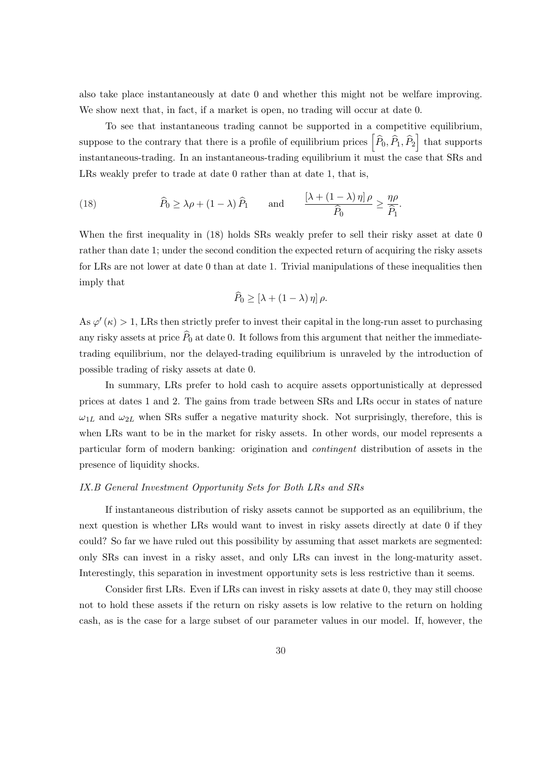also take place instantaneously at date 0 and whether this might not be welfare improving. We show next that, in fact, if a market is open, no trading will occur at date 0.

To see that instantaneous trading cannot be supported in a competitive equilibrium, suppose to the contrary that there is a profile of equilibrium prices $\left[\widehat{P}_0, \widehat{P}_1, \widehat{P}_2\right]$ that supports instantaneous-trading. In an instantaneous-trading equilibrium it must the case that SRs and LRs weakly prefer to trade at date 0 rather than at date 1, that is,

$$\widehat{P}_0 \geq \lambda\rho + (1-\lambda)\,\widehat{P}_1 \qquad \text{and} \qquad \frac{[\lambda + (1-\lambda)\,\eta]\,\rho}{\widehat{P}_0} \geq \frac{\eta\rho}{\widehat{P}_1}. \tag{18}$$

When the first inequality in (18) holds SRs weakly prefer to sell their risky asset at date 0 rather than date 1; under the second condition the expected return of acquiring the risky assets for LRs are not lower at date 0 than at date 1. Trivial manipulations of these inequalities then imply that

$$\widehat{P}_0 \geq [\lambda + (1-\lambda)\,\eta]\,\rho.$$

As $\varphi'(\kappa) > 1$, LRs then strictly prefer to invest their capital in the long-run asset to purchasing any risky assets at price $\widehat{P}_0$ at date 0. It follows from this argument that neither the immediate-trading equilibrium, nor the delayed-trading equilibrium is unraveled by the introduction of possible trading of risky assets at date 0.

In summary, LRs prefer to hold cash to acquire assets opportunistically at depressed prices at dates 1 and 2. The gains from trade between SRs and LRs occur in states of nature $\omega_{1L}$ and $\omega_{2L}$ when SRs suffer a negative maturity shock. Not surprisingly, therefore, this is when LRs want to be in the market for risky assets. In other words, our model represents a particular form of modern banking: origination and *contingent* distribution of assets in the presence of liquidity shocks.

### *IX.B General Investment Opportunity Sets for Both LRs and SRs*

If instantaneous distribution of risky assets cannot be supported as an equilibrium, the next question is whether LRs would want to invest in risky assets directly at date 0 if they could? So far we have ruled out this possibility by assuming that asset markets are segmented: only SRs can invest in a risky asset, and only LRs can invest in the long-maturity asset. Interestingly, this separation in investment opportunity sets is less restrictive than it seems.

Consider first LRs. Even if LRs can invest in risky assets at date 0, they may still choose not to hold these assets if the return on risky assets is low relative to the return on holding cash, as is the case for a large subset of our parameter values in our model. If, however, the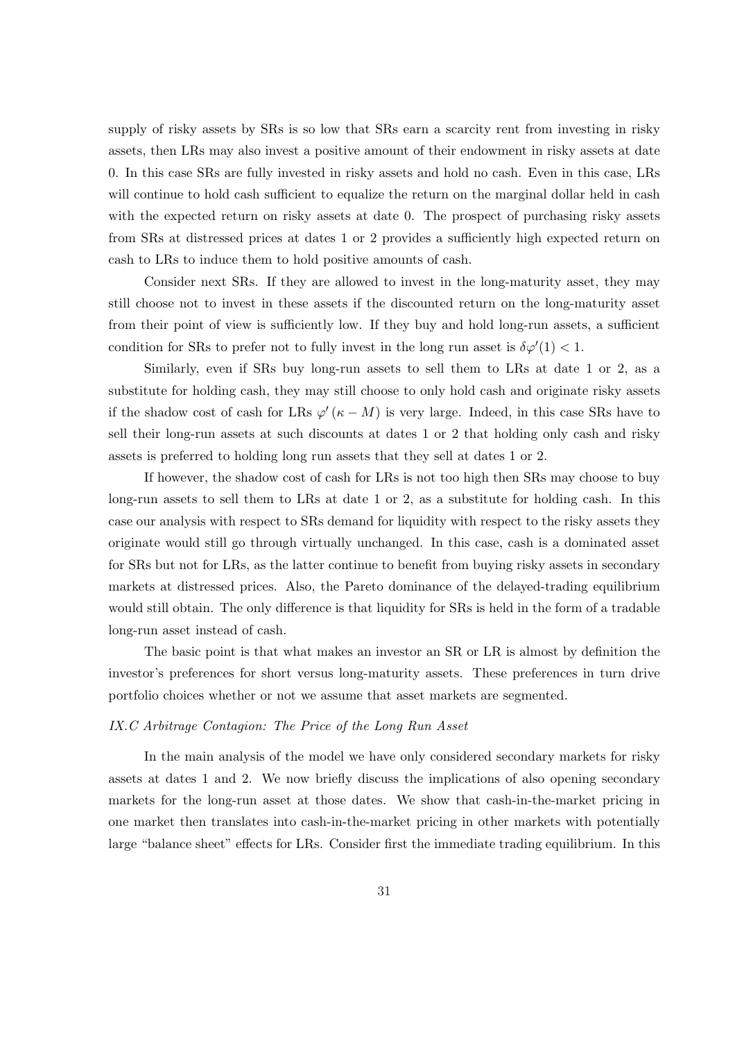supply of risky assets by SRs is so low that SRs earn a scarcity rent from investing in risky assets, then LRs may also invest a positive amount of their endowment in risky assets at date 0. In this case SRs are fully invested in risky assets and hold no cash. Even in this case, LRs will continue to hold cash sufficient to equalize the return on the marginal dollar held in cash with the expected return on risky assets at date 0. The prospect of purchasing risky assets from SRs at distressed prices at dates 1 or 2 provides a sufficiently high expected return on cash to LRs to induce them to hold positive amounts of cash.

Consider next SRs. If they are allowed to invest in the long-maturity asset, they may still choose not to invest in these assets if the discounted return on the long-maturity asset from their point of view is sufficiently low. If they buy and hold long-run assets, a sufficient condition for SRs to prefer not to fully invest in the long run asset is $\delta\varphi'(1) < 1$.

Similarly, even if SRs buy long-run assets to sell them to LRs at date 1 or 2, as a substitute for holding cash, they may still choose to only hold cash and originate risky assets if the shadow cost of cash for LRs $\varphi'(\kappa - M)$ is very large. Indeed, in this case SRs have to sell their long-run assets at such discounts at dates 1 or 2 that holding only cash and risky assets is preferred to holding long run assets that they sell at dates 1 or 2.

If however, the shadow cost of cash for LRs is not too high then SRs may choose to buy long-run assets to sell them to LRs at date 1 or 2, as a substitute for holding cash. In this case our analysis with respect to SRs demand for liquidity with respect to the risky assets they originate would still go through virtually unchanged. In this case, cash is a dominated asset for SRs but not for LRs, as the latter continue to benefit from buying risky assets in secondary markets at distressed prices. Also, the Pareto dominance of the delayed-trading equilibrium would still obtain. The only difference is that liquidity for SRs is held in the form of a tradable long-run asset instead of cash.

The basic point is that what makes an investor an SR or LR is almost by definition the investor's preferences for short versus long-maturity assets. These preferences in turn drive portfolio choices whether or not we assume that asset markets are segmented.

### *IX.C Arbitrage Contagion: The Price of the Long Run Asset*

In the main analysis of the model we have only considered secondary markets for risky assets at dates 1 and 2. We now briefly discuss the implications of also opening secondary markets for the long-run asset at those dates. We show that cash-in-the-market pricing in one market then translates into cash-in-the-market pricing in other markets with potentially large "balance sheet" effects for LRs. Consider first the immediate trading equilibrium. In this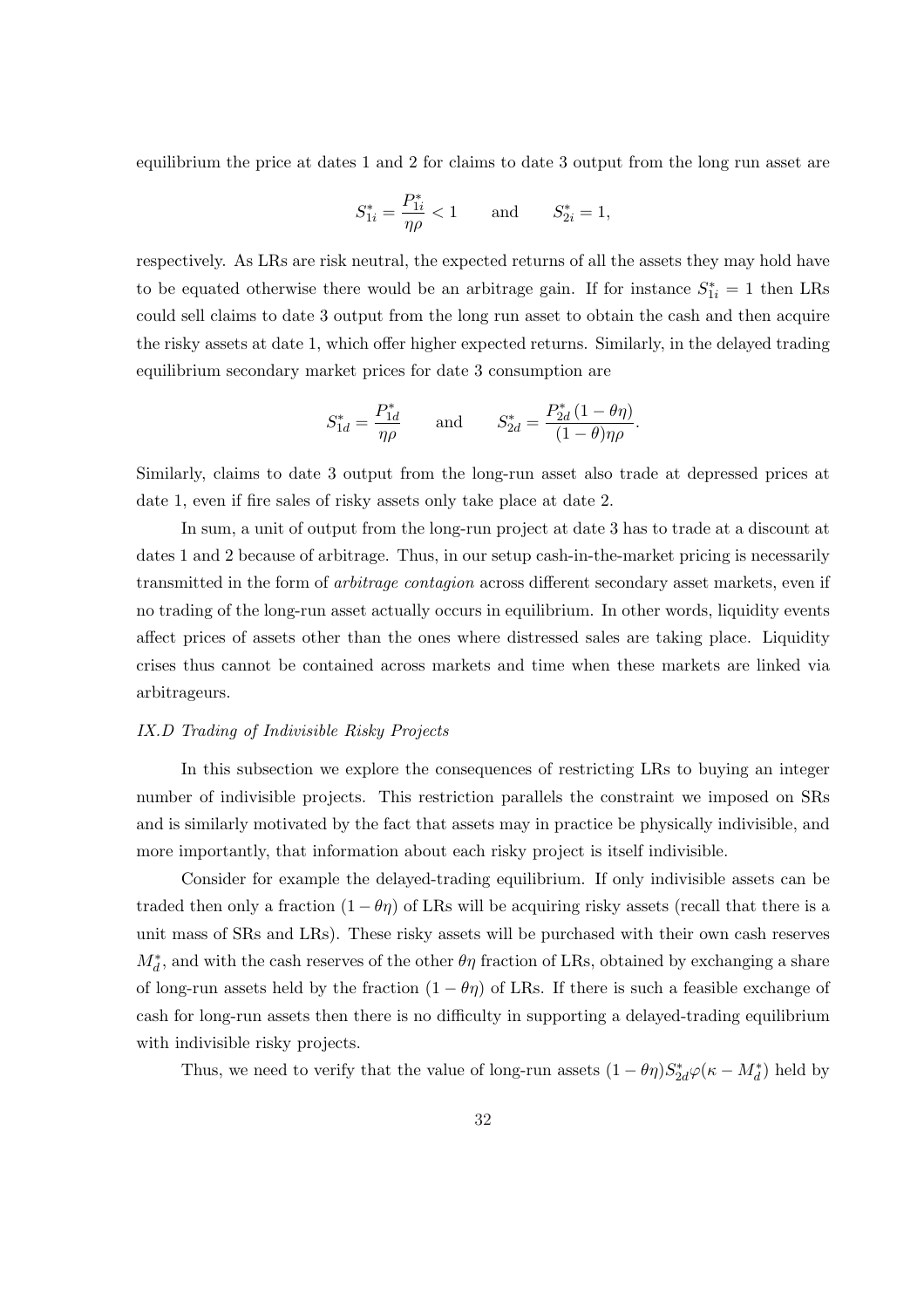equilibrium the price at dates 1 and 2 for claims to date 3 output from the long run asset are

$$S_{1i}^* = \frac{P_{1i}^*}{\eta\rho} < 1 \qquad \text{and} \qquad S_{2i}^* = 1,$$

respectively. As LRs are risk neutral, the expected returns of all the assets they may hold have to be equated otherwise there would be an arbitrage gain. If for instance $S_{1i}^* = 1$ then LRs could sell claims to date 3 output from the long run asset to obtain the cash and then acquire the risky assets at date 1, which offer higher expected returns. Similarly, in the delayed trading equilibrium secondary market prices for date 3 consumption are

$$S_{1d}^* = \frac{P_{1d}^*}{\eta\rho} \qquad \text{and} \qquad S_{2d}^* = \frac{P_{2d}^*(1-\theta\eta)}{(1-\theta)\eta\rho}.$$

Similarly, claims to date 3 output from the long-run asset also trade at depressed prices at date 1, even if fire sales of risky assets only take place at date 2.

In sum, a unit of output from the long-run project at date 3 has to trade at a discount at dates 1 and 2 because of arbitrage. Thus, in our setup cash-in-the-market pricing is necessarily transmitted in the form of *arbitrage contagion* across different secondary asset markets, even if no trading of the long-run asset actually occurs in equilibrium. In other words, liquidity events affect prices of assets other than the ones where distressed sales are taking place. Liquidity crises thus cannot be contained across markets and time when these markets are linked via arbitrageurs.

### *IX.D Trading of Indivisible Risky Projects*

In this subsection we explore the consequences of restricting LRs to buying an integer number of indivisible projects. This restriction parallels the constraint we imposed on SRs and is similarly motivated by the fact that assets may in practice be physically indivisible, and more importantly, that information about each risky project is itself indivisible.

Consider for example the delayed-trading equilibrium. If only indivisible assets can be traded then only a fraction $(1-\theta\eta)$ of LRs will be acquiring risky assets (recall that there is a unit mass of SRs and LRs). These risky assets will be purchased with their own cash reserves $M_d^*$, and with the cash reserves of the other $\theta\eta$ fraction of LRs, obtained by exchanging a share of long-run assets held by the fraction $(1-\theta\eta)$ of LRs. If there is such a feasible exchange of cash for long-run assets then there is no difficulty in supporting a delayed-trading equilibrium with indivisible risky projects.

Thus, we need to verify that the value of long-run assets $(1-\theta\eta)S_{2d}^*\varphi(\kappa - M_d^*)$ held by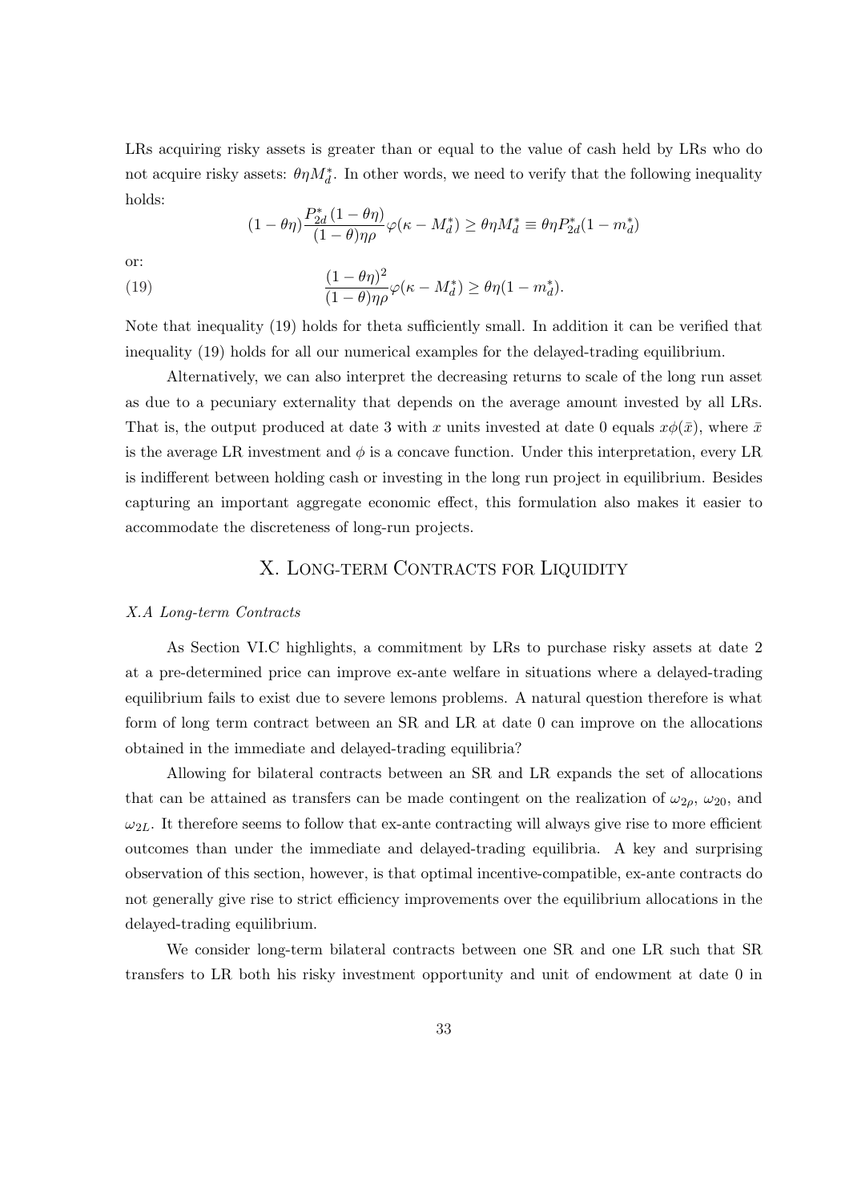LRs acquiring risky assets is greater than or equal to the value of cash held by LRs who do not acquire risky assets: $\theta\eta M_d^*$. In other words, we need to verify that the following inequality holds:

$$(1-\theta\eta)\frac{P_{2d}^*(1-\theta\eta)}{(1-\theta)\eta\rho}\varphi(\kappa - M_d^*) \geq \theta\eta M_d^* \equiv \theta\eta P_{2d}^*(1-m_d^*)$$

or:

$$\frac{(1-\theta\eta)^2}{(1-\theta)\eta\rho}\varphi(\kappa - M_d^*) \geq \theta\eta(1-m_d^*). \tag{19}$$

Note that inequality (19) holds for theta sufficiently small. In addition it can be verified that inequality (19) holds for all our numerical examples for the delayed-trading equilibrium.

Alternatively, we can also interpret the decreasing returns to scale of the long run asset as due to a pecuniary externality that depends on the average amount invested by all LRs. That is, the output produced at date 3 with $x$ units invested at date 0 equals $x\phi(\bar{x})$, where $\bar{x}$ is the average LR investment and $\phi$ is a concave function. Under this interpretation, every LR is indifferent between holding cash or investing in the long run project in equilibrium. Besides capturing an important aggregate economic effect, this formulation also makes it easier to accommodate the discreteness of long-run projects.

## X. Long-term Contracts for Liquidity

### *X.A Long-term Contracts*

As Section VI.C highlights, a commitment by LRs to purchase risky assets at date 2 at a pre-determined price can improve ex-ante welfare in situations where a delayed-trading equilibrium fails to exist due to severe lemons problems. A natural question therefore is what form of long term contract between an SR and LR at date 0 can improve on the allocations obtained in the immediate and delayed-trading equilibria?

Allowing for bilateral contracts between an SR and LR expands the set of allocations that can be attained as transfers can be made contingent on the realization of $\omega_{2\rho}$, $\omega_{20}$, and $\omega_{2L}$. It therefore seems to follow that ex-ante contracting will always give rise to more efficient outcomes than under the immediate and delayed-trading equilibria. A key and surprising observation of this section, however, is that optimal incentive-compatible, ex-ante contracts do not generally give rise to strict efficiency improvements over the equilibrium allocations in the delayed-trading equilibrium.

We consider long-term bilateral contracts between one SR and one LR such that SR transfers to LR both his risky investment opportunity and unit of endowment at date 0 in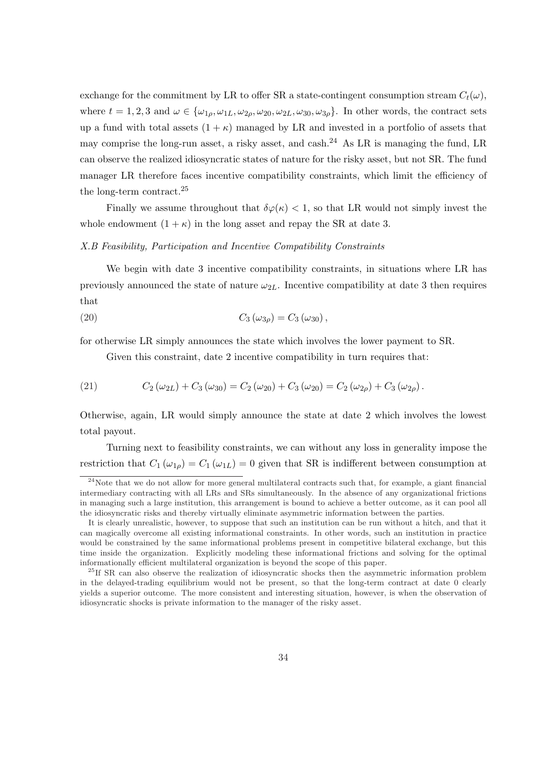exchange for the commitment by LR to offer SR a state-contingent consumption stream $C_t(\omega)$, where $t = 1, 2, 3$ and $\omega \in \{\omega_{1\rho}, \omega_{1L}, \omega_{2\rho}, \omega_{20}, \omega_{2L}, \omega_{30}, \omega_{3\rho}\}$. In other words, the contract sets up a fund with total assets $(1 + \kappa)$ managed by LR and invested in a portfolio of assets that may comprise the long-run asset, a risky asset, and cash.[24] As LR is managing the fund, LR can observe the realized idiosyncratic states of nature for the risky asset, but not SR. The fund manager LR therefore faces incentive compatibility constraints, which limit the efficiency of the long-term contract.[25]

Finally we assume throughout that $\delta\varphi(\kappa) < 1$, so that LR would not simply invest the whole endowment $(1 + \kappa)$ in the long asset and repay the SR at date 3.

*X.B Feasibility, Participation and Incentive Compatibility Constraints*

We begin with date 3 incentive compatibility constraints, in situations where LR has previously announced the state of nature $\omega_{2L}$. Incentive compatibility at date 3 then requires that

$$C_3(\omega_{3\rho}) = C_3(\omega_{30}), \tag{20}$$

for otherwise LR simply announces the state which involves the lower payment to SR.

Given this constraint, date 2 incentive compatibility in turn requires that:

$$C_2(\omega_{2L}) + C_3(\omega_{30}) = C_2(\omega_{20}) + C_3(\omega_{20}) = C_2(\omega_{2\rho}) + C_3(\omega_{2\rho}). \tag{21}$$

Otherwise, again, LR would simply announce the state at date 2 which involves the lowest total payout.

Turning next to feasibility constraints, we can without any loss in generality impose the restriction that $C_1(\omega_{1\rho}) = C_1(\omega_{1L}) = 0$ given that SR is indifferent between consumption at

---

[24] Note that we do not allow for more general multilateral contracts such that, for example, a giant financial intermediary contracting with all LRs and SRs simultaneously. In the absence of any organizational frictions in managing such a large institution, this arrangement is bound to achieve a better outcome, as it can pool all the idiosyncratic risks and thereby virtually eliminate asymmetric information between the parties.

It is clearly unrealistic, however, to suppose that such an institution can be run without a hitch, and that it can magically overcome all existing informational constraints. In other words, such an institution in practice would be constrained by the same informational problems present in competitive bilateral exchange, but this time inside the organization. Explicitly modeling these informational frictions and solving for the optimal informationally efficient multilateral organization is beyond the scope of this paper.

[25] If SR can also observe the realization of idiosyncratic shocks then the asymmetric information problem in the delayed-trading equilibrium would not be present, so that the long-term contract at date 0 clearly yields a superior outcome. The more consistent and interesting situation, however, is when the observation of idiosyncratic shocks is private information to the manager of the risky asset.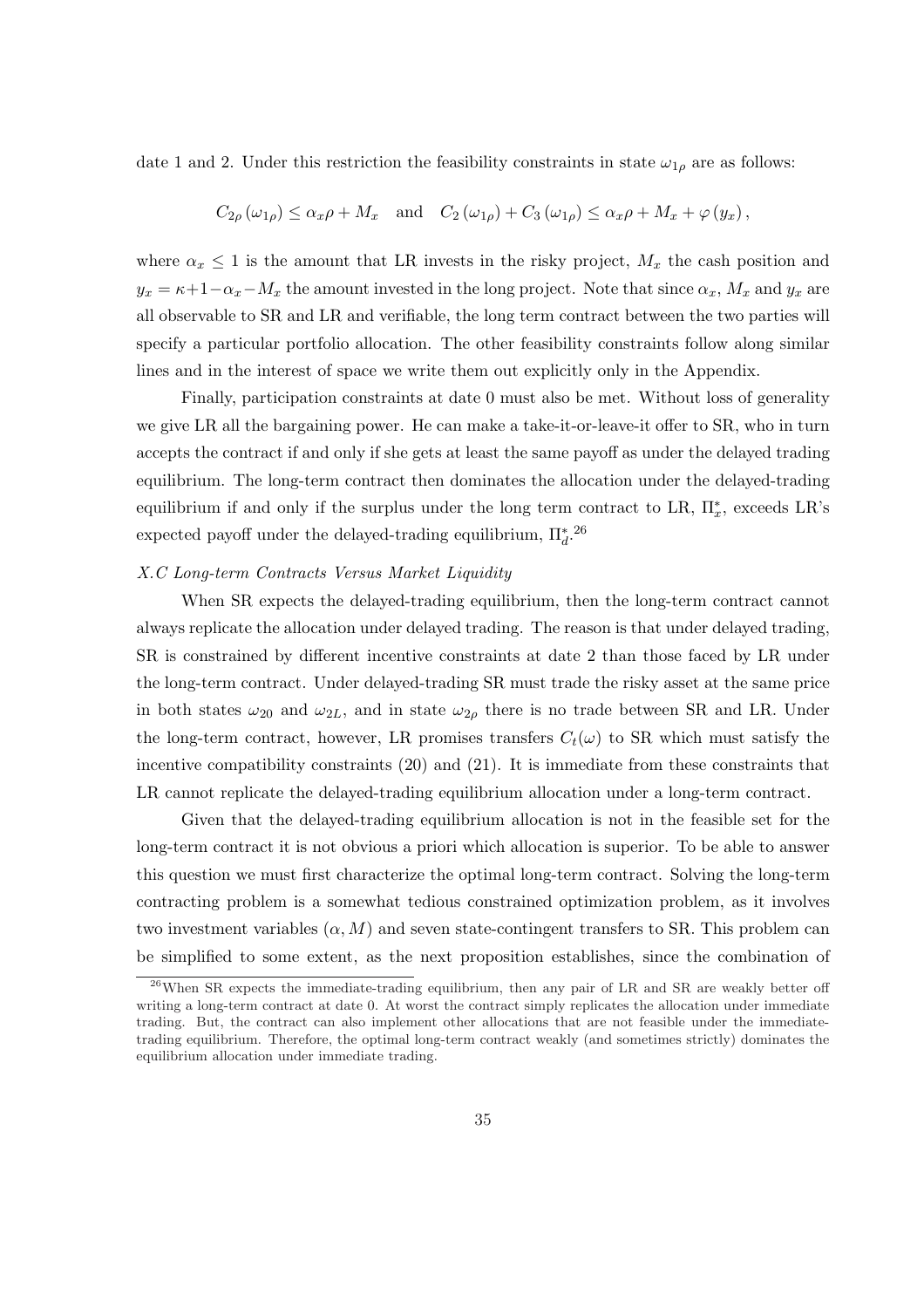date 1 and 2. Under this restriction the feasibility constraints in state $\omega_{1\rho}$ are as follows:

$$C_{2\rho}(\omega_{1\rho}) \leq \alpha_x \rho + M_x \quad \text{and} \quad C_2(\omega_{1\rho}) + C_3(\omega_{1\rho}) \leq \alpha_x \rho + M_x + \varphi(y_x),$$

where $\alpha_x \leq 1$ is the amount that LR invests in the risky project, $M_x$ the cash position and $y_x = \kappa + 1 - \alpha_x - M_x$ the amount invested in the long project. Note that since $\alpha_x$, $M_x$ and $y_x$ are all observable to SR and LR and verifiable, the long term contract between the two parties will specify a particular portfolio allocation. The other feasibility constraints follow along similar lines and in the interest of space we write them out explicitly only in the Appendix.

Finally, participation constraints at date 0 must also be met. Without loss of generality we give LR all the bargaining power. He can make a take-it-or-leave-it offer to SR, who in turn accepts the contract if and only if she gets at least the same payoff as under the delayed trading equilibrium. The long-term contract then dominates the allocation under the delayed-trading equilibrium if and only if the surplus under the long term contract to LR, $\Pi_x^*$, exceeds LR's expected payoff under the delayed-trading equilibrium, $\Pi_d^*$.[26]

*X.C Long-term Contracts Versus Market Liquidity*

When SR expects the delayed-trading equilibrium, then the long-term contract cannot always replicate the allocation under delayed trading. The reason is that under delayed trading, SR is constrained by different incentive constraints at date 2 than those faced by LR under the long-term contract. Under delayed-trading SR must trade the risky asset at the same price in both states $\omega_{20}$ and $\omega_{2L}$, and in state $\omega_{2\rho}$ there is no trade between SR and LR. Under the long-term contract, however, LR promises transfers $C_t(\omega)$ to SR which must satisfy the incentive compatibility constraints (20) and (21). It is immediate from these constraints that LR cannot replicate the delayed-trading equilibrium allocation under a long-term contract.

Given that the delayed-trading equilibrium allocation is not in the feasible set for the long-term contract it is not obvious a priori which allocation is superior. To be able to answer this question we must first characterize the optimal long-term contract. Solving the long-term contracting problem is a somewhat tedious constrained optimization problem, as it involves two investment variables $(\alpha, M)$ and seven state-contingent transfers to SR. This problem can be simplified to some extent, as the next proposition establishes, since the combination of

[26] When SR expects the immediate-trading equilibrium, then any pair of LR and SR are weakly better off writing a long-term contract at date 0. At worst the contract simply replicates the allocation under immediate trading. But, the contract can also implement other allocations that are not feasible under the immediate-trading equilibrium. Therefore, the optimal long-term contract weakly (and sometimes strictly) dominates the equilibrium allocation under immediate trading.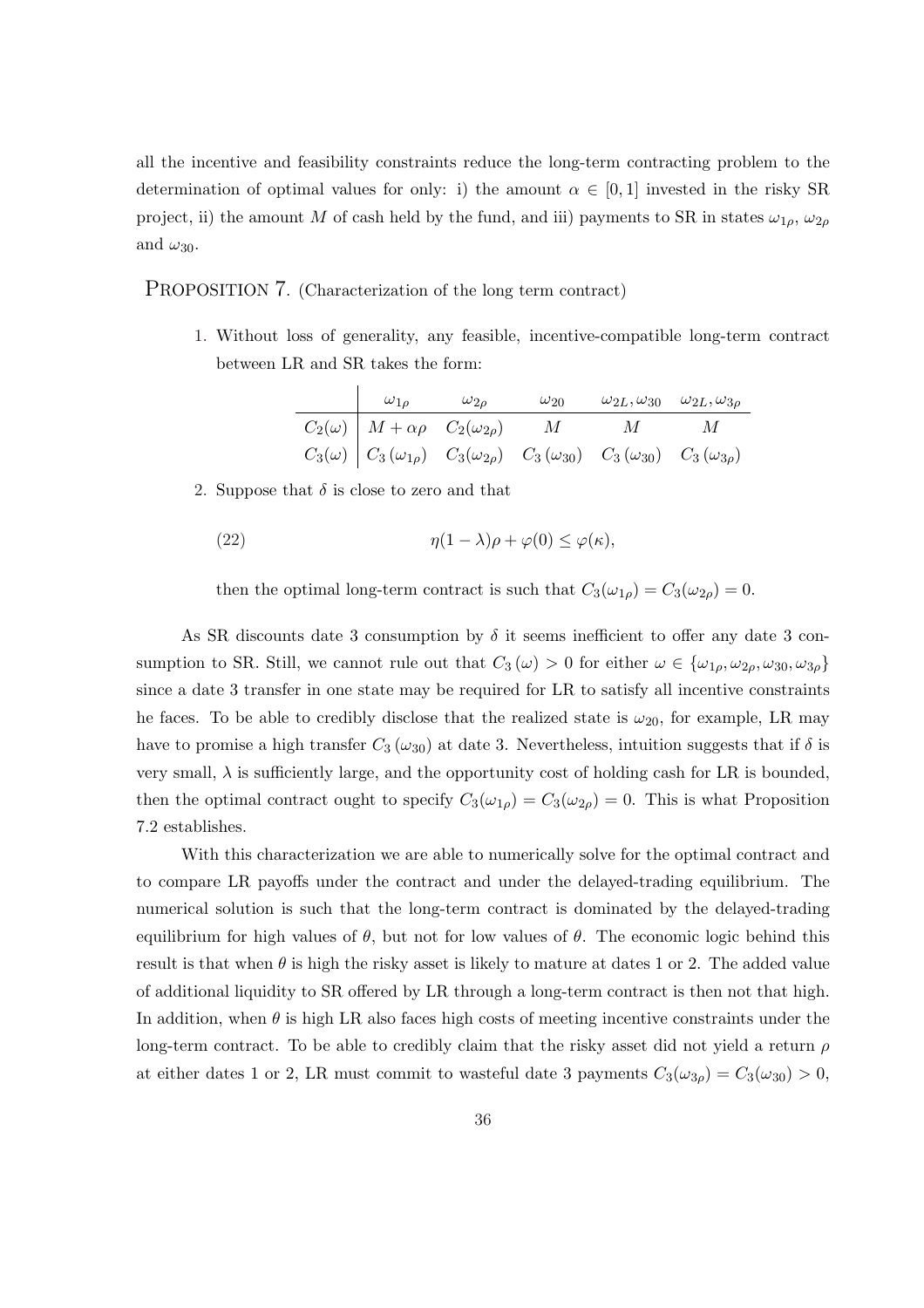all the incentive and feasibility constraints reduce the long-term contracting problem to the determination of optimal values for only: i) the amount $\alpha \in [0,1]$ invested in the risky SR project, ii) the amount $M$ of cash held by the fund, and iii) payments to SR in states $\omega_{1\rho}$, $\omega_{2\rho}$ and $\omega_{30}$.

**PROPOSITION 7.** (Characterization of the long term contract)

1. Without loss of generality, any feasible, incentive-compatible long-term contract between LR and SR takes the form:

| | $\omega_{1\rho}$ | $\omega_{2\rho}$ | $\omega_{20}$ | $\omega_{2L}, \omega_{30}$ | $\omega_{2L}, \omega_{3\rho}$ |
|---|---|---|---|---|---|
| $C_2(\omega)$ | $M + \alpha\rho$ | $C_2(\omega_{2\rho})$ | $M$ | $M$ | $M$ |
| $C_3(\omega)$ | $C_3(\omega_{1\rho})$ | $C_3(\omega_{2\rho})$ | $C_3(\omega_{30})$ | $C_3(\omega_{30})$ | $C_3(\omega_{3\rho})$ |

2. Suppose that $\delta$ is close to zero and that

$$\eta(1-\lambda)\rho + \varphi(0) \leq \varphi(\kappa), \tag{22}$$

then the optimal long-term contract is such that $C_3(\omega_{1\rho}) = C_3(\omega_{2\rho}) = 0$.

As SR discounts date 3 consumption by $\delta$ it seems inefficient to offer any date 3 consumption to SR. Still, we cannot rule out that $C_3(\omega) > 0$ for either $\omega \in \{\omega_{1\rho}, \omega_{2\rho}, \omega_{30}, \omega_{3\rho}\}$ since a date 3 transfer in one state may be required for LR to satisfy all incentive constraints he faces. To be able to credibly disclose that the realized state is $\omega_{20}$, for example, LR may have to promise a high transfer $C_3(\omega_{30})$ at date 3. Nevertheless, intuition suggests that if $\delta$ is very small, $\lambda$ is sufficiently large, and the opportunity cost of holding cash for LR is bounded, then the optimal contract ought to specify $C_3(\omega_{1\rho}) = C_3(\omega_{2\rho}) = 0$. This is what Proposition 7.2 establishes.

With this characterization we are able to numerically solve for the optimal contract and to compare LR payoffs under the contract and under the delayed-trading equilibrium. The numerical solution is such that the long-term contract is dominated by the delayed-trading equilibrium for high values of $\theta$, but not for low values of $\theta$. The economic logic behind this result is that when $\theta$ is high the risky asset is likely to mature at dates 1 or 2. The added value of additional liquidity to SR offered by LR through a long-term contract is then not that high. In addition, when $\theta$ is high LR also faces high costs of meeting incentive constraints under the long-term contract. To be able to credibly claim that the risky asset did not yield a return $\rho$ at either dates 1 or 2, LR must commit to wasteful date 3 payments $C_3(\omega_{3\rho}) = C_3(\omega_{30}) > 0$,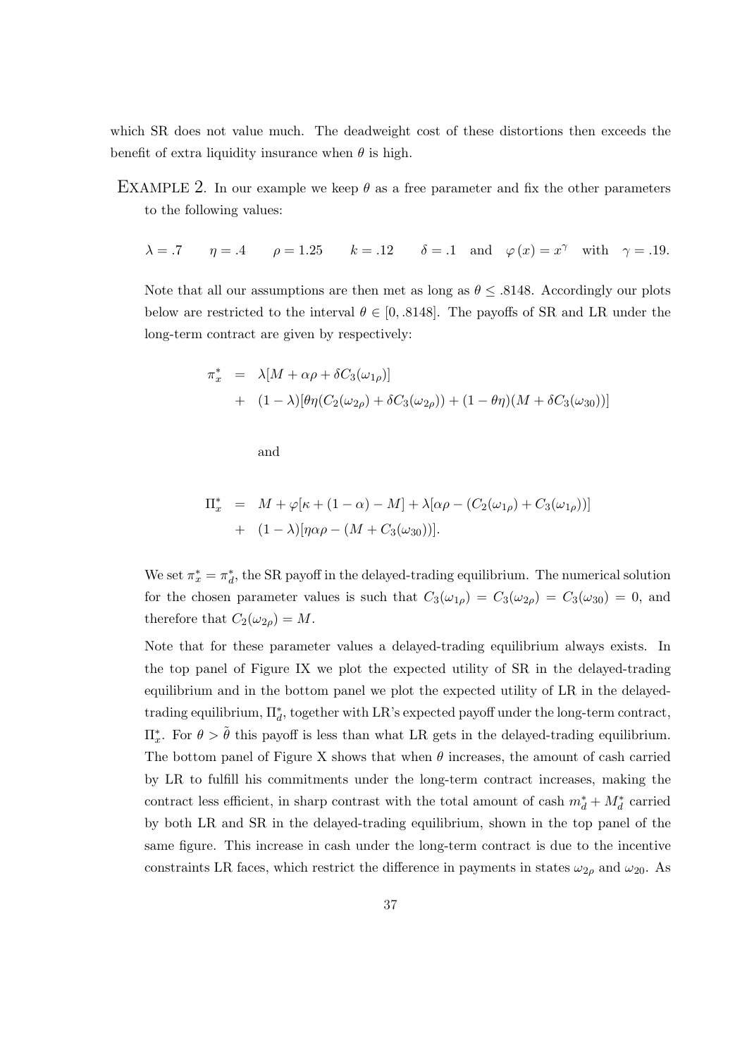which SR does not value much. The deadweight cost of these distortions then exceeds the benefit of extra liquidity insurance when $\theta$ is high.

EXAMPLE 2. In our example we keep $\theta$ as a free parameter and fix the other parameters to the following values:

$$\lambda = .7 \qquad \eta = .4 \qquad \rho = 1.25 \qquad k = .12 \qquad \delta = .1 \quad \text{and} \quad \varphi(x) = x^{\gamma} \quad \text{with} \quad \gamma = .19.$$

Note that all our assumptions are then met as long as $\theta \leq .8148$. Accordingly our plots below are restricted to the interval $\theta \in [0, .8148]$. The payoffs of SR and LR under the long-term contract are given by respectively:

$$\begin{aligned}
\pi_x^* &= \lambda[M + \alpha\rho + \delta C_3(\omega_{1\rho})] \\
&+ (1-\lambda)[\theta\eta(C_2(\omega_{2\rho}) + \delta C_3(\omega_{2\rho})) + (1-\theta\eta)(M + \delta C_3(\omega_{30}))]
\end{aligned}$$

and

$$\begin{aligned}
\Pi_x^* &= M + \varphi[\kappa + (1-\alpha) - M] + \lambda[\alpha\rho - (C_2(\omega_{1\rho}) + C_3(\omega_{1\rho}))] \\
&+ (1-\lambda)[\eta\alpha\rho - (M + C_3(\omega_{30}))].
\end{aligned}$$

We set $\pi_x^* = \pi_d^*$, the SR payoff in the delayed-trading equilibrium. The numerical solution for the chosen parameter values is such that $C_3(\omega_{1\rho}) = C_3(\omega_{2\rho}) = C_3(\omega_{30}) = 0$, and therefore that $C_2(\omega_{2\rho}) = M$.

Note that for these parameter values a delayed-trading equilibrium always exists. In the top panel of Figure IX we plot the expected utility of SR in the delayed-trading equilibrium and in the bottom panel we plot the expected utility of LR in the delayed-trading equilibrium, $\Pi_d^*$, together with LR's expected payoff under the long-term contract, $\Pi_x^*$. For $\theta > \tilde{\theta}$ this payoff is less than what LR gets in the delayed-trading equilibrium. The bottom panel of Figure X shows that when $\theta$ increases, the amount of cash carried by LR to fulfill his commitments under the long-term contract increases, making the contract less efficient, in sharp contrast with the total amount of cash $m_d^* + M_d^*$ carried by both LR and SR in the delayed-trading equilibrium, shown in the top panel of the same figure. This increase in cash under the long-term contract is due to the incentive constraints LR faces, which restrict the difference in payments in states $\omega_{2\rho}$ and $\omega_{20}$. As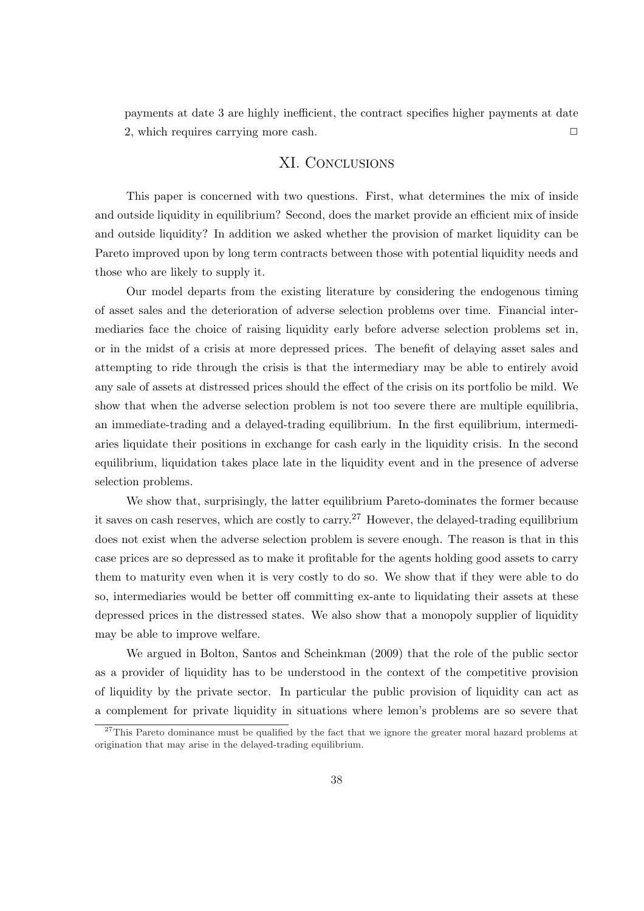payments at date 3 are highly inefficient, the contract specifies higher payments at date 2, which requires carrying more cash. □

# XI. Conclusions

This paper is concerned with two questions. First, what determines the mix of inside and outside liquidity in equilibrium? Second, does the market provide an efficient mix of inside and outside liquidity? In addition we asked whether the provision of market liquidity can be Pareto improved upon by long term contracts between those with potential liquidity needs and those who are likely to supply it.

Our model departs from the existing literature by considering the endogenous timing of asset sales and the deterioration of adverse selection problems over time. Financial intermediaries face the choice of raising liquidity early before adverse selection problems set in, or in the midst of a crisis at more depressed prices. The benefit of delaying asset sales and attempting to ride through the crisis is that the intermediary may be able to entirely avoid any sale of assets at distressed prices should the effect of the crisis on its portfolio be mild. We show that when the adverse selection problem is not too severe there are multiple equilibria, an immediate-trading and a delayed-trading equilibrium. In the first equilibrium, intermediaries liquidate their positions in exchange for cash early in the liquidity crisis. In the second equilibrium, liquidation takes place late in the liquidity event and in the presence of adverse selection problems.

We show that, surprisingly, the latter equilibrium Pareto-dominates the former because it saves on cash reserves, which are costly to carry.[27] However, the delayed-trading equilibrium does not exist when the adverse selection problem is severe enough. The reason is that in this case prices are so depressed as to make it profitable for the agents holding good assets to carry them to maturity even when it is very costly to do so. We show that if they were able to do so, intermediaries would be better off committing ex-ante to liquidating their assets at these depressed prices in the distressed states. We also show that a monopoly supplier of liquidity may be able to improve welfare.

We argued in Bolton, Santos and Scheinkman (2009) that the role of the public sector as a provider of liquidity has to be understood in the context of the competitive provision of liquidity by the private sector. In particular the public provision of liquidity can act as a complement for private liquidity in situations where lemon's problems are so severe that

[27]This Pareto dominance must be qualified by the fact that we ignore the greater moral hazard problems at origination that may arise in the delayed-trading equilibrium.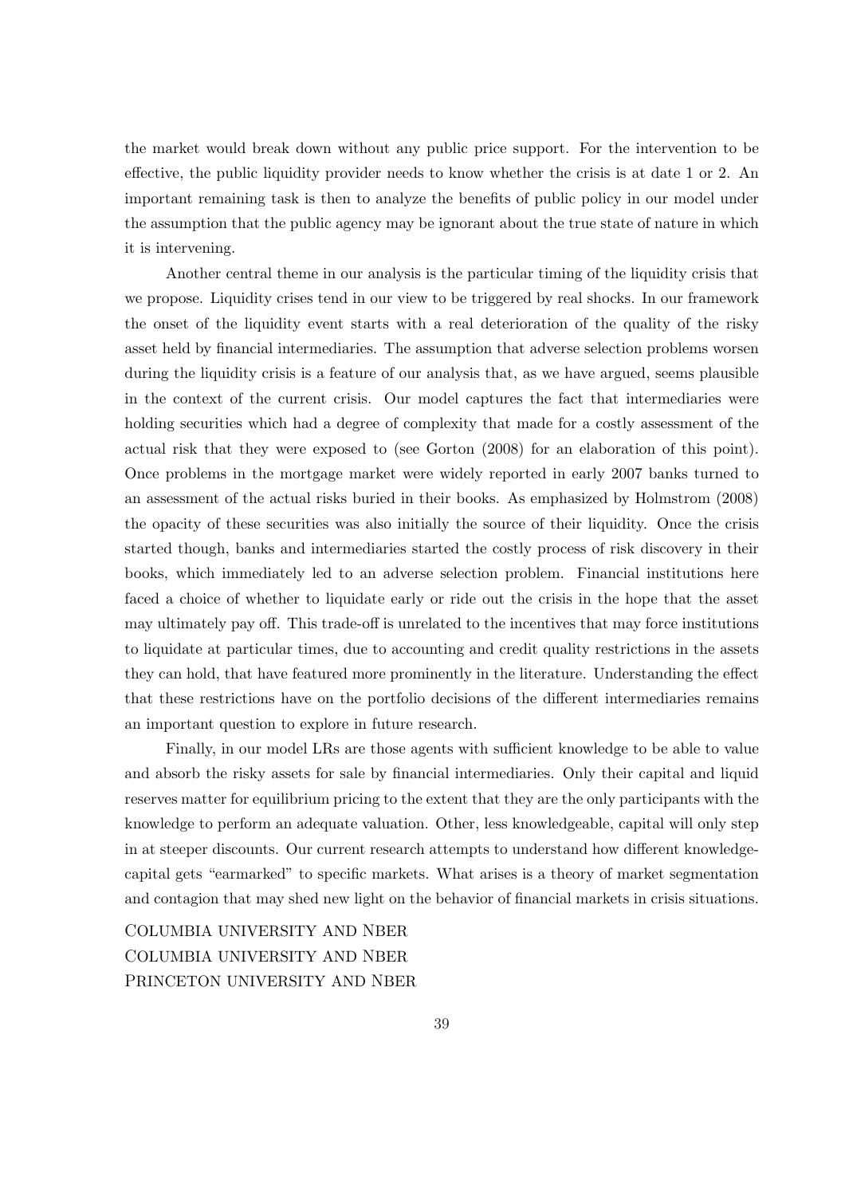the market would break down without any public price support. For the intervention to be effective, the public liquidity provider needs to know whether the crisis is at date 1 or 2. An important remaining task is then to analyze the benefits of public policy in our model under the assumption that the public agency may be ignorant about the true state of nature in which it is intervening.

Another central theme in our analysis is the particular timing of the liquidity crisis that we propose. Liquidity crises tend in our view to be triggered by real shocks. In our framework the onset of the liquidity event starts with a real deterioration of the quality of the risky asset held by financial intermediaries. The assumption that adverse selection problems worsen during the liquidity crisis is a feature of our analysis that, as we have argued, seems plausible in the context of the current crisis. Our model captures the fact that intermediaries were holding securities which had a degree of complexity that made for a costly assessment of the actual risk that they were exposed to (see Gorton (2008) for an elaboration of this point). Once problems in the mortgage market were widely reported in early 2007 banks turned to an assessment of the actual risks buried in their books. As emphasized by Holmstrom (2008) the opacity of these securities was also initially the source of their liquidity. Once the crisis started though, banks and intermediaries started the costly process of risk discovery in their books, which immediately led to an adverse selection problem. Financial institutions here faced a choice of whether to liquidate early or ride out the crisis in the hope that the asset may ultimately pay off. This trade-off is unrelated to the incentives that may force institutions to liquidate at particular times, due to accounting and credit quality restrictions in the assets they can hold, that have featured more prominently in the literature. Understanding the effect that these restrictions have on the portfolio decisions of the different intermediaries remains an important question to explore in future research.

Finally, in our model LRs are those agents with sufficient knowledge to be able to value and absorb the risky assets for sale by financial intermediaries. Only their capital and liquid reserves matter for equilibrium pricing to the extent that they are the only participants with the knowledge to perform an adequate valuation. Other, less knowledgeable, capital will only step in at steeper discounts. Our current research attempts to understand how different knowledge-capital gets "earmarked" to specific markets. What arises is a theory of market segmentation and contagion that may shed new light on the behavior of financial markets in crisis situations.

Columbia university and Nber
Columbia university and Nber
Princeton university and Nber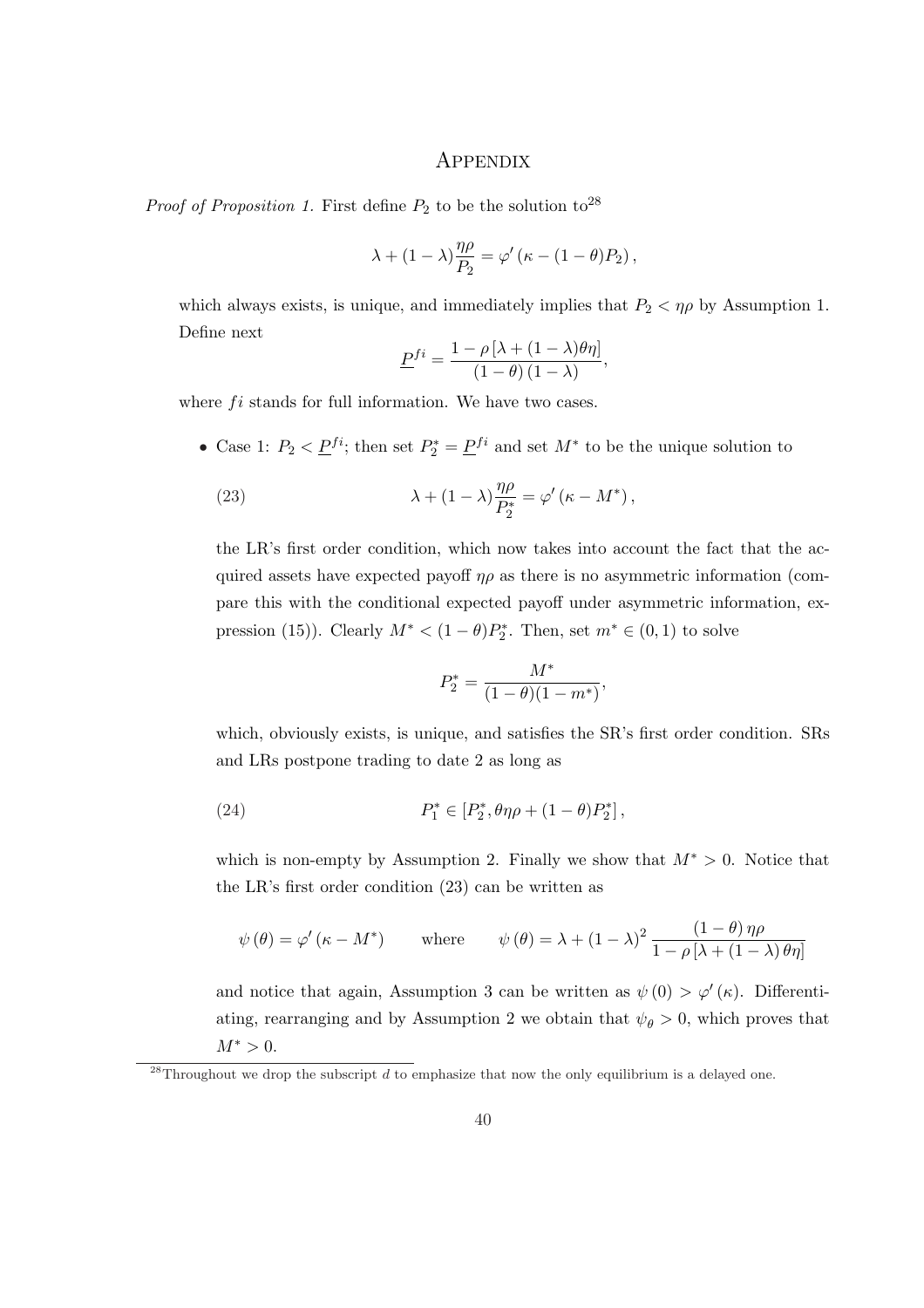# Appendix

*Proof of Proposition 1.* First define $P_2$ to be the solution to[28]

$$\lambda + (1-\lambda)\frac{\eta\rho}{P_2} = \varphi'\left(\kappa - (1-\theta)P_2\right),$$

which always exists, is unique, and immediately implies that $P_2 < \eta\rho$ by Assumption 1. Define next

$$\underline{P}^{fi} = \frac{1-\rho\left[\lambda + (1-\lambda)\theta\eta\right]}{(1-\theta)(1-\lambda)},$$

where $fi$ stands for full information. We have two cases.

- Case 1: $P_2 < \underline{P}^{fi}$; then set $P_2^* = \underline{P}^{fi}$ and set $M^*$ to be the unique solution to

$$\lambda + (1-\lambda)\frac{\eta\rho}{P_2^*} = \varphi'\left(\kappa - M^*\right), \tag{23}$$

  the LR's first order condition, which now takes into account the fact that the acquired assets have expected payoff $\eta\rho$ as there is no asymmetric information (compare this with the conditional expected payoff under asymmetric information, expression (15)). Clearly $M^* < (1-\theta)P_2^*$. Then, set $m^* \in (0,1)$ to solve

$$P_2^* = \frac{M^*}{(1-\theta)(1-m^*)},$$

  which, obviously exists, is unique, and satisfies the SR's first order condition. SRs and LRs postpone trading to date 2 as long as

$$P_1^* \in \left[P_2^*, \theta\eta\rho + (1-\theta)P_2^*\right], \tag{24}$$

  which is non-empty by Assumption 2. Finally we show that $M^* > 0$. Notice that the LR's first order condition (23) can be written as

$$\psi(\theta) = \varphi'\left(\kappa - M^*\right) \qquad \text{where} \qquad \psi(\theta) = \lambda + (1-\lambda)^2 \frac{(1-\theta)\,\eta\rho}{1-\rho\left[\lambda + (1-\lambda)\,\theta\eta\right]}$$

  and notice that again, Assumption 3 can be written as $\psi(0) > \varphi'(\kappa)$. Differentiating, rearranging and by Assumption 2 we obtain that $\psi_\theta > 0$, which proves that $M^* > 0$.

[28] Throughout we drop the subscript $d$ to emphasize that now the only equilibrium is a delayed one.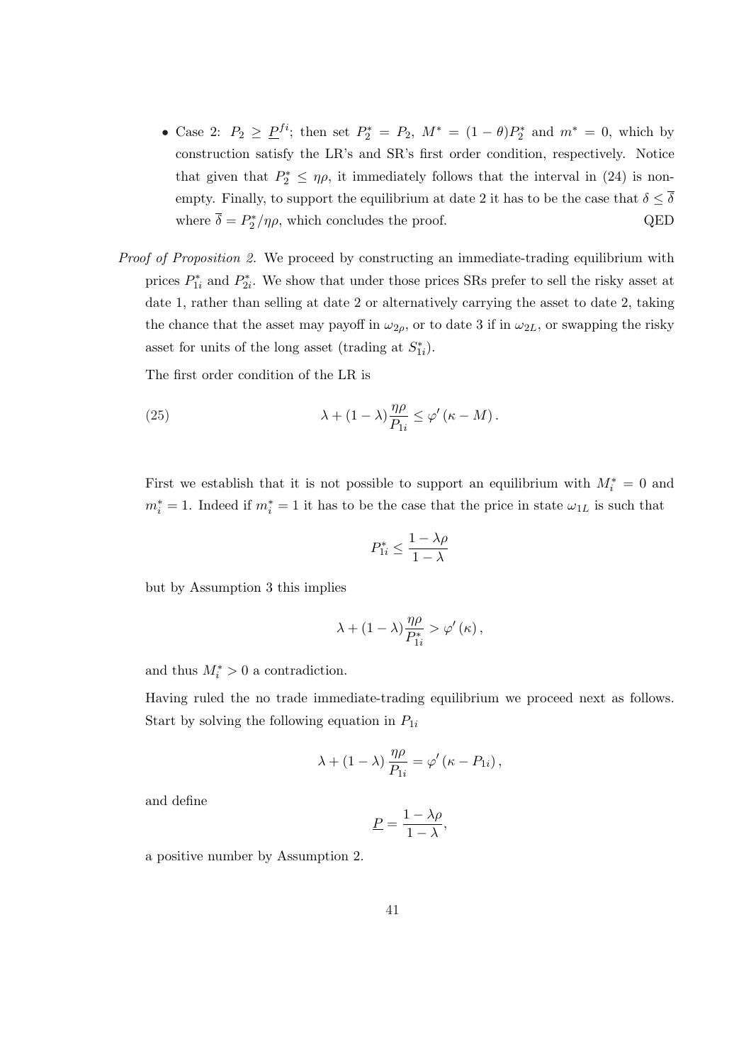- Case 2: $P_2 \geq \underline{P}^{fi}$; then set $P_2^* = P_2$, $M^* = (1-\theta)P_2^*$ and $m^* = 0$, which by construction satisfy the LR's and SR's first order condition, respectively. Notice that given that $P_2^* \leq \eta\rho$, it immediately follows that the interval in (24) is non-empty. Finally, to support the equilibrium at date 2 it has to be the case that $\delta \leq \overline{\delta}$ where $\overline{\delta} = P_2^*/\eta\rho$, which concludes the proof. QED

*Proof of Proposition 2.* We proceed by constructing an immediate-trading equilibrium with prices $P_{1i}^*$ and $P_{2i}^*$. We show that under those prices SRs prefer to sell the risky asset at date 1, rather than selling at date 2 or alternatively carrying the asset to date 2, taking the chance that the asset may payoff in $\omega_{2\rho}$, or to date 3 if in $\omega_{2L}$, or swapping the risky asset for units of the long asset (trading at $S_{1i}^*$).

The first order condition of the LR is

$$\lambda + (1-\lambda)\frac{\eta\rho}{P_{1i}} \leq \varphi'(\kappa - M). \tag{25}$$

First we establish that it is not possible to support an equilibrium with $M_i^* = 0$ and $m_i^* = 1$. Indeed if $m_i^* = 1$ it has to be the case that the price in state $\omega_{1L}$ is such that

$$P_{1i}^* \leq \frac{1-\lambda\rho}{1-\lambda}$$

but by Assumption 3 this implies

$$\lambda + (1-\lambda)\frac{\eta\rho}{P_{1i}^*} > \varphi'(\kappa),$$

and thus $M_i^* > 0$ a contradiction.

Having ruled the no trade immediate-trading equilibrium we proceed next as follows. Start by solving the following equation in $P_{1i}$

$$\lambda + (1-\lambda)\frac{\eta\rho}{P_{1i}} = \varphi'(\kappa - P_{1i}),$$

and define

$$\underline{P} = \frac{1-\lambda\rho}{1-\lambda},$$

a positive number by Assumption 2.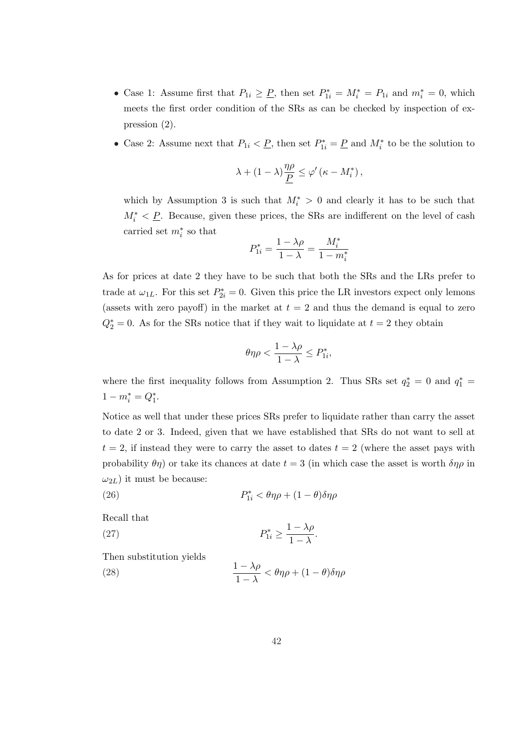- Case 1: Assume first that $P_{1i} \geq \underline{P}$, then set $P_{1i}^* = M_i^* = P_{1i}$ and $m_i^* = 0$, which meets the first order condition of the SRs as can be checked by inspection of expression (2).

- Case 2: Assume next that $P_{1i} < \underline{P}$, then set $P_{1i}^* = \underline{P}$ and $M_i^*$ to be the solution to

$$\lambda + (1-\lambda)\frac{\eta\rho}{\underline{P}} \leq \varphi'(\kappa - M_i^*),$$

which by Assumption 3 is such that $M_i^* > 0$ and clearly it has to be such that $M_i^* < \underline{P}$. Because, given these prices, the SRs are indifferent on the level of cash carried set $m_i^*$ so that

$$P_{1i}^* = \frac{1-\lambda\rho}{1-\lambda} = \frac{M_i^*}{1-m_i^*}$$

As for prices at date 2 they have to be such that both the SRs and the LRs prefer to trade at $\omega_{1L}$. For this set $P_{2i}^* = 0$. Given this price the LR investors expect only lemons (assets with zero payoff) in the market at $t = 2$ and thus the demand is equal to zero $Q_2^* = 0$. As for the SRs notice that if they wait to liquidate at $t = 2$ they obtain

$$\theta\eta\rho < \frac{1-\lambda\rho}{1-\lambda} \leq P_{1i}^*,$$

where the first inequality follows from Assumption 2. Thus SRs set $q_2^* = 0$ and $q_1^* = 1 - m_i^* = Q_1^*$.

Notice as well that under these prices SRs prefer to liquidate rather than carry the asset to date 2 or 3. Indeed, given that we have established that SRs do not want to sell at $t = 2$, if instead they were to carry the asset to dates $t = 2$ (where the asset pays with probability $\theta\eta$) or take its chances at date $t = 3$ (in which case the asset is worth $\delta\eta\rho$ in $\omega_{2L}$) it must be because:

$$P_{1i}^* < \theta\eta\rho + (1-\theta)\delta\eta\rho \tag{26}$$

Recall that

$$P_{1i}^* \geq \frac{1-\lambda\rho}{1-\lambda}. \tag{27}$$

Then substitution yields

$$\frac{1-\lambda\rho}{1-\lambda} < \theta\eta\rho + (1-\theta)\delta\eta\rho \tag{28}$$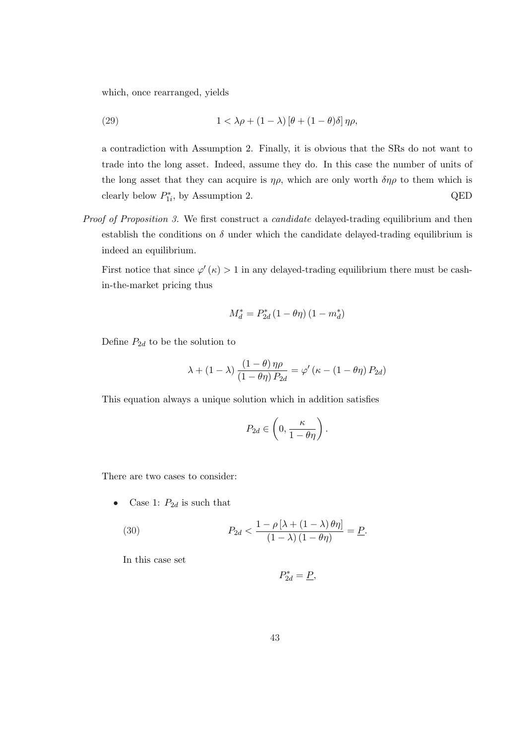which, once rearranged, yields

$$1 < \lambda\rho + (1-\lambda)\left[\theta + (1-\theta)\delta\right]\eta\rho, \tag{29}$$

a contradiction with Assumption 2. Finally, it is obvious that the SRs do not want to trade into the long asset. Indeed, assume they do. In this case the number of units of the long asset that they can acquire is $\eta\rho$, which are only worth $\delta\eta\rho$ to them which is clearly below $P_{1i}^{*}$, by Assumption 2. QED

*Proof of Proposition 3.* We first construct a *candidate* delayed-trading equilibrium and then establish the conditions on $\delta$ under which the candidate delayed-trading equilibrium is indeed an equilibrium.

First notice that since $\varphi'(\kappa) > 1$ in any delayed-trading equilibrium there must be cash-in-the-market pricing thus

$$M_d^{*} = P_{2d}^{*}(1-\theta\eta)(1-m_d^{*})$$

Define $P_{2d}$ to be the solution to

$$\lambda + (1-\lambda)\frac{(1-\theta)\eta\rho}{(1-\theta\eta)P_{2d}} = \varphi'\left(\kappa - (1-\theta\eta)P_{2d}\right)$$

This equation always a unique solution which in addition satisfies

$$P_{2d} \in \left(0, \frac{\kappa}{1-\theta\eta}\right).$$

There are two cases to consider:

- Case 1: $P_{2d}$ is such that

$$P_{2d} < \frac{1-\rho\left[\lambda + (1-\lambda)\theta\eta\right]}{(1-\lambda)(1-\theta\eta)} = \underline{P}. \tag{30}$$

  In this case set

$$P_{2d}^{*} = \underline{P},$$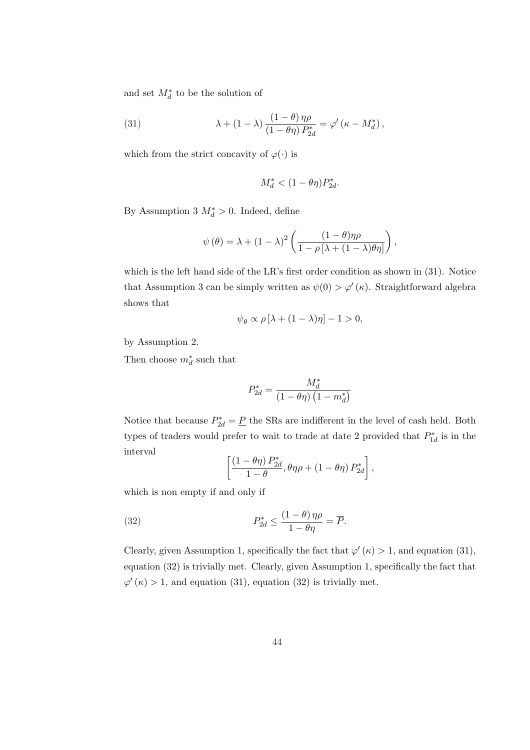and set $M_d^*$ to be the solution of

$$\lambda + (1-\lambda)\frac{(1-\theta)\,\eta\rho}{(1-\theta\eta)\,P_{2d}^*} = \varphi'\left(\kappa - M_d^*\right), \tag{31}$$

which from the strict concavity of $\varphi(\cdot)$ is

$$M_d^* < (1-\theta\eta)P_{2d}^*.$$

By Assumption 3 $M_d^* > 0$. Indeed, define

$$\psi\left(\theta\right) = \lambda + (1-\lambda)^2\left(\frac{(1-\theta)\eta\rho}{1-\rho\left[\lambda+(1-\lambda)\theta\eta\right]}\right),$$

which is the left hand side of the LR's first order condition as shown in (31). Notice that Assumption 3 can be simply written as $\psi(0) > \varphi'\left(\kappa\right)$. Straightforward algebra shows that

$$\psi_\theta \propto \rho\left[\lambda + (1-\lambda)\eta\right] - 1 > 0,$$

by Assumption 2.

Then choose $m_d^*$ such that

$$P_{2d}^* = \frac{M_d^*}{(1-\theta\eta)\left(1-m_d^*\right)}$$

Notice that because $P_{2d}^* = \underline{P}$ the SRs are indifferent in the level of cash held. Both types of traders would prefer to wait to trade at date 2 provided that $P_{1d}^*$ is in the interval

$$\left[\frac{(1-\theta\eta)\,P_{2d}^*}{1-\theta}, \theta\eta\rho + (1-\theta\eta)\,P_{2d}^*\right],$$

which is non empty if and only if

$$P_{2d}^* \leq \frac{(1-\theta)\,\eta\rho}{1-\theta\eta} = \overline{P}. \tag{32}$$

Clearly, given Assumption 1, specifically the fact that $\varphi'\left(\kappa\right) > 1$, and equation (31), equation (32) is trivially met. Clearly, given Assumption 1, specifically the fact that $\varphi'\left(\kappa\right) > 1$, and equation (31), equation (32) is trivially met.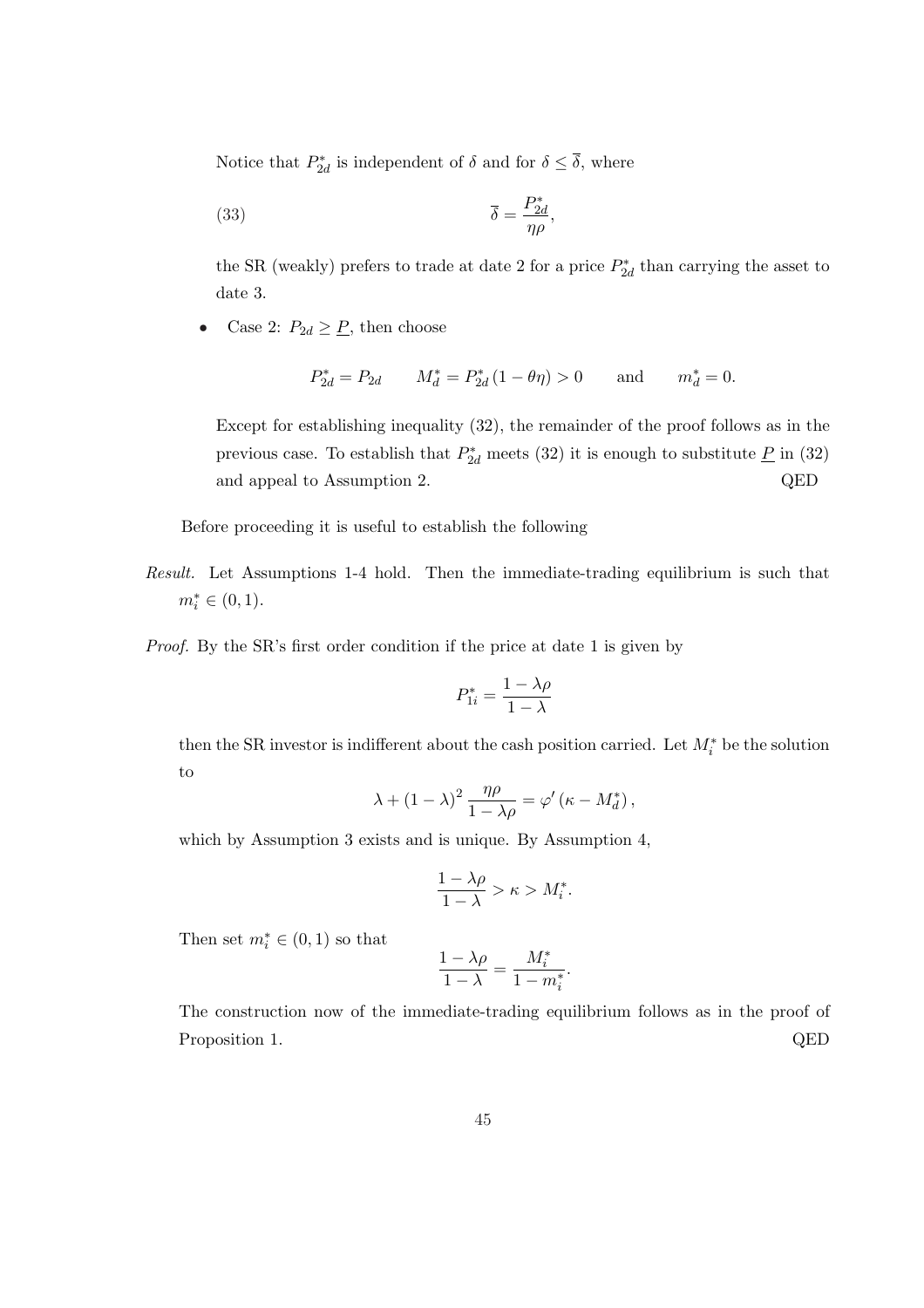Notice that $P_{2d}^{*}$ is independent of $\delta$ and for $\delta \leq \overline{\delta}$, where

$$\overline{\delta} = \frac{P_{2d}^{*}}{\eta\rho}, \tag{33}$$

the SR (weakly) prefers to trade at date 2 for a price $P_{2d}^{*}$ than carrying the asset to date 3.

- Case 2: $P_{2d} \geq \underline{P}$, then choose

$$P_{2d}^{*} = P_{2d} \qquad M_{d}^{*} = P_{2d}^{*}\left(1-\theta\eta\right) > 0 \qquad \text{and} \qquad m_{d}^{*} = 0.$$

  Except for establishing inequality (32), the remainder of the proof follows as in the previous case. To establish that $P_{2d}^{*}$ meets (32) it is enough to substitute $\underline{P}$ in (32) and appeal to Assumption 2. QED

Before proceeding it is useful to establish the following

*Result.* Let Assumptions 1-4 hold. Then the immediate-trading equilibrium is such that $m_{i}^{*} \in (0,1)$.

*Proof.* By the SR's first order condition if the price at date 1 is given by

$$P_{1i}^{*} = \frac{1-\lambda\rho}{1-\lambda}$$

then the SR investor is indifferent about the cash position carried. Let $M_{i}^{*}$ be the solution to

$$\lambda + (1-\lambda)^{2}\frac{\eta\rho}{1-\lambda\rho} = \varphi'\left(\kappa - M_{d}^{*}\right),$$

which by Assumption 3 exists and is unique. By Assumption 4,

$$\frac{1-\lambda\rho}{1-\lambda} > \kappa > M_{i}^{*}.$$

Then set $m_{i}^{*} \in (0,1)$ so that

$$\frac{1-\lambda\rho}{1-\lambda} = \frac{M_{i}^{*}}{1-m_{i}^{*}}.$$

The construction now of the immediate-trading equilibrium follows as in the proof of Proposition 1. QED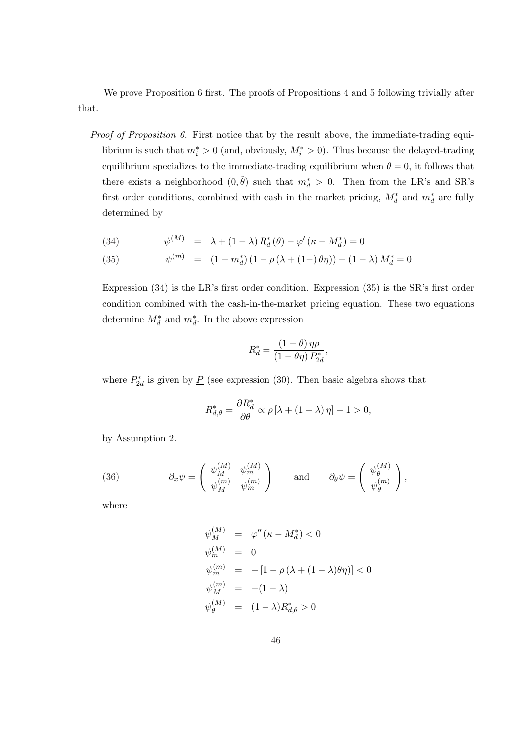We prove Proposition 6 first. The proofs of Propositions 4 and 5 following trivially after that.

*Proof of Proposition 6.* First notice that by the result above, the immediate-trading equilibrium is such that $m_i^* > 0$ (and, obviously, $M_i^* > 0$). Thus because the delayed-trading equilibrium specializes to the immediate-trading equilibrium when $\theta = 0$, it follows that there exists a neighborhood $(0, \tilde{\theta})$ such that $m_d^* > 0$. Then from the LR's and SR's first order conditions, combined with cash in the market pricing, $M_d^*$ and $m_d^*$ are fully determined by

$$
\begin{aligned}
(34) \qquad \psi^{(M)} &= \lambda + (1-\lambda) R_d^*(\theta) - \varphi'(\kappa - M_d^*) = 0 \\
(35) \qquad \psi^{(m)} &= (1 - m_d^*)(1 - \rho(\lambda + (1-)\theta\eta)) - (1-\lambda) M_d^* = 0
\end{aligned}
$$

Expression (34) is the LR's first order condition. Expression (35) is the SR's first order condition combined with the cash-in-the-market pricing equation. These two equations determine $M_d^*$ and $m_d^*$. In the above expression

$$
R_d^* = \frac{(1-\theta)\eta\rho}{(1-\theta\eta) P_{2d}^*},
$$

where $P_{2d}^*$ is given by $\underline{P}$ (see expression (30). Then basic algebra shows that

$$
R_{d,\theta}^* = \frac{\partial R_d^*}{\partial \theta} \propto \rho[\lambda + (1-\lambda)\eta] - 1 > 0,
$$

by Assumption 2.

$$
(36) \qquad \partial_x \psi = \begin{pmatrix} \psi_M^{(M)} & \psi_m^{(M)} \\ \psi_M^{(m)} & \psi_m^{(m)} \end{pmatrix} \qquad \text{and} \qquad \partial_\theta \psi = \begin{pmatrix} \psi_\theta^{(M)} \\ \psi_\theta^{(m)} \end{pmatrix},
$$

where

$$
\begin{aligned}
\psi_M^{(M)} &= \varphi''(\kappa - M_d^*) < 0 \\
\psi_m^{(M)} &= 0 \\
\psi_m^{(m)} &= -[1 - \rho(\lambda + (1-\lambda)\theta\eta)] < 0 \\
\psi_M^{(m)} &= -(1-\lambda) \\
\psi_\theta^{(M)} &= (1-\lambda) R_{d,\theta}^* > 0
\end{aligned}
$$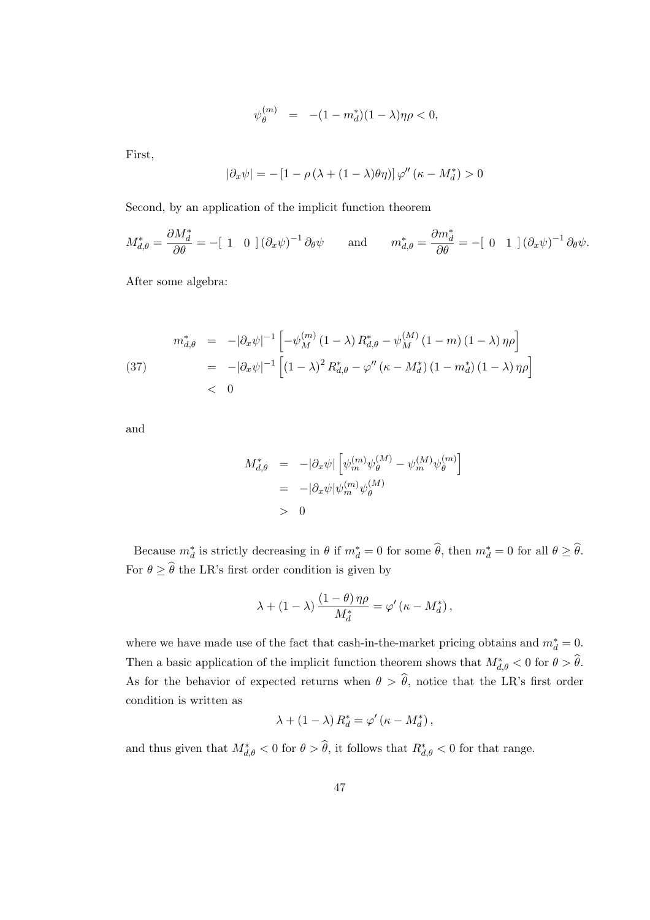$$\psi_\theta^{(m)} \;\; = \;\; -(1-m_d^*)(1-\lambda)\eta\rho < 0,$$

First,

$$|\partial_x \psi| = -\left[1 - \rho\left(\lambda + (1-\lambda)\theta\eta\right)\right]\varphi''\left(\kappa - M_d^*\right) > 0$$

Second, by an application of the implicit function theorem

$$M_{d,\theta}^* = \frac{\partial M_d^*}{\partial \theta} = -\left[\begin{array}{cc} 1 & 0 \end{array}\right]\left(\partial_x \psi\right)^{-1}\partial_\theta \psi \qquad \text{and} \qquad m_{d,\theta}^* = \frac{\partial m_d^*}{\partial \theta} = -\left[\begin{array}{cc} 0 & 1 \end{array}\right]\left(\partial_x \psi\right)^{-1}\partial_\theta \psi.$$

After some algebra:

$$\begin{aligned} m_{d,\theta}^* &= -|\partial_x \psi|^{-1}\left[-\psi_M^{(m)}\left(1-\lambda\right)R_{d,\theta}^* - \psi_M^{(M)}\left(1-m\right)\left(1-\lambda\right)\eta\rho\right] \\ &= -|\partial_x \psi|^{-1}\left[\left(1-\lambda\right)^2 R_{d,\theta}^* - \varphi''\left(\kappa - M_d^*\right)\left(1-m_d^*\right)\left(1-\lambda\right)\eta\rho\right] \\ &< 0 \end{aligned} \tag{37}$$

and

$$\begin{aligned} M_{d,\theta}^* &= -|\partial_x \psi|\left[\psi_m^{(m)}\psi_\theta^{(M)} - \psi_m^{(M)}\psi_\theta^{(m)}\right] \\ &= -|\partial_x \psi|\psi_m^{(m)}\psi_\theta^{(M)} \\ &> 0 \end{aligned}$$

Because $m_d^*$ is strictly decreasing in $\theta$ if $m_d^* = 0$ for some $\widehat{\theta}$, then $m_d^* = 0$ for all $\theta \geq \widehat{\theta}$. For $\theta \geq \widehat{\theta}$ the LR's first order condition is given by

$$\lambda + (1-\lambda)\frac{(1-\theta)\eta\rho}{M_d^*} = \varphi'\left(\kappa - M_d^*\right),$$

where we have made use of the fact that cash-in-the-market pricing obtains and $m_d^* = 0$. Then a basic application of the implicit function theorem shows that $M_{d,\theta}^* < 0$ for $\theta > \widehat{\theta}$. As for the behavior of expected returns when $\theta > \widehat{\theta}$, notice that the LR's first order condition is written as

$$\lambda + (1-\lambda)R_d^* = \varphi'\left(\kappa - M_d^*\right),$$

and thus given that $M_{d,\theta}^* < 0$ for $\theta > \widehat{\theta}$, it follows that $R_{d,\theta}^* < 0$ for that range.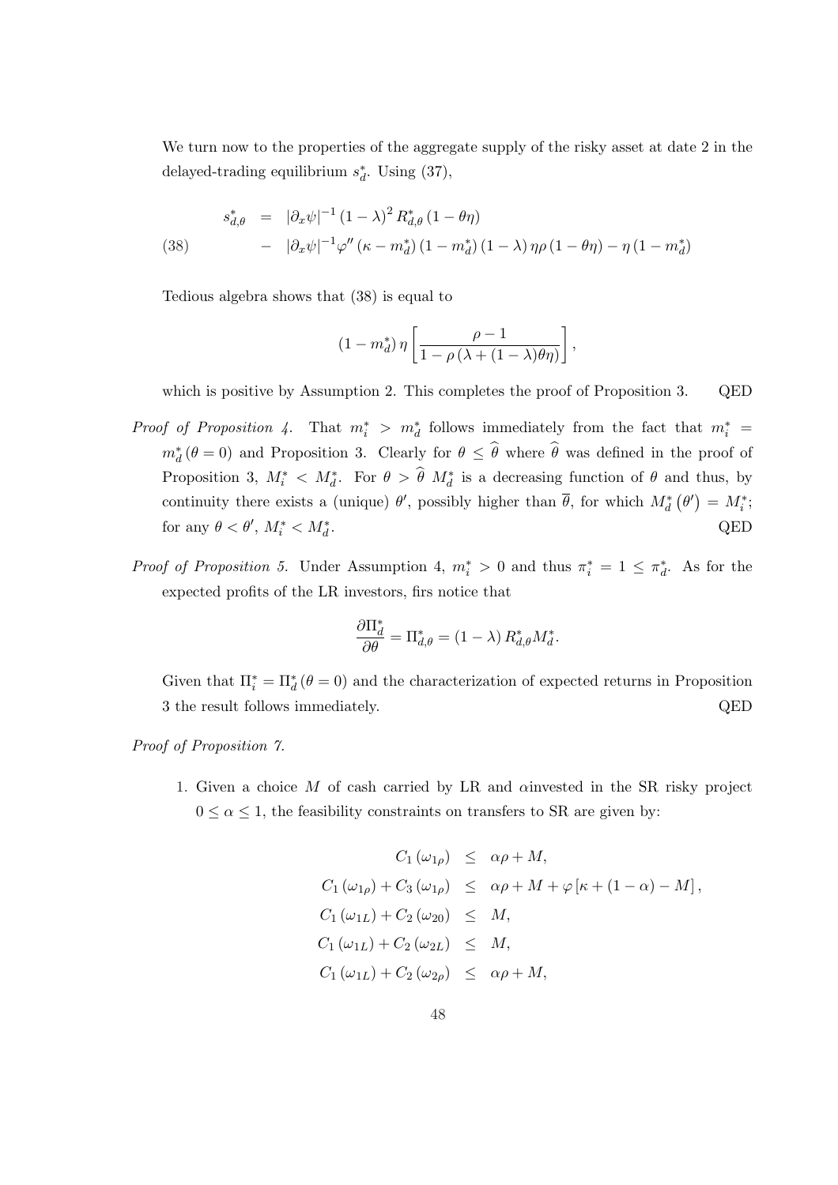We turn now to the properties of the aggregate supply of the risky asset at date 2 in the delayed-trading equilibrium $s_d^*$. Using (37),

$$
\begin{aligned}
s_{d,\theta}^* &= |\partial_x \psi|^{-1} (1-\lambda)^2 R_{d,\theta}^* (1-\theta\eta) \\
&\quad - |\partial_x \psi|^{-1} \varphi'' (\kappa - m_d^*)(1-m_d^*)(1-\lambda)\eta\rho(1-\theta\eta) - \eta(1-m_d^*)
\end{aligned} \tag{38}
$$

Tedious algebra shows that (38) is equal to

$$
(1-m_d^*)\,\eta\left[\frac{\rho-1}{1-\rho(\lambda+(1-\lambda)\theta\eta)}\right],
$$

which is positive by Assumption 2. This completes the proof of Proposition 3. QED

*Proof of Proposition 4.* That $m_i^* > m_d^*$ follows immediately from the fact that $m_i^* = m_d^*(\theta = 0)$ and Proposition 3. Clearly for $\theta \leq \widehat{\theta}$ where $\widehat{\theta}$ was defined in the proof of Proposition 3, $M_i^* < M_d^*$. For $\theta > \widehat{\theta}$ $M_d^*$ is a decreasing function of $\theta$ and thus, by continuity there exists a (unique) $\theta'$, possibly higher than $\overline{\theta}$, for which $M_d^*(\theta') = M_i^*$; for any $\theta < \theta'$, $M_i^* < M_d^*$. QED

*Proof of Proposition 5.* Under Assumption 4, $m_i^* > 0$ and thus $\pi_i^* = 1 \leq \pi_d^*$. As for the expected profits of the LR investors, firs notice that

$$
\frac{\partial \Pi_d^*}{\partial \theta} = \Pi_{d,\theta}^* = (1-\lambda) R_{d,\theta}^* M_d^*.
$$

Given that $\Pi_i^* = \Pi_d^*(\theta = 0)$ and the characterization of expected returns in Proposition 3 the result follows immediately. QED

*Proof of Proposition 7.*

1. Given a choice $M$ of cash carried by LR and $\alpha$invested in the SR risky project $0 \leq \alpha \leq 1$, the feasibility constraints on transfers to SR are given by:

$$
\begin{aligned}
C_1(\omega_{1\rho}) &\leq \alpha\rho + M, \\
C_1(\omega_{1\rho}) + C_3(\omega_{1\rho}) &\leq \alpha\rho + M + \varphi\left[\kappa + (1-\alpha) - M\right], \\
C_1(\omega_{1L}) + C_2(\omega_{20}) &\leq M, \\
C_1(\omega_{1L}) + C_2(\omega_{2L}) &\leq M, \\
C_1(\omega_{1L}) + C_2(\omega_{2\rho}) &\leq \alpha\rho + M,
\end{aligned}
$$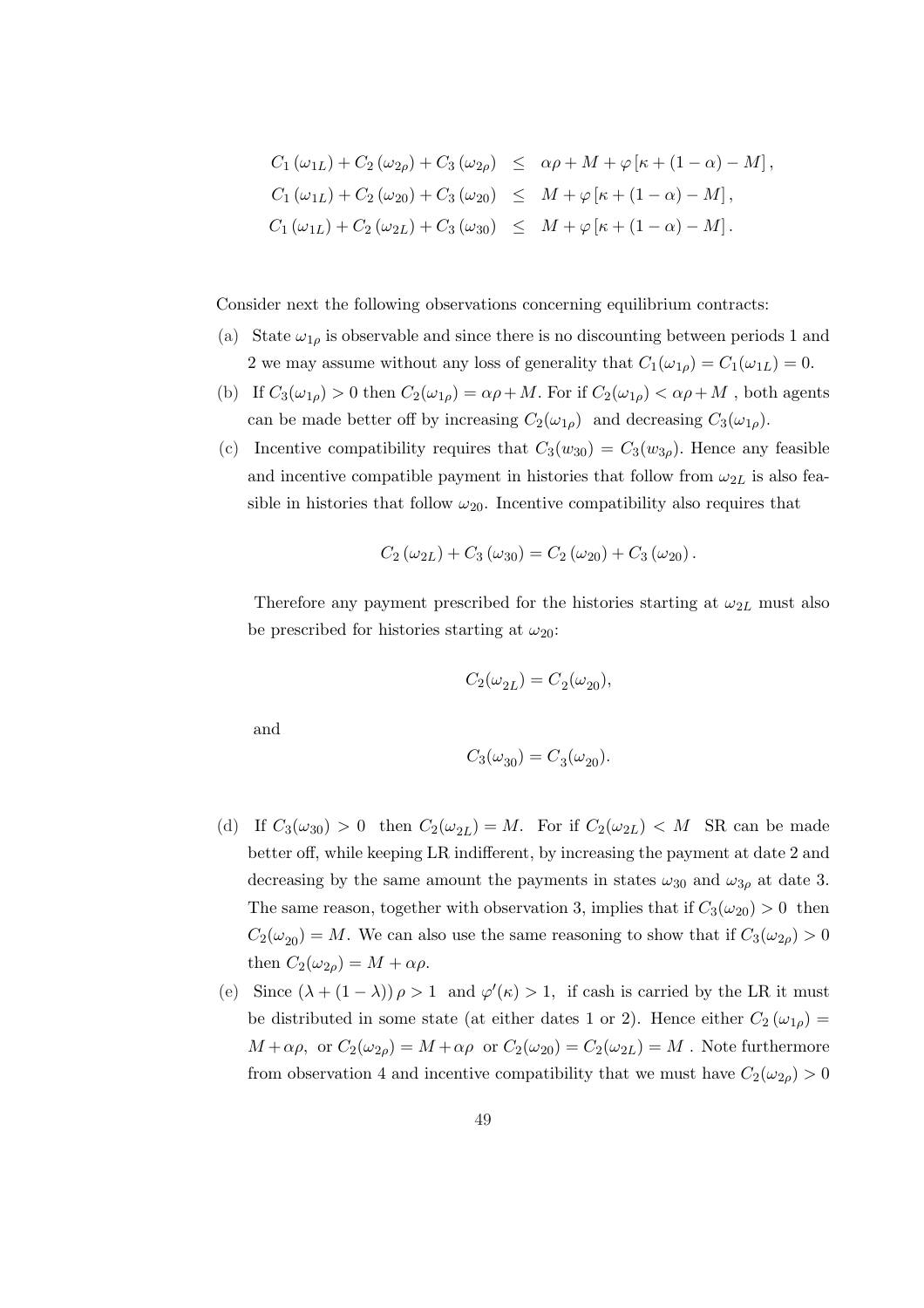$$
\begin{aligned}
C_1(\omega_{1L}) + C_2(\omega_{2\rho}) + C_3(\omega_{2\rho}) &\leq \alpha\rho + M + \varphi\left[\kappa + (1-\alpha) - M\right], \\
C_1(\omega_{1L}) + C_2(\omega_{20}) + C_3(\omega_{20}) &\leq M + \varphi\left[\kappa + (1-\alpha) - M\right], \\
C_1(\omega_{1L}) + C_2(\omega_{2L}) + C_3(\omega_{30}) &\leq M + \varphi\left[\kappa + (1-\alpha) - M\right].
\end{aligned}
$$

Consider next the following observations concerning equilibrium contracts:

(a) State $\omega_{1\rho}$ is observable and since there is no discounting between periods 1 and 2 we may assume without any loss of generality that $C_1(\omega_{1\rho}) = C_1(\omega_{1L}) = 0$.

(b) If $C_3(\omega_{1\rho}) > 0$ then $C_2(\omega_{1\rho}) = \alpha\rho + M$. For if $C_2(\omega_{1\rho}) < \alpha\rho + M$ , both agents can be made better off by increasing $C_2(\omega_{1\rho})$ and decreasing $C_3(\omega_{1\rho})$.

(c) Incentive compatibility requires that $C_3(w_{30}) = C_3(w_{3\rho})$. Hence any feasible and incentive compatible payment in histories that follow from $\omega_{2L}$ is also feasible in histories that follow $\omega_{20}$. Incentive compatibility also requires that

$$
C_2(\omega_{2L}) + C_3(\omega_{30}) = C_2(\omega_{20}) + C_3(\omega_{20}).
$$

Therefore any payment prescribed for the histories starting at $\omega_{2L}$ must also be prescribed for histories starting at $\omega_{20}$:

$$
C_2(\omega_{2L}) = C_2(\omega_{20}),
$$

and

$$
C_3(\omega_{30}) = C_3(\omega_{20}).
$$

(d) If $C_3(\omega_{30}) > 0$ then $C_2(\omega_{2L}) = M$. For if $C_2(\omega_{2L}) < M$ SR can be made better off, while keeping LR indifferent, by increasing the payment at date 2 and decreasing by the same amount the payments in states $\omega_{30}$ and $\omega_{3\rho}$ at date 3. The same reason, together with observation 3, implies that if $C_3(\omega_{20}) > 0$ then $C_2(\omega_{20}) = M$. We can also use the same reasoning to show that if $C_3(\omega_{2\rho}) > 0$ then $C_2(\omega_{2\rho}) = M + \alpha\rho$.

(e) Since $(\lambda + (1-\lambda))\,\rho > 1$ and $\varphi'(\kappa) > 1$, if cash is carried by the LR it must be distributed in some state (at either dates 1 or 2). Hence either $C_2(\omega_{1\rho}) = M + \alpha\rho$, or $C_2(\omega_{2\rho}) = M + \alpha\rho$ or $C_2(\omega_{20}) = C_2(\omega_{2L}) = M$ . Note furthermore from observation 4 and incentive compatibility that we must have $C_2(\omega_{2\rho}) > 0$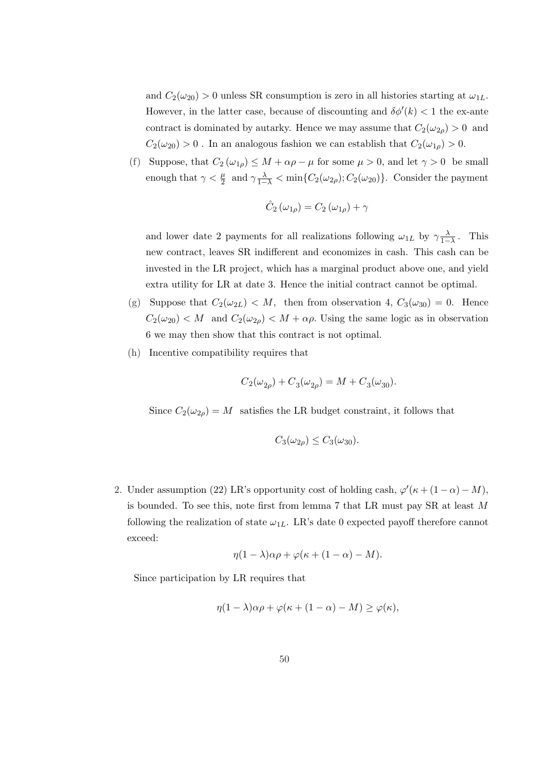and $C_2(\omega_{20}) > 0$ unless SR consumption is zero in all histories starting at $\omega_{1L}$. However, in the latter case, because of discounting and $\delta\phi'(k) < 1$ the ex-ante contract is dominated by autarky. Hence we may assume that $C_2(\omega_{2\rho}) > 0$ and $C_2(\omega_{20}) > 0$ . In an analogous fashion we can establish that $C_2(\omega_{1\rho}) > 0$.

(f) Suppose, that $C_2(\omega_{1\rho}) \leq M + \alpha\rho - \mu$ for some $\mu > 0$, and let $\gamma > 0$ be small enough that $\gamma < \frac{\mu}{2}$ and $\gamma\frac{\lambda}{1-\lambda} < \min\{C_2(\omega_{2\rho}); C_2(\omega_{20})\}$. Consider the payment

$$\hat{C}_2(\omega_{1\rho}) = C_2(\omega_{1\rho}) + \gamma$$

and lower date 2 payments for all realizations following $\omega_{1L}$ by $\gamma\frac{\lambda}{1-\lambda}$. This new contract, leaves SR indifferent and economizes in cash. This cash can be invested in the LR project, which has a marginal product above one, and yield extra utility for LR at date 3. Hence the initial contract cannot be optimal.

(g) Suppose that $C_2(\omega_{2L}) < M$, then from observation 4, $C_3(\omega_{30}) = 0$. Hence $C_2(\omega_{20}) < M$ and $C_2(\omega_{2\rho}) < M + \alpha\rho$. Using the same logic as in observation 6 we may then show that this contract is not optimal.

(h) Incentive compatibility requires that

$$C_2(\omega_{2\rho}) + C_3(\omega_{2\rho}) = M + C_3(\omega_{30}).$$

Since $C_2(\omega_{2\rho}) = M$ satisfies the LR budget constraint, it follows that

$$C_3(\omega_{2\rho}) \leq C_3(\omega_{30}).$$

2. Under assumption (22) LR's opportunity cost of holding cash, $\varphi'(\kappa + (1-\alpha) - M)$, is bounded. To see this, note first from lemma 7 that LR must pay SR at least $M$ following the realization of state $\omega_{1L}$. LR's date 0 expected payoff therefore cannot exceed:

$$\eta(1-\lambda)\alpha\rho + \varphi(\kappa + (1-\alpha) - M).$$

Since participation by LR requires that

$$\eta(1-\lambda)\alpha\rho + \varphi(\kappa + (1-\alpha) - M) \geq \varphi(\kappa),$$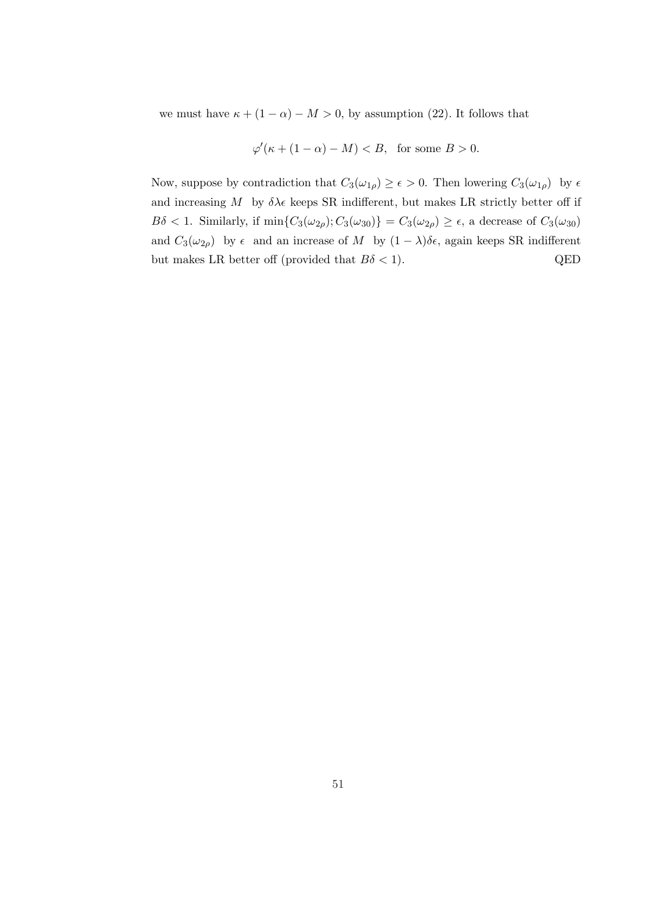we must have $\kappa + (1 - \alpha) - M > 0$, by assumption (22). It follows that

$$\varphi'(\kappa + (1 - \alpha) - M) < B, \quad \text{for some } B > 0.$$

Now, suppose by contradiction that $C_3(\omega_{1\rho}) \geq \epsilon > 0$. Then lowering $C_3(\omega_{1\rho})$ by $\epsilon$ and increasing $M$ by $\delta\lambda\epsilon$ keeps SR indifferent, but makes LR strictly better off if $B\delta < 1$. Similarly, if $\min\{C_3(\omega_{2\rho}); C_3(\omega_{30})\} = C_3(\omega_{2\rho}) \geq \epsilon$, a decrease of $C_3(\omega_{30})$ and $C_3(\omega_{2\rho})$ by $\epsilon$ and an increase of $M$ by $(1 - \lambda)\delta\epsilon$, again keeps SR indifferent but makes LR better off (provided that $B\delta < 1$). QED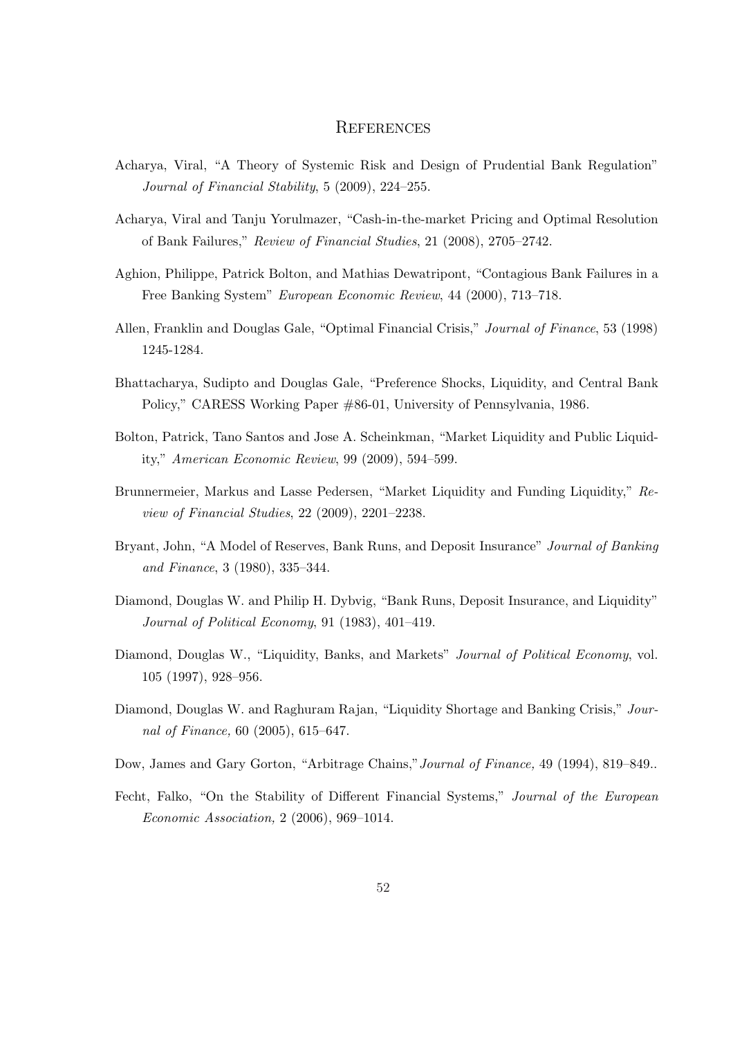# References

Acharya, Viral, "A Theory of Systemic Risk and Design of Prudential Bank Regulation" *Journal of Financial Stability*, 5 (2009), 224–255.

Acharya, Viral and Tanju Yorulmazer, "Cash-in-the-market Pricing and Optimal Resolution of Bank Failures," *Review of Financial Studies*, 21 (2008), 2705–2742.

Aghion, Philippe, Patrick Bolton, and Mathias Dewatripont, "Contagious Bank Failures in a Free Banking System" *European Economic Review*, 44 (2000), 713–718.

Allen, Franklin and Douglas Gale, "Optimal Financial Crisis," *Journal of Finance*, 53 (1998) 1245-1284.

Bhattacharya, Sudipto and Douglas Gale, "Preference Shocks, Liquidity, and Central Bank Policy," CARESS Working Paper #86-01, University of Pennsylvania, 1986.

Bolton, Patrick, Tano Santos and Jose A. Scheinkman, "Market Liquidity and Public Liquidity," *American Economic Review*, 99 (2009), 594–599.

Brunnermeier, Markus and Lasse Pedersen, "Market Liquidity and Funding Liquidity," *Review of Financial Studies*, 22 (2009), 2201–2238.

Bryant, John, "A Model of Reserves, Bank Runs, and Deposit Insurance" *Journal of Banking and Finance*, 3 (1980), 335–344.

Diamond, Douglas W. and Philip H. Dybvig, "Bank Runs, Deposit Insurance, and Liquidity" *Journal of Political Economy*, 91 (1983), 401–419.

Diamond, Douglas W., "Liquidity, Banks, and Markets" *Journal of Political Economy*, vol. 105 (1997), 928–956.

Diamond, Douglas W. and Raghuram Rajan, "Liquidity Shortage and Banking Crisis," *Journal of Finance,* 60 (2005), 615–647.

Dow, James and Gary Gorton, "Arbitrage Chains,"*Journal of Finance,* 49 (1994), 819–849..

Fecht, Falko, "On the Stability of Different Financial Systems," *Journal of the European Economic Association,* 2 (2006), 969–1014.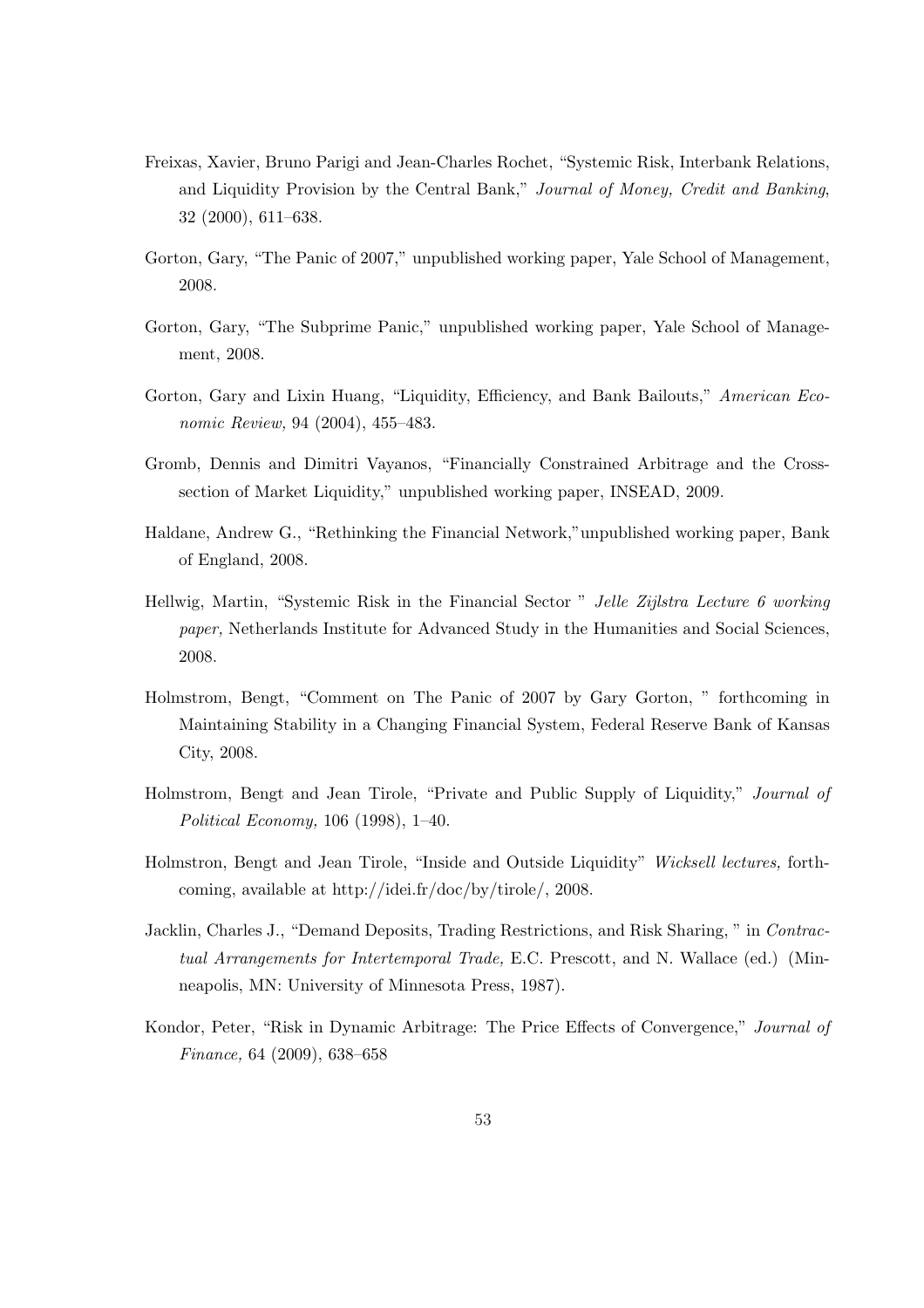Freixas, Xavier, Bruno Parigi and Jean-Charles Rochet, "Systemic Risk, Interbank Relations, and Liquidity Provision by the Central Bank," *Journal of Money, Credit and Banking*, 32 (2000), 611–638.

Gorton, Gary, "The Panic of 2007," unpublished working paper, Yale School of Management, 2008.

Gorton, Gary, "The Subprime Panic," unpublished working paper, Yale School of Management, 2008.

Gorton, Gary and Lixin Huang, "Liquidity, Efficiency, and Bank Bailouts," *American Economic Review,* 94 (2004), 455–483.

Gromb, Dennis and Dimitri Vayanos, "Financially Constrained Arbitrage and the Cross-section of Market Liquidity," unpublished working paper, INSEAD, 2009.

Haldane, Andrew G., "Rethinking the Financial Network,"unpublished working paper, Bank of England, 2008.

Hellwig, Martin, "Systemic Risk in the Financial Sector " *Jelle Zijlstra Lecture 6 working paper,* Netherlands Institute for Advanced Study in the Humanities and Social Sciences, 2008.

Holmstrom, Bengt, "Comment on The Panic of 2007 by Gary Gorton, " forthcoming in Maintaining Stability in a Changing Financial System, Federal Reserve Bank of Kansas City, 2008.

Holmstrom, Bengt and Jean Tirole, "Private and Public Supply of Liquidity," *Journal of Political Economy,* 106 (1998), 1–40.

Holmstron, Bengt and Jean Tirole, "Inside and Outside Liquidity" *Wicksell lectures,* forthcoming, available at http://idei.fr/doc/by/tirole/, 2008.

Jacklin, Charles J., "Demand Deposits, Trading Restrictions, and Risk Sharing, " in *Contractual Arrangements for Intertemporal Trade,* E.C. Prescott, and N. Wallace (ed.) (Minneapolis, MN: University of Minnesota Press, 1987).

Kondor, Peter, "Risk in Dynamic Arbitrage: The Price Effects of Convergence," *Journal of Finance,* 64 (2009), 638–658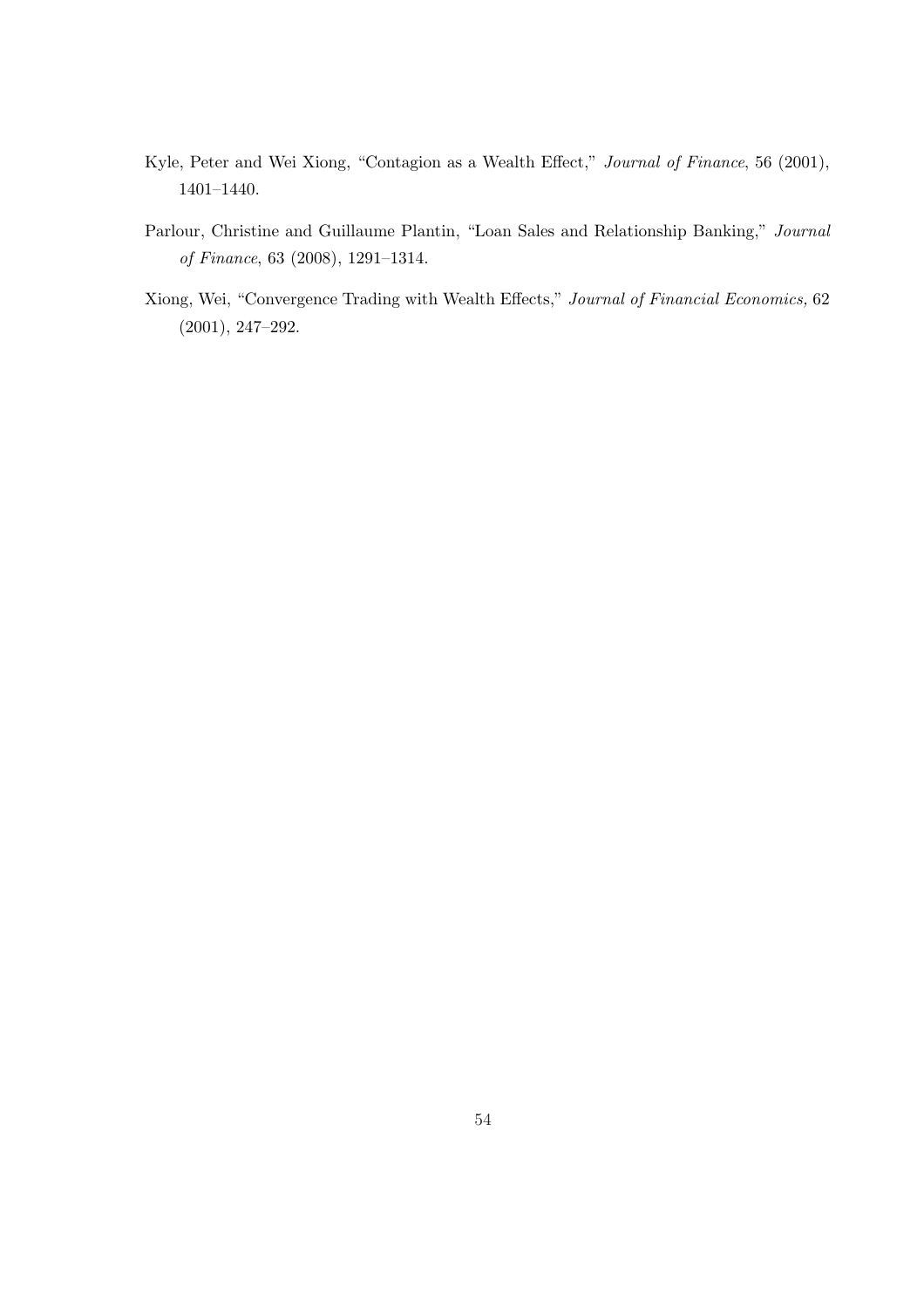Kyle, Peter and Wei Xiong, "Contagion as a Wealth Effect," *Journal of Finance*, 56 (2001), 1401–1440.

Parlour, Christine and Guillaume Plantin, "Loan Sales and Relationship Banking," *Journal of Finance*, 63 (2008), 1291–1314.

Xiong, Wei, "Convergence Trading with Wealth Effects," *Journal of Financial Economics,* 62 (2001), 247–292.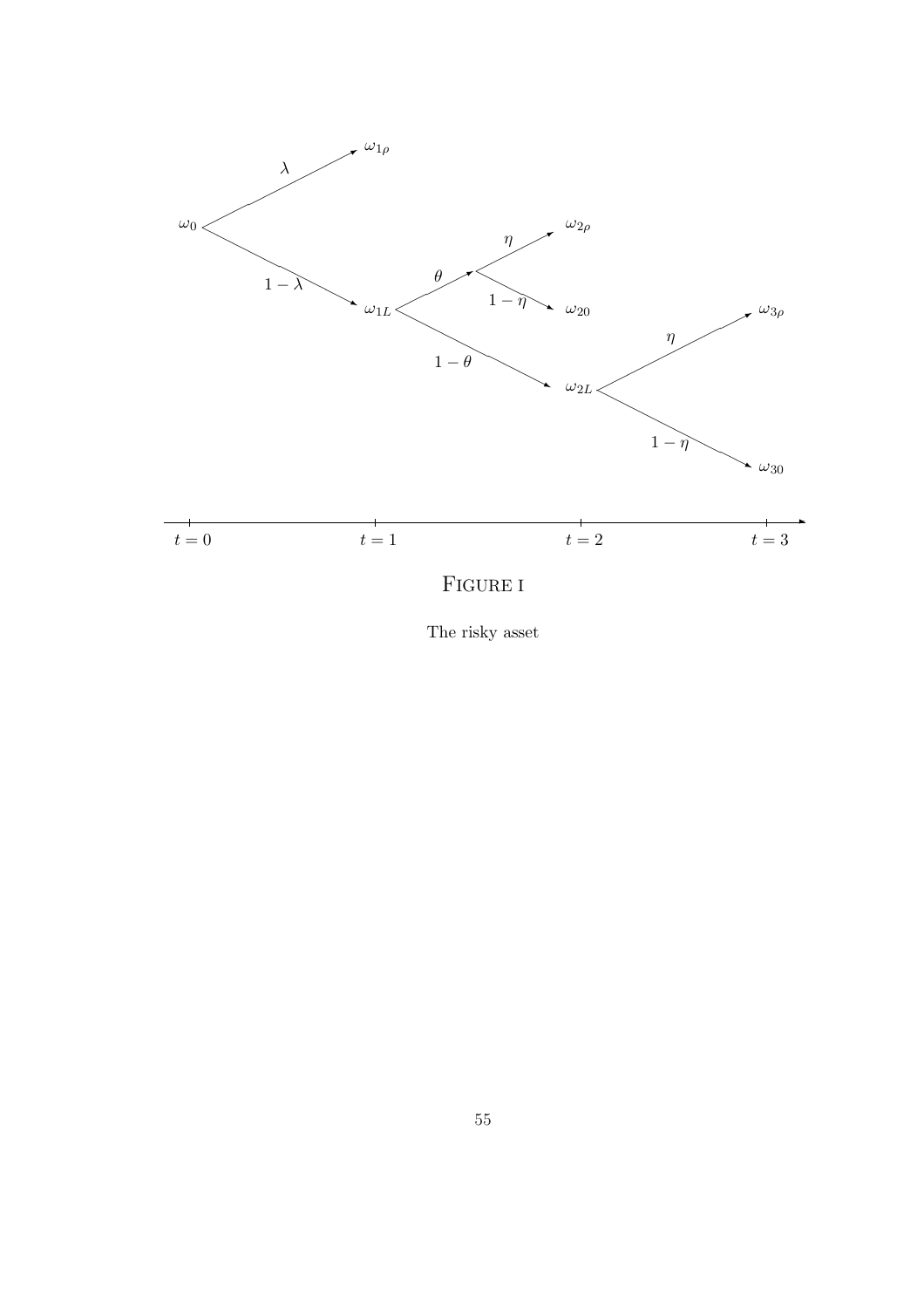FIGURE I

The risky asset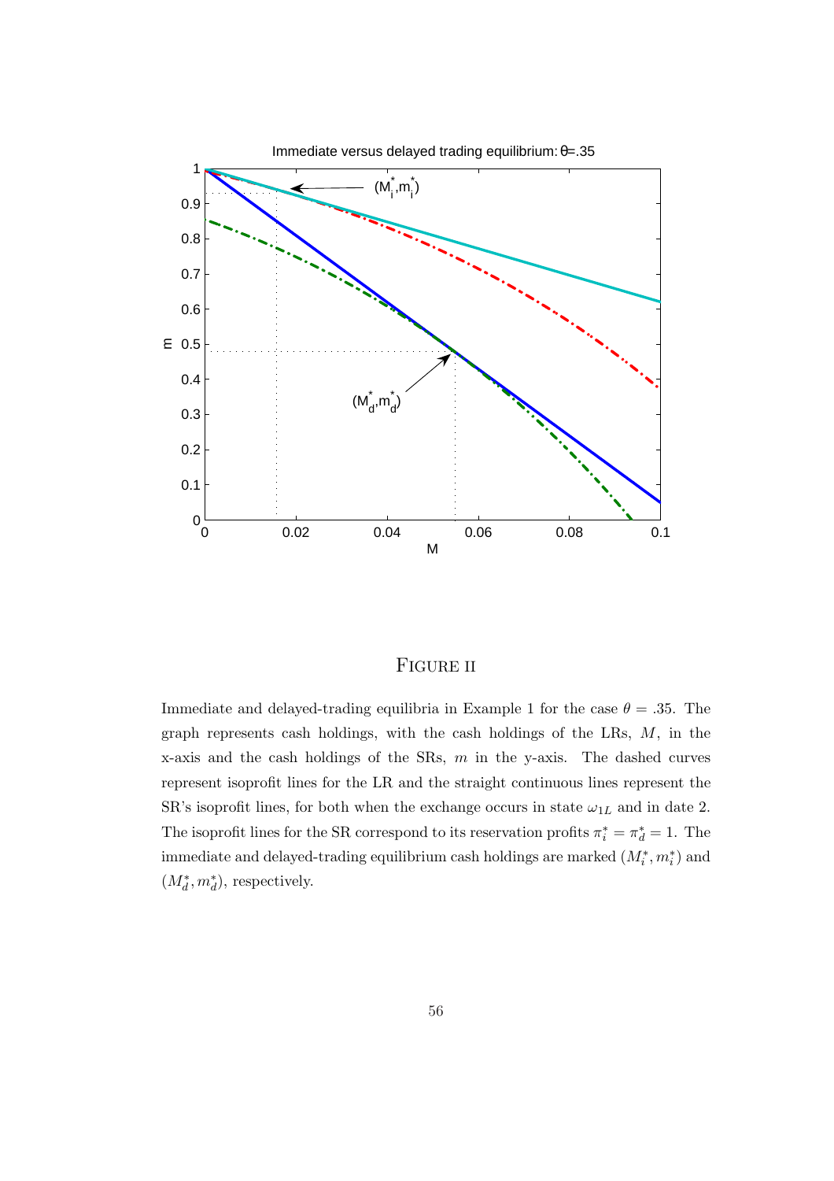FIGURE II

Immediate and delayed-trading equilibria in Example 1 for the case $\theta = .35$. The graph represents cash holdings, with the cash holdings of the LRs, $M$, in the x-axis and the cash holdings of the SRs, $m$ in the y-axis. The dashed curves represent isoprofit lines for the LR and the straight continuous lines represent the SR's isoprofit lines, for both when the exchange occurs in state $\omega_{1L}$ and in date 2. The isoprofit lines for the SR correspond to its reservation profits $\pi_i^* = \pi_d^* = 1$. The immediate and delayed-trading equilibrium cash holdings are marked $(M_i^*, m_i^*)$ and $(M_d^*, m_d^*)$, respectively.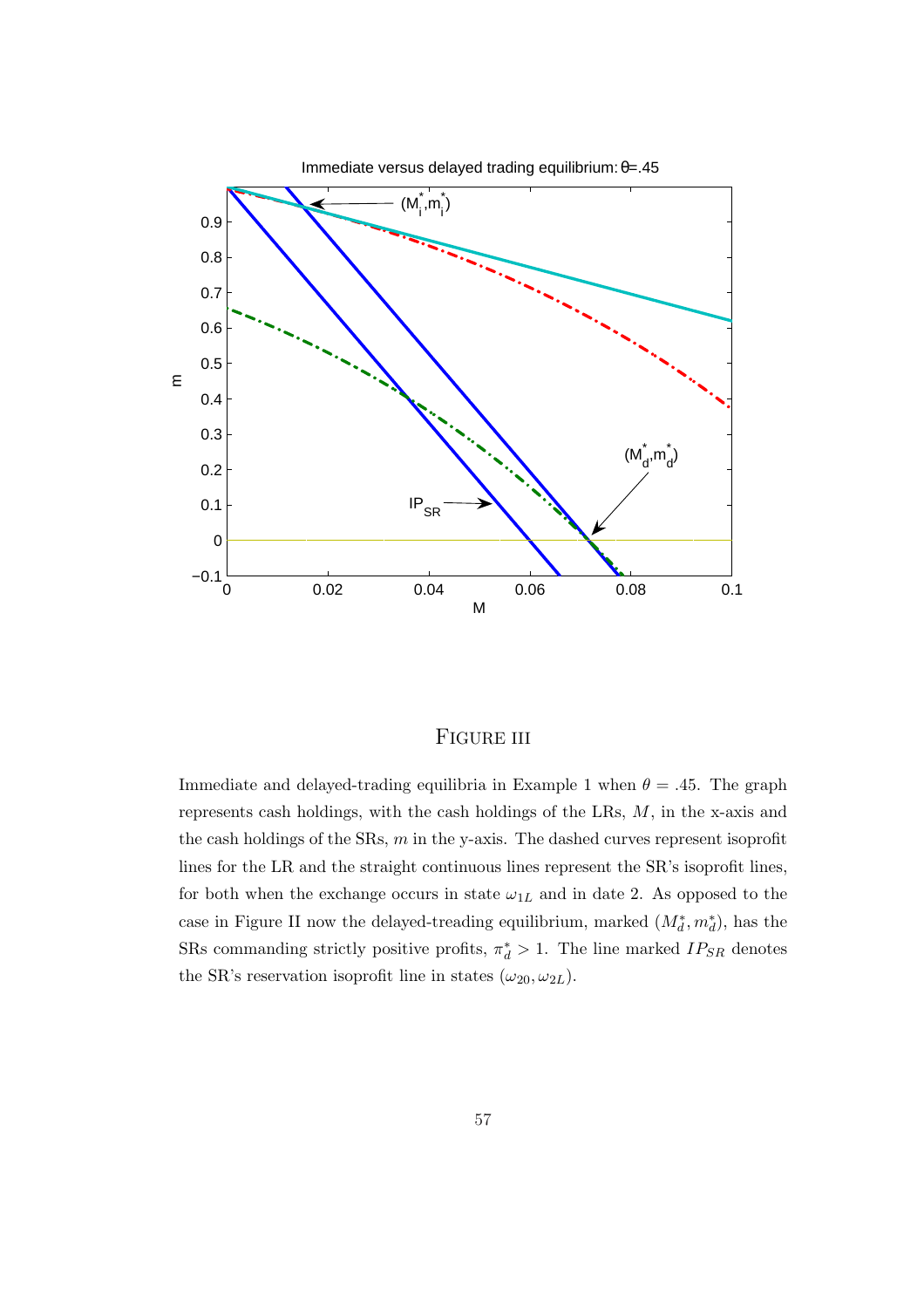# Figure III

Immediate and delayed-trading equilibria in Example 1 when $\theta = .45$. The graph represents cash holdings, with the cash holdings of the LRs, $M$, in the x-axis and the cash holdings of the SRs, $m$ in the y-axis. The dashed curves represent isoprofit lines for the LR and the straight continuous lines represent the SR's isoprofit lines, for both when the exchange occurs in state $\omega_{1L}$ and in date 2. As opposed to the case in Figure II now the delayed-treading equilibrium, marked $(M_d^*, m_d^*)$, has the SRs commanding strictly positive profits, $\pi_d^* > 1$. The line marked $IP_{SR}$ denotes the SR's reservation isoprofit line in states $(\omega_{20}, \omega_{2L})$.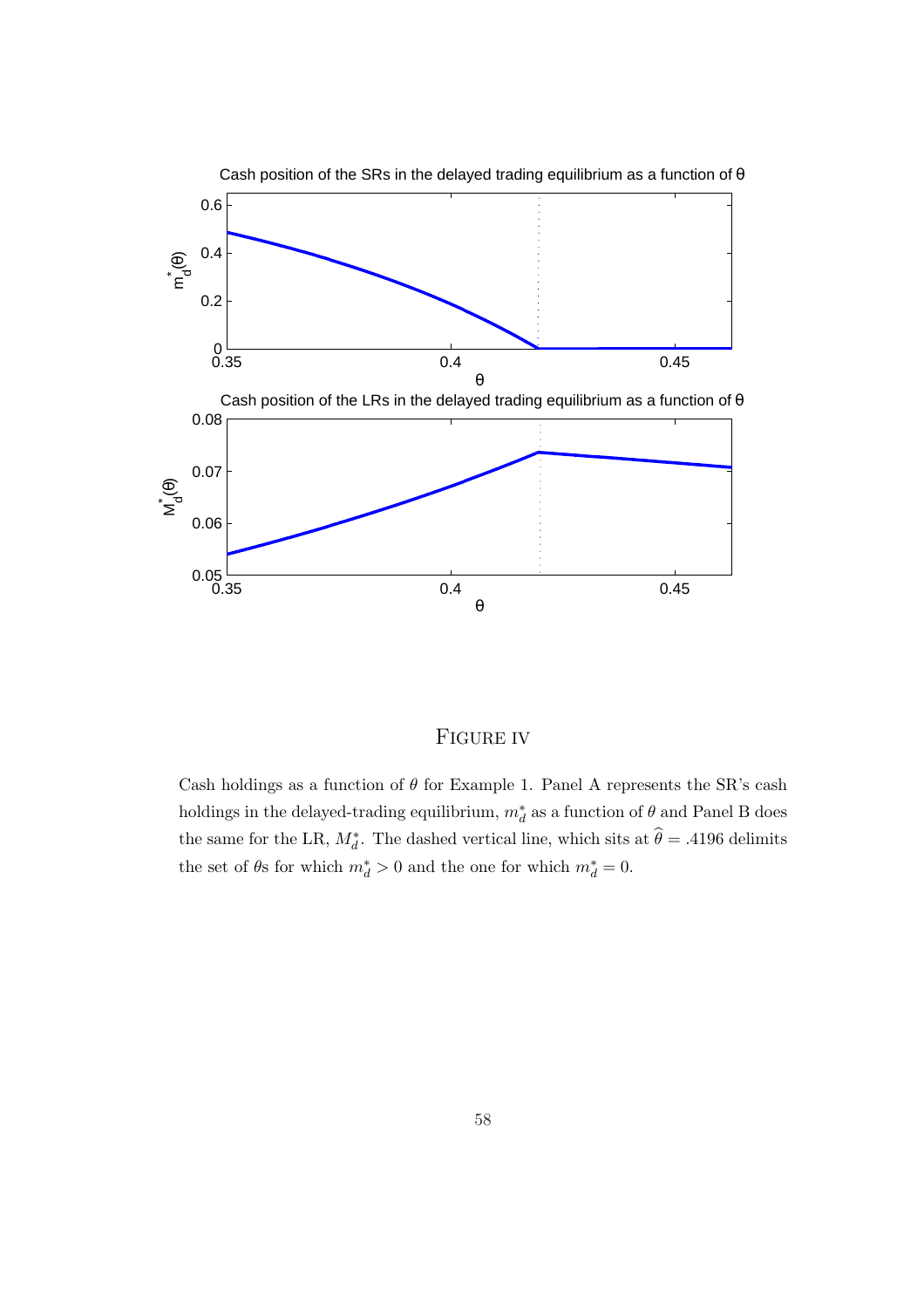Cash position of the SRs in the delayed trading equilibrium as a function of θ

Cash position of the LRs in the delayed trading equilibrium as a function of θ

FIGURE IV

Cash holdings as a function of $\theta$ for Example 1. Panel A represents the SR's cash holdings in the delayed-trading equilibrium, $m_d^*$ as a function of $\theta$ and Panel B does the same for the LR, $M_d^*$. The dashed vertical line, which sits at $\widehat{\theta} = .4196$ delimits the set of $\theta$s for which $m_d^* > 0$ and the one for which $m_d^* = 0$.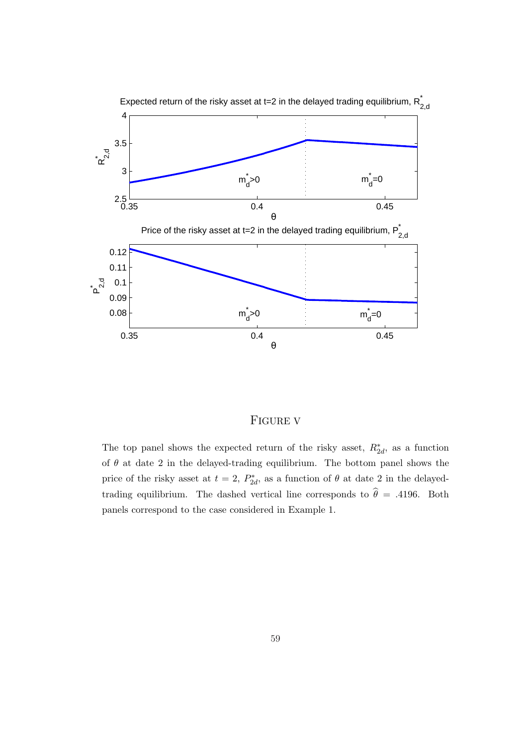# Figure V

The top panel shows the expected return of the risky asset, $R^*_{2d}$, as a function of $\theta$ at date 2 in the delayed-trading equilibrium. The bottom panel shows the price of the risky asset at $t = 2$, $P^*_{2d}$, as a function of $\theta$ at date 2 in the delayed-trading equilibrium. The dashed vertical line corresponds to $\widehat{\theta} = .4196$. Both panels correspond to the case considered in Example 1.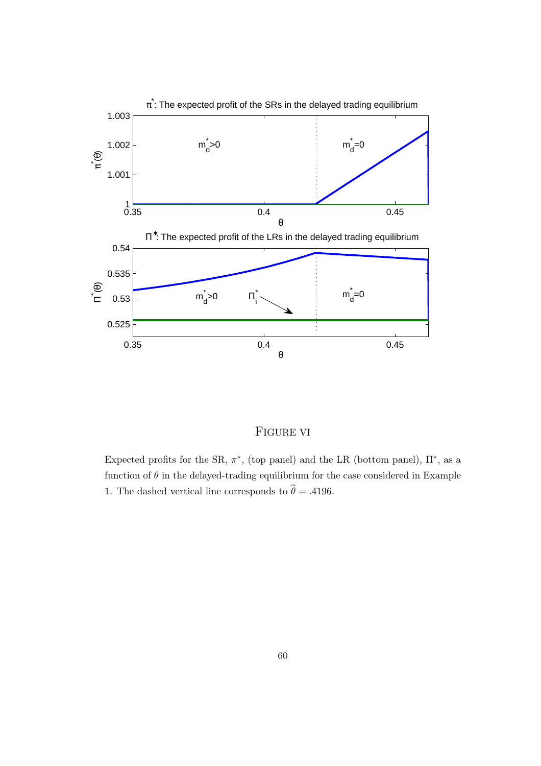# Figure VI

Expected profits for the SR, $\pi^*$, (top panel) and the LR (bottom panel), $\Pi^*$, as a function of $\theta$ in the delayed-trading equilibrium for the case considered in Example 1. The dashed vertical line corresponds to $\widehat{\theta} = .4196$.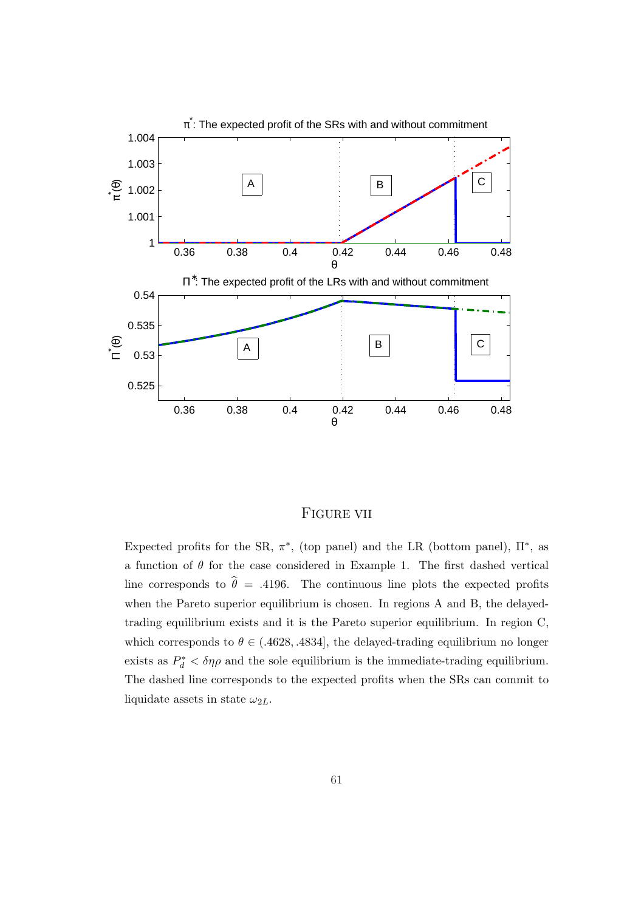FIGURE VII

Expected profits for the SR, $\pi^*$, (top panel) and the LR (bottom panel), $\Pi^*$, as a function of $\theta$ for the case considered in Example 1. The first dashed vertical line corresponds to $\widehat{\theta} = .4196$. The continuous line plots the expected profits when the Pareto superior equilibrium is chosen. In regions A and B, the delayed-trading equilibrium exists and it is the Pareto superior equilibrium. In region C, which corresponds to $\theta \in (.4628, .4834]$, the delayed-trading equilibrium no longer exists as $P_d^* < \delta\eta\rho$ and the sole equilibrium is the immediate-trading equilibrium. The dashed line corresponds to the expected profits when the SRs can commit to liquidate assets in state $\omega_{2L}$.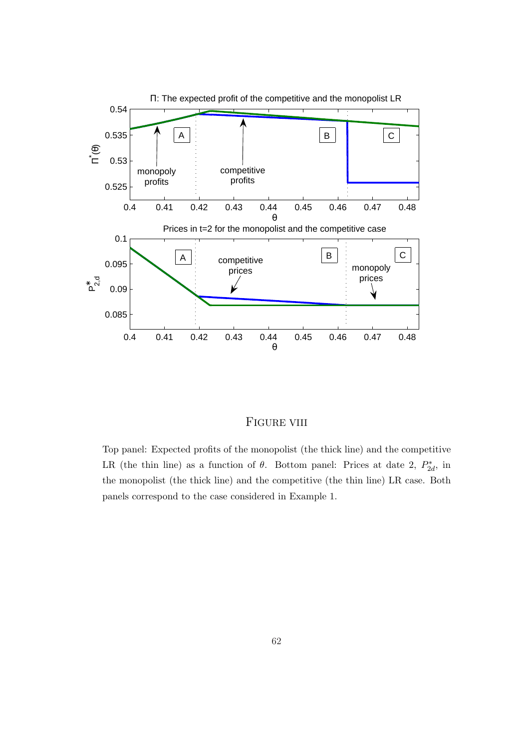FIGURE VIII

Top panel: Expected profits of the monopolist (the thick line) and the competitive LR (the thin line) as a function of $\theta$. Bottom panel: Prices at date 2, $P^*_{2d}$, in the monopolist (the thick line) and the competitive (the thin line) LR case. Both panels correspond to the case considered in Example 1.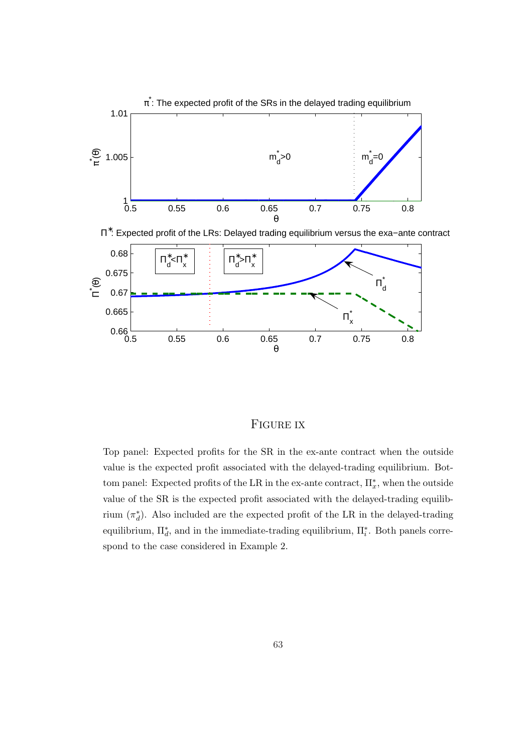# Figure IX

Top panel: Expected profits for the SR in the ex-ante contract when the outside value is the expected profit associated with the delayed-trading equilibrium. Bottom panel: Expected profits of the LR in the ex-ante contract, $\Pi_x^*$, when the outside value of the SR is the expected profit associated with the delayed-trading equilibrium ($\pi_d^*$). Also included are the expected profit of the LR in the delayed-trading equilibrium, $\Pi_d^*$, and in the immediate-trading equilibrium, $\Pi_i^*$. Both panels correspond to the case considered in Example 2.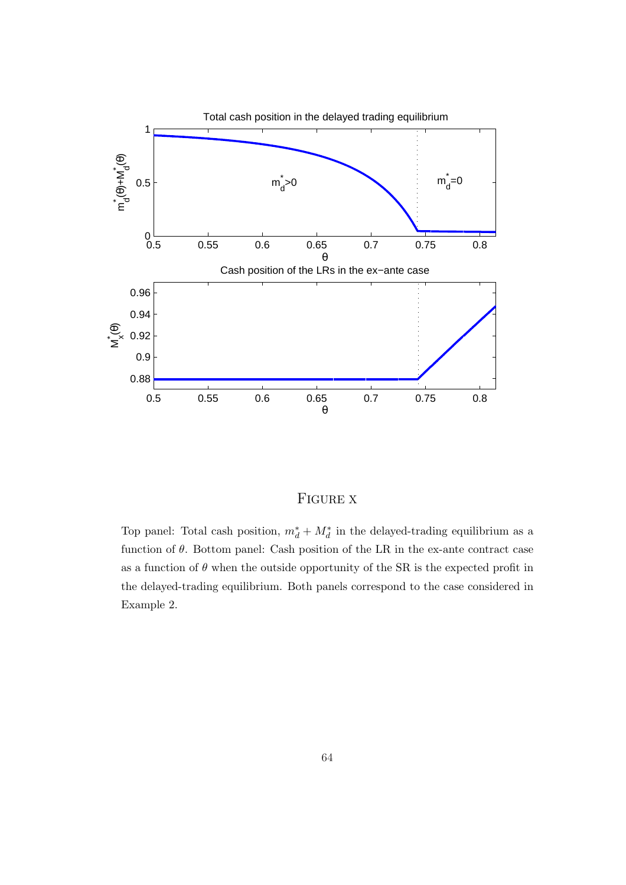Total cash position in the delayed trading equilibrium

$m_d^*(\theta)+M_d^*(\theta)$

1

0.5

0

0.5 0.55 0.6 0.65 0.7 0.75 0.8

θ

$m_d^*>0$

$m_d^*=0$

Cash position of the LRs in the ex−ante case

$M_x^*(\theta)$

0.96

0.94

0.92

0.9

0.88

0.5 0.55 0.6 0.65 0.7 0.75 0.8

θ

FIGURE X

Top panel: Total cash position, $m_d^* + M_d^*$ in the delayed-trading equilibrium as a function of $\theta$. Bottom panel: Cash position of the LR in the ex-ante contract case as a function of $\theta$ when the outside opportunity of the SR is the expected profit in the delayed-trading equilibrium. Both panels correspond to the case considered in Example 2.